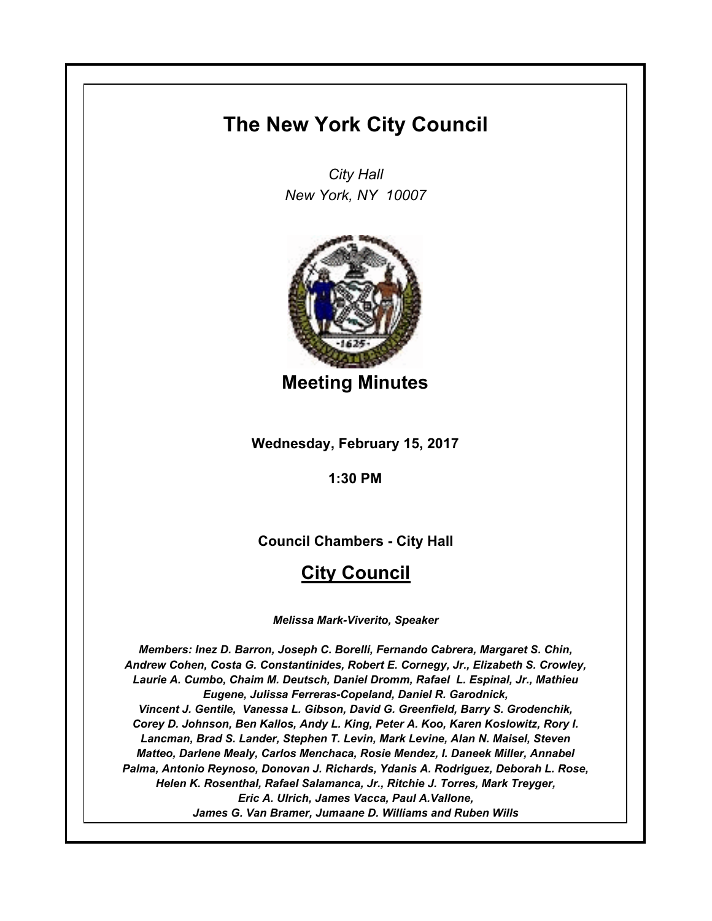# The New York City Council

*City Hall*
*New York, NY 10007*

## Meeting Minutes

**Wednesday, February 15, 2017**

**1:30 PM**

**Council Chambers - City Hall**

## City Council

***Melissa Mark-Viverito, Speaker***

***Members: Inez D. Barron, Joseph C. Borelli, Fernando Cabrera, Margaret S. Chin, Andrew Cohen, Costa G. Constantinides, Robert E. Cornegy, Jr., Elizabeth S. Crowley, Laurie A. Cumbo, Chaim M. Deutsch, Daniel Dromm, Rafael L. Espinal, Jr., Mathieu Eugene, Julissa Ferreras-Copeland, Daniel R. Garodnick, Vincent J. Gentile, Vanessa L. Gibson, David G. Greenfield, Barry S. Grodenchik, Corey D. Johnson, Ben Kallos, Andy L. King, Peter A. Koo, Karen Koslowitz, Rory I. Lancman, Brad S. Lander, Stephen T. Levin, Mark Levine, Alan N. Maisel, Steven Matteo, Darlene Mealy, Carlos Menchaca, Rosie Mendez, I. Daneek Miller, Annabel Palma, Antonio Reynoso, Donovan J. Richards, Ydanis A. Rodriguez, Deborah L. Rose, Helen K. Rosenthal, Rafael Salamanca, Jr., Ritchie J. Torres, Mark Treyger, Eric A. Ulrich, James Vacca, Paul A.Vallone, James G. Van Bramer, Jumaane D. Williams and Ruben Wills***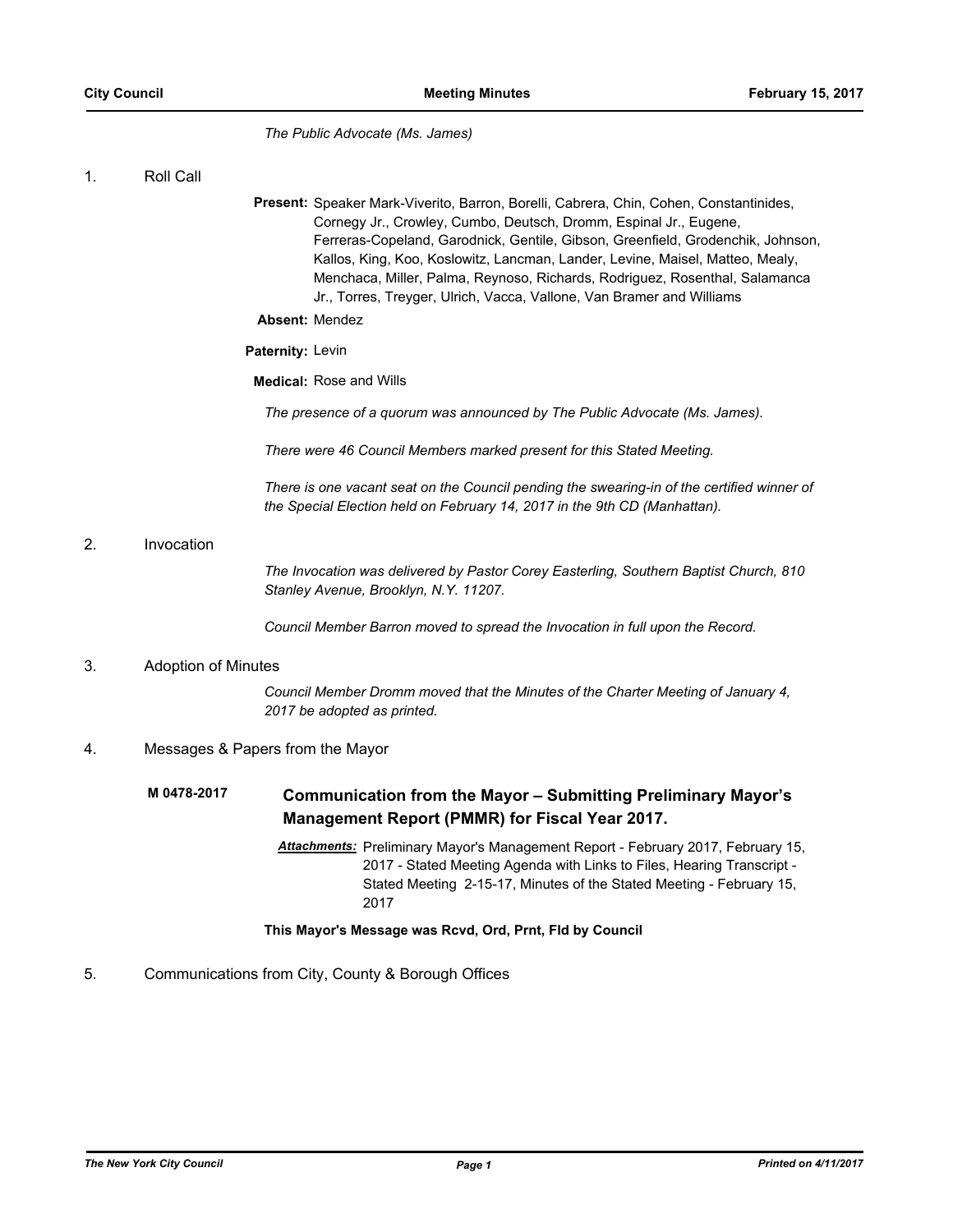*The Public Advocate (Ms. James)*

1. Roll Call

**Present:** Speaker Mark-Viverito, Barron, Borelli, Cabrera, Chin, Cohen, Constantinides, Cornegy Jr., Crowley, Cumbo, Deutsch, Dromm, Espinal Jr., Eugene, Ferreras-Copeland, Garodnick, Gentile, Gibson, Greenfield, Grodenchik, Johnson, Kallos, King, Koo, Koslowitz, Lancman, Lander, Levine, Maisel, Matteo, Mealy, Menchaca, Miller, Palma, Reynoso, Richards, Rodriguez, Rosenthal, Salamanca Jr., Torres, Treyger, Ulrich, Vacca, Vallone, Van Bramer and Williams

**Absent:** Mendez

**Paternity:** Levin

**Medical:** Rose and Wills

*The presence of a quorum was announced by The Public Advocate (Ms. James).*

*There were 46 Council Members marked present for this Stated Meeting.*

*There is one vacant seat on the Council pending the swearing-in of the certified winner of the Special Election held on February 14, 2017 in the 9th CD (Manhattan).*

2. Invocation

*The Invocation was delivered by Pastor Corey Easterling, Southern Baptist Church, 810 Stanley Avenue, Brooklyn, N.Y. 11207.*

*Council Member Barron moved to spread the Invocation in full upon the Record.*

3. Adoption of Minutes

*Council Member Dromm moved that the Minutes of the Charter Meeting of January 4, 2017 be adopted as printed.*

4. Messages & Papers from the Mayor

**M 0478-2017** **Communication from the Mayor – Submitting Preliminary Mayor's Management Report (PMMR) for Fiscal Year 2017.**

***Attachments:*** Preliminary Mayor's Management Report - February 2017, February 15, 2017 - Stated Meeting Agenda with Links to Files, Hearing Transcript - Stated Meeting 2-15-17, Minutes of the Stated Meeting - February 15, 2017

**This Mayor's Message was Rcvd, Ord, Prnt, Fld by Council**

5. Communications from City, County & Borough Offices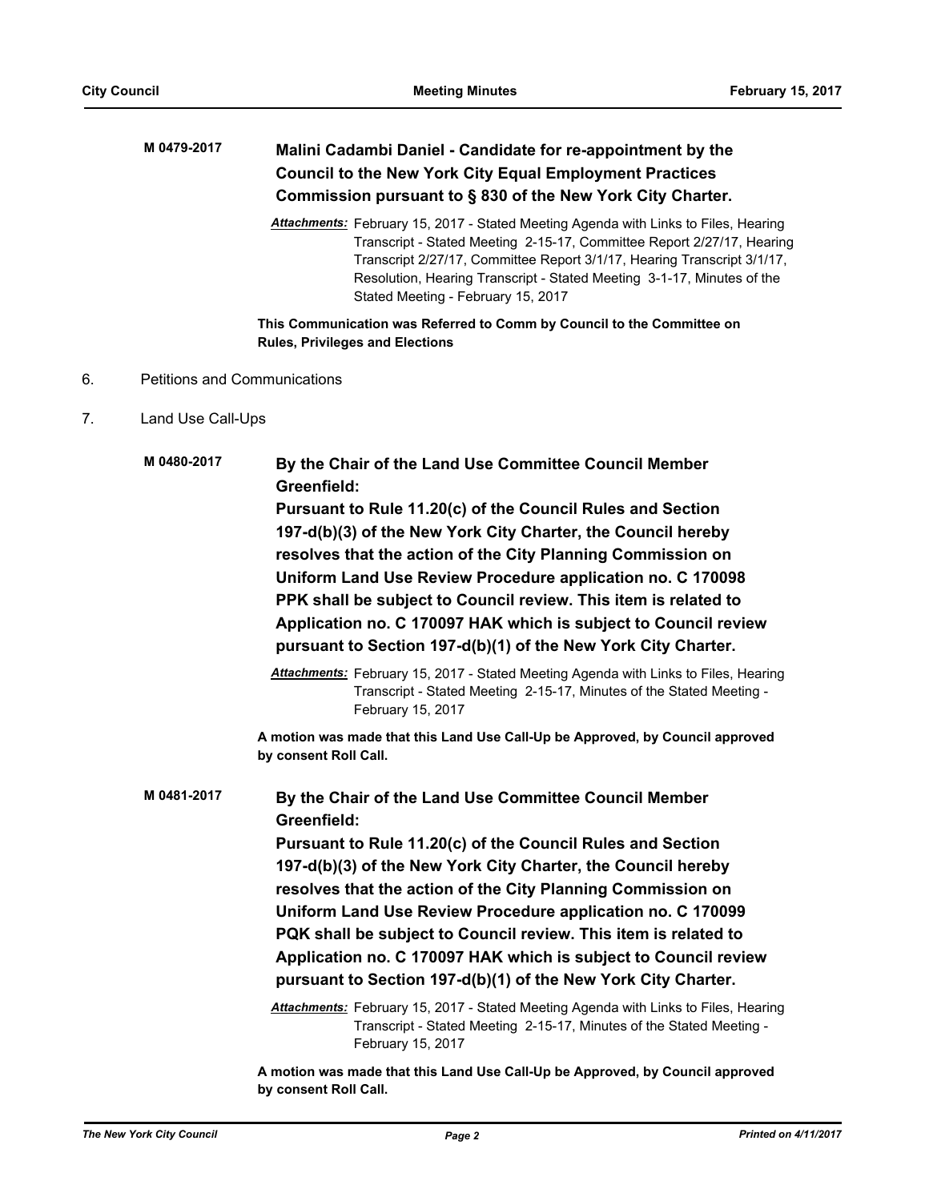**M 0479-2017** **Malini Cadambi Daniel - Candidate for re-appointment by the Council to the New York City Equal Employment Practices Commission pursuant to § 830 of the New York City Charter.**

*Attachments:* February 15, 2017 - Stated Meeting Agenda with Links to Files, Hearing Transcript - Stated Meeting 2-15-17, Committee Report 2/27/17, Hearing Transcript 2/27/17, Committee Report 3/1/17, Hearing Transcript 3/1/17, Resolution, Hearing Transcript - Stated Meeting 3-1-17, Minutes of the Stated Meeting - February 15, 2017

**This Communication was Referred to Comm by Council to the Committee on Rules, Privileges and Elections**

6. Petitions and Communications

7. Land Use Call-Ups

**M 0480-2017** **By the Chair of the Land Use Committee Council Member Greenfield:**

**Pursuant to Rule 11.20(c) of the Council Rules and Section 197-d(b)(3) of the New York City Charter, the Council hereby resolves that the action of the City Planning Commission on Uniform Land Use Review Procedure application no. C 170098 PPK shall be subject to Council review. This item is related to Application no. C 170097 HAK which is subject to Council review pursuant to Section 197-d(b)(1) of the New York City Charter.**

*Attachments:* February 15, 2017 - Stated Meeting Agenda with Links to Files, Hearing Transcript - Stated Meeting 2-15-17, Minutes of the Stated Meeting - February 15, 2017

**A motion was made that this Land Use Call-Up be Approved, by Council approved by consent Roll Call.**

**M 0481-2017** **By the Chair of the Land Use Committee Council Member Greenfield:**

**Pursuant to Rule 11.20(c) of the Council Rules and Section 197-d(b)(3) of the New York City Charter, the Council hereby resolves that the action of the City Planning Commission on Uniform Land Use Review Procedure application no. C 170099 PQK shall be subject to Council review. This item is related to Application no. C 170097 HAK which is subject to Council review pursuant to Section 197-d(b)(1) of the New York City Charter.**

*Attachments:* February 15, 2017 - Stated Meeting Agenda with Links to Files, Hearing Transcript - Stated Meeting 2-15-17, Minutes of the Stated Meeting - February 15, 2017

**A motion was made that this Land Use Call-Up be Approved, by Council approved by consent Roll Call.**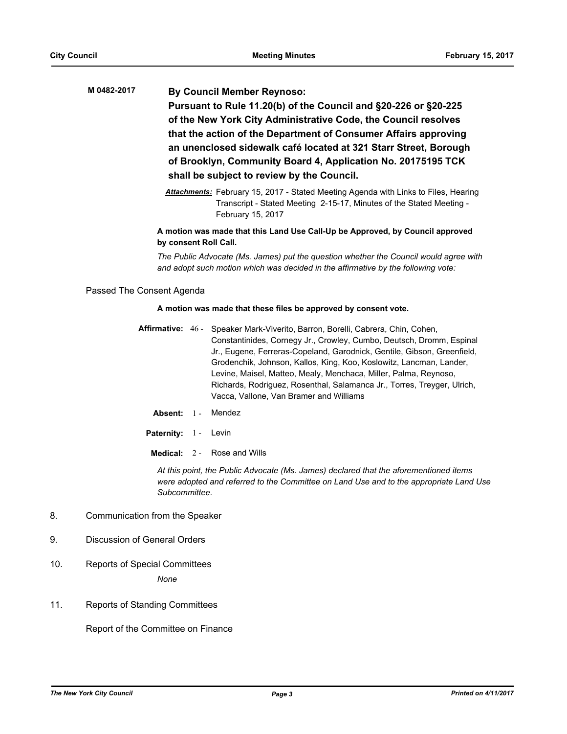**M 0482-2017** **By Council Member Reynoso:**

**Pursuant to Rule 11.20(b) of the Council and §20-226 or §20-225 of the New York City Administrative Code, the Council resolves that the action of the Department of Consumer Affairs approving an unenclosed sidewalk café located at 321 Starr Street, Borough of Brooklyn, Community Board 4, Application No. 20175195 TCK shall be subject to review by the Council.**

***Attachments:*** February 15, 2017 - Stated Meeting Agenda with Links to Files, Hearing Transcript - Stated Meeting 2-15-17, Minutes of the Stated Meeting - February 15, 2017

**A motion was made that this Land Use Call-Up be Approved, by Council approved by consent Roll Call.**

*The Public Advocate (Ms. James) put the question whether the Council would agree with and adopt such motion which was decided in the affirmative by the following vote:*

Passed The Consent Agenda

**A motion was made that these files be approved by consent vote.**

**Affirmative:** 46 - Speaker Mark-Viverito, Barron, Borelli, Cabrera, Chin, Cohen, Constantinides, Cornegy Jr., Crowley, Cumbo, Deutsch, Dromm, Espinal Jr., Eugene, Ferreras-Copeland, Garodnick, Gentile, Gibson, Greenfield, Grodenchik, Johnson, Kallos, King, Koo, Koslowitz, Lancman, Lander, Levine, Maisel, Matteo, Mealy, Menchaca, Miller, Palma, Reynoso, Richards, Rodriguez, Rosenthal, Salamanca Jr., Torres, Treyger, Ulrich, Vacca, Vallone, Van Bramer and Williams

**Absent:** 1 - Mendez

**Paternity:** 1 - Levin

**Medical:** 2 - Rose and Wills

*At this point, the Public Advocate (Ms. James) declared that the aforementioned items were adopted and referred to the Committee on Land Use and to the appropriate Land Use Subcommittee.*

8. Communication from the Speaker

9. Discussion of General Orders

10. Reports of Special Committees

    *None*

11. Reports of Standing Committees

Report of the Committee on Finance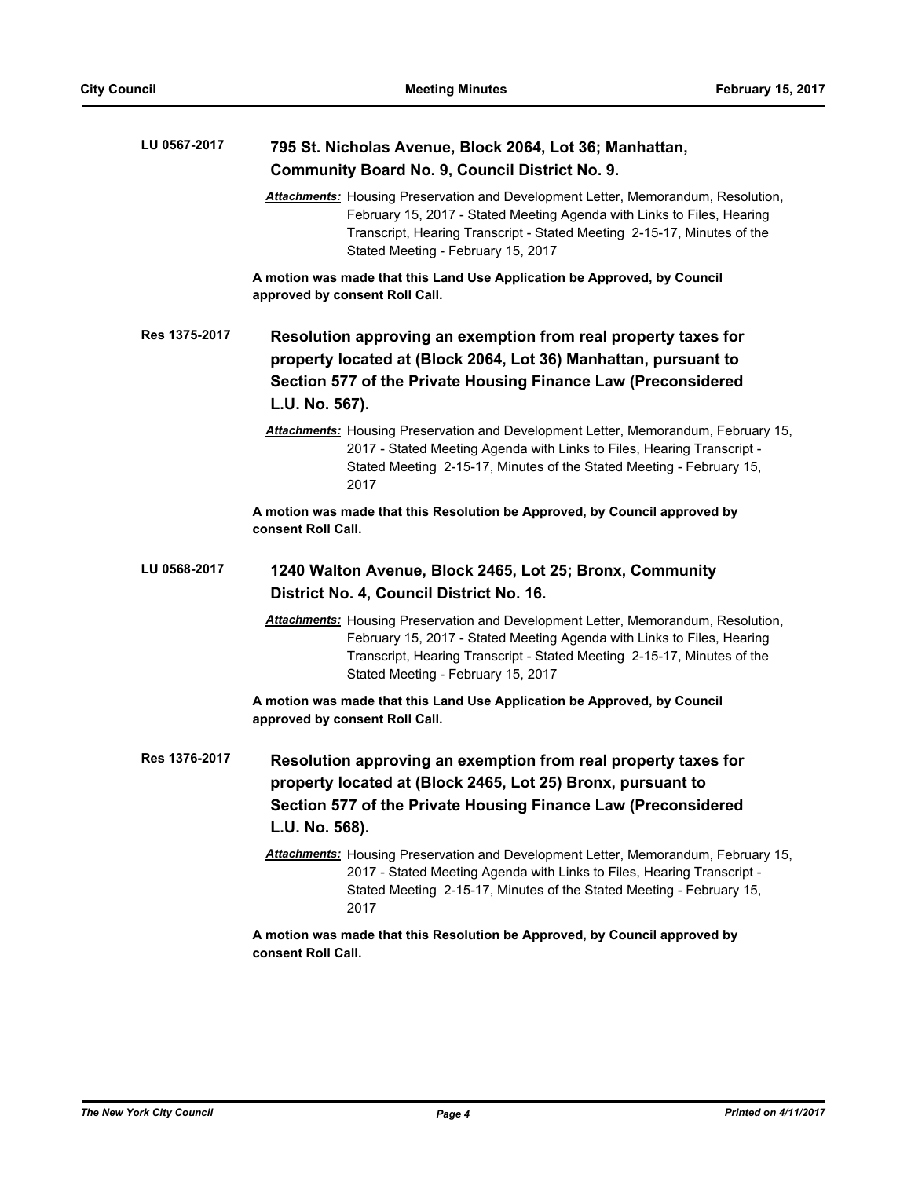**LU 0567-2017** **795 St. Nicholas Avenue, Block 2064, Lot 36; Manhattan, Community Board No. 9, Council District No. 9.**

***Attachments:*** Housing Preservation and Development Letter, Memorandum, Resolution, February 15, 2017 - Stated Meeting Agenda with Links to Files, Hearing Transcript, Hearing Transcript - Stated Meeting 2-15-17, Minutes of the Stated Meeting - February 15, 2017

**A motion was made that this Land Use Application be Approved, by Council approved by consent Roll Call.**

**Res 1375-2017** **Resolution approving an exemption from real property taxes for property located at (Block 2064, Lot 36) Manhattan, pursuant to Section 577 of the Private Housing Finance Law (Preconsidered L.U. No. 567).**

***Attachments:*** Housing Preservation and Development Letter, Memorandum, February 15, 2017 - Stated Meeting Agenda with Links to Files, Hearing Transcript - Stated Meeting 2-15-17, Minutes of the Stated Meeting - February 15, 2017

**A motion was made that this Resolution be Approved, by Council approved by consent Roll Call.**

**LU 0568-2017** **1240 Walton Avenue, Block 2465, Lot 25; Bronx, Community District No. 4, Council District No. 16.**

***Attachments:*** Housing Preservation and Development Letter, Memorandum, Resolution, February 15, 2017 - Stated Meeting Agenda with Links to Files, Hearing Transcript, Hearing Transcript - Stated Meeting 2-15-17, Minutes of the Stated Meeting - February 15, 2017

**A motion was made that this Land Use Application be Approved, by Council approved by consent Roll Call.**

**Res 1376-2017** **Resolution approving an exemption from real property taxes for property located at (Block 2465, Lot 25) Bronx, pursuant to Section 577 of the Private Housing Finance Law (Preconsidered L.U. No. 568).**

***Attachments:*** Housing Preservation and Development Letter, Memorandum, February 15, 2017 - Stated Meeting Agenda with Links to Files, Hearing Transcript - Stated Meeting 2-15-17, Minutes of the Stated Meeting - February 15, 2017

**A motion was made that this Resolution be Approved, by Council approved by consent Roll Call.**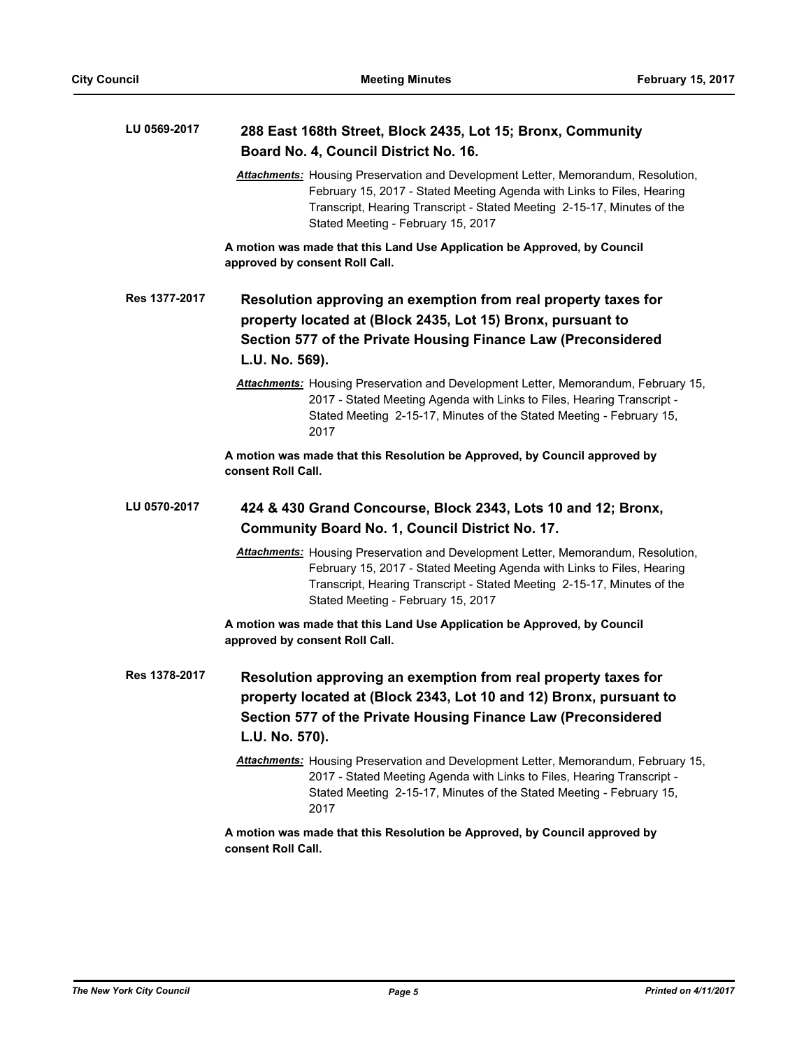**LU 0569-2017** **288 East 168th Street, Block 2435, Lot 15; Bronx, Community Board No. 4, Council District No. 16.**

***Attachments:*** Housing Preservation and Development Letter, Memorandum, Resolution, February 15, 2017 - Stated Meeting Agenda with Links to Files, Hearing Transcript, Hearing Transcript - Stated Meeting 2-15-17, Minutes of the Stated Meeting - February 15, 2017

**A motion was made that this Land Use Application be Approved, by Council approved by consent Roll Call.**

**Res 1377-2017** **Resolution approving an exemption from real property taxes for property located at (Block 2435, Lot 15) Bronx, pursuant to Section 577 of the Private Housing Finance Law (Preconsidered L.U. No. 569).**

***Attachments:*** Housing Preservation and Development Letter, Memorandum, February 15, 2017 - Stated Meeting Agenda with Links to Files, Hearing Transcript - Stated Meeting 2-15-17, Minutes of the Stated Meeting - February 15, 2017

**A motion was made that this Resolution be Approved, by Council approved by consent Roll Call.**

**LU 0570-2017** **424 & 430 Grand Concourse, Block 2343, Lots 10 and 12; Bronx, Community Board No. 1, Council District No. 17.**

***Attachments:*** Housing Preservation and Development Letter, Memorandum, Resolution, February 15, 2017 - Stated Meeting Agenda with Links to Files, Hearing Transcript, Hearing Transcript - Stated Meeting 2-15-17, Minutes of the Stated Meeting - February 15, 2017

**A motion was made that this Land Use Application be Approved, by Council approved by consent Roll Call.**

**Res 1378-2017** **Resolution approving an exemption from real property taxes for property located at (Block 2343, Lot 10 and 12) Bronx, pursuant to Section 577 of the Private Housing Finance Law (Preconsidered L.U. No. 570).**

***Attachments:*** Housing Preservation and Development Letter, Memorandum, February 15, 2017 - Stated Meeting Agenda with Links to Files, Hearing Transcript - Stated Meeting 2-15-17, Minutes of the Stated Meeting - February 15, 2017

**A motion was made that this Resolution be Approved, by Council approved by consent Roll Call.**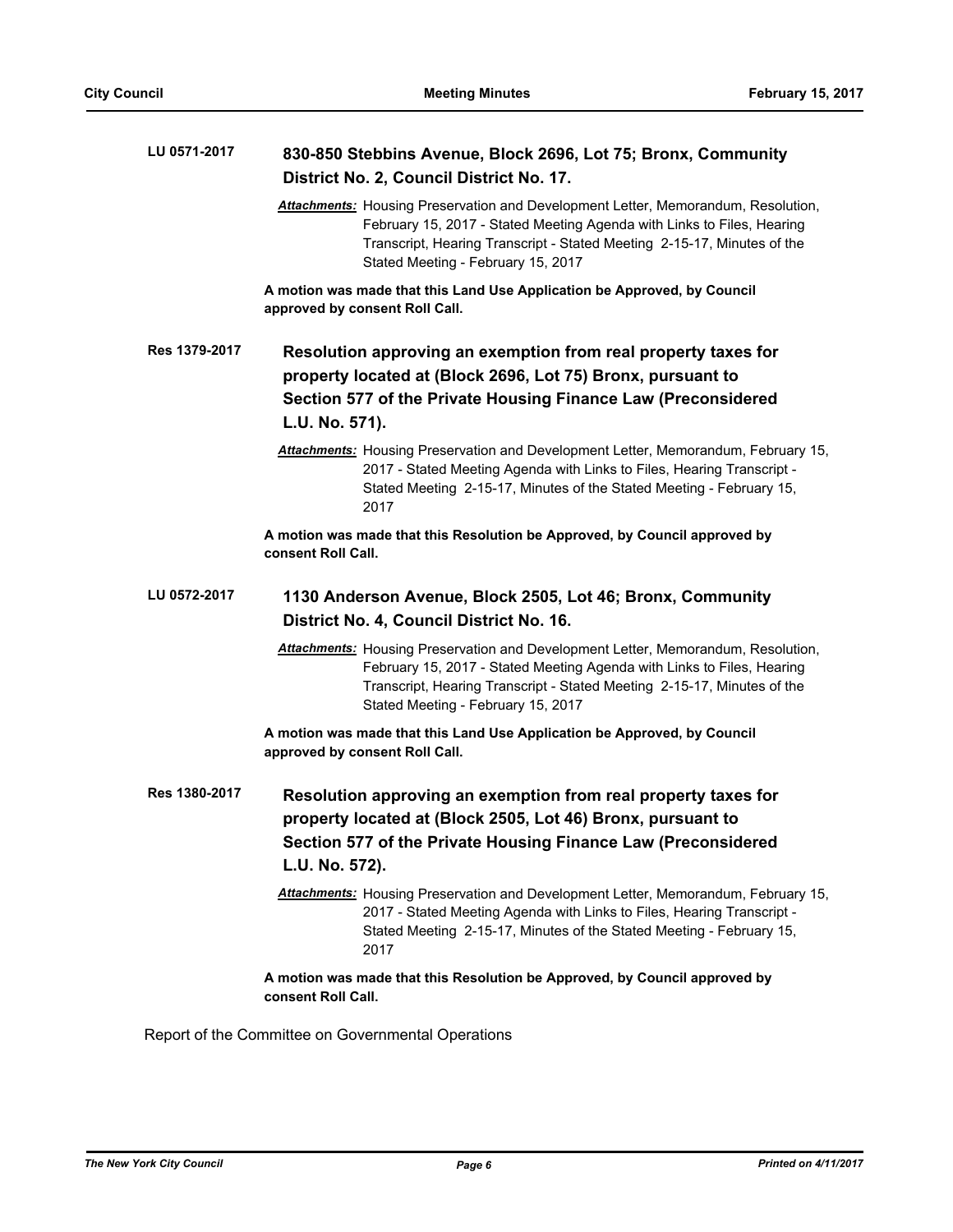**LU 0571-2017** **830-850 Stebbins Avenue, Block 2696, Lot 75; Bronx, Community District No. 2, Council District No. 17.**

***Attachments:*** Housing Preservation and Development Letter, Memorandum, Resolution, February 15, 2017 - Stated Meeting Agenda with Links to Files, Hearing Transcript, Hearing Transcript - Stated Meeting 2-15-17, Minutes of the Stated Meeting - February 15, 2017

**A motion was made that this Land Use Application be Approved, by Council approved by consent Roll Call.**

**Res 1379-2017** **Resolution approving an exemption from real property taxes for property located at (Block 2696, Lot 75) Bronx, pursuant to Section 577 of the Private Housing Finance Law (Preconsidered L.U. No. 571).**

***Attachments:*** Housing Preservation and Development Letter, Memorandum, February 15, 2017 - Stated Meeting Agenda with Links to Files, Hearing Transcript - Stated Meeting 2-15-17, Minutes of the Stated Meeting - February 15, 2017

**A motion was made that this Resolution be Approved, by Council approved by consent Roll Call.**

**LU 0572-2017** **1130 Anderson Avenue, Block 2505, Lot 46; Bronx, Community District No. 4, Council District No. 16.**

***Attachments:*** Housing Preservation and Development Letter, Memorandum, Resolution, February 15, 2017 - Stated Meeting Agenda with Links to Files, Hearing Transcript, Hearing Transcript - Stated Meeting 2-15-17, Minutes of the Stated Meeting - February 15, 2017

**A motion was made that this Land Use Application be Approved, by Council approved by consent Roll Call.**

**Res 1380-2017** **Resolution approving an exemption from real property taxes for property located at (Block 2505, Lot 46) Bronx, pursuant to Section 577 of the Private Housing Finance Law (Preconsidered L.U. No. 572).**

***Attachments:*** Housing Preservation and Development Letter, Memorandum, February 15, 2017 - Stated Meeting Agenda with Links to Files, Hearing Transcript - Stated Meeting 2-15-17, Minutes of the Stated Meeting - February 15, 2017

**A motion was made that this Resolution be Approved, by Council approved by consent Roll Call.**

Report of the Committee on Governmental Operations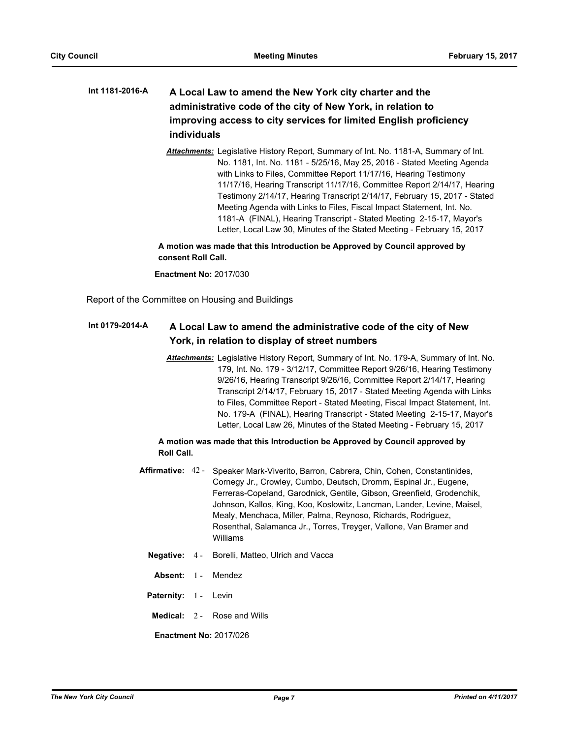**Int 1181-2016-A** **A Local Law to amend the New York city charter and the administrative code of the city of New York, in relation to improving access to city services for limited English proficiency individuals**

***Attachments:*** Legislative History Report, Summary of Int. No. 1181-A, Summary of Int. No. 1181, Int. No. 1181 - 5/25/16, May 25, 2016 - Stated Meeting Agenda with Links to Files, Committee Report 11/17/16, Hearing Testimony 11/17/16, Hearing Transcript 11/17/16, Committee Report 2/14/17, Hearing Testimony 2/14/17, Hearing Transcript 2/14/17, February 15, 2017 - Stated Meeting Agenda with Links to Files, Fiscal Impact Statement, Int. No. 1181-A (FINAL), Hearing Transcript - Stated Meeting 2-15-17, Mayor's Letter, Local Law 30, Minutes of the Stated Meeting - February 15, 2017

**A motion was made that this Introduction be Approved by Council approved by consent Roll Call.**

**Enactment No:** 2017/030

Report of the Committee on Housing and Buildings

**Int 0179-2014-A** **A Local Law to amend the administrative code of the city of New York, in relation to display of street numbers**

***Attachments:*** Legislative History Report, Summary of Int. No. 179-A, Summary of Int. No. 179, Int. No. 179 - 3/12/17, Committee Report 9/26/16, Hearing Testimony 9/26/16, Hearing Transcript 9/26/16, Committee Report 2/14/17, Hearing Transcript 2/14/17, February 15, 2017 - Stated Meeting Agenda with Links to Files, Committee Report - Stated Meeting, Fiscal Impact Statement, Int. No. 179-A (FINAL), Hearing Transcript - Stated Meeting 2-15-17, Mayor's Letter, Local Law 26, Minutes of the Stated Meeting - February 15, 2017

**A motion was made that this Introduction be Approved by Council approved by Roll Call.**

**Affirmative:** 42 - Speaker Mark-Viverito, Barron, Cabrera, Chin, Cohen, Constantinides, Cornegy Jr., Crowley, Cumbo, Deutsch, Dromm, Espinal Jr., Eugene, Ferreras-Copeland, Garodnick, Gentile, Gibson, Greenfield, Grodenchik, Johnson, Kallos, King, Koo, Koslowitz, Lancman, Lander, Levine, Maisel, Mealy, Menchaca, Miller, Palma, Reynoso, Richards, Rodriguez, Rosenthal, Salamanca Jr., Torres, Treyger, Vallone, Van Bramer and Williams

**Negative:** 4 - Borelli, Matteo, Ulrich and Vacca

**Absent:** 1 - Mendez

**Paternity:** 1 - Levin

**Medical:** 2 - Rose and Wills

**Enactment No:** 2017/026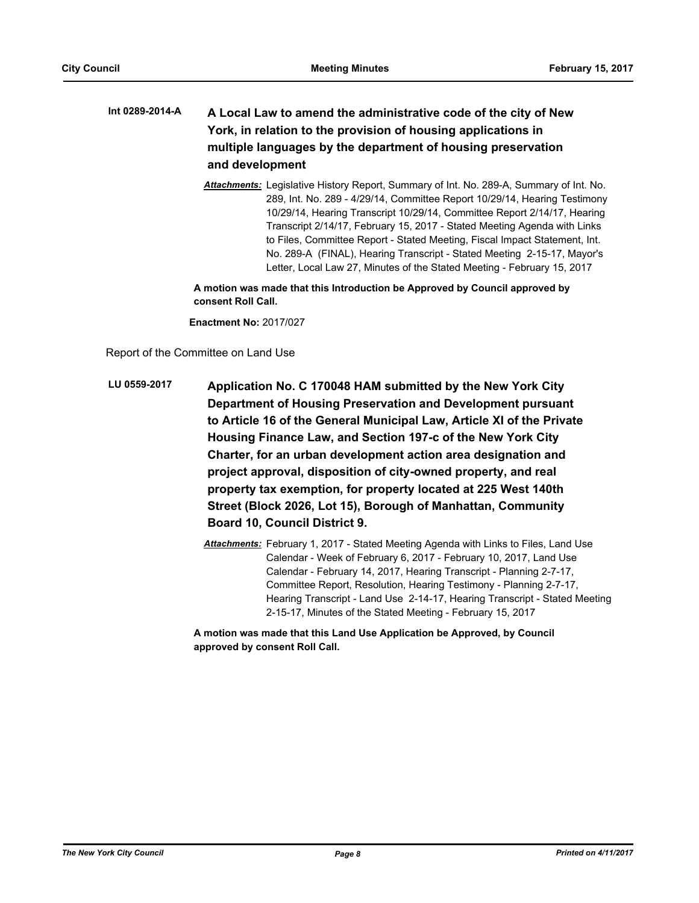**Int 0289-2014-A** **A Local Law to amend the administrative code of the city of New York, in relation to the provision of housing applications in multiple languages by the department of housing preservation and development**

***Attachments:*** Legislative History Report, Summary of Int. No. 289-A, Summary of Int. No. 289, Int. No. 289 - 4/29/14, Committee Report 10/29/14, Hearing Testimony 10/29/14, Hearing Transcript 10/29/14, Committee Report 2/14/17, Hearing Transcript 2/14/17, February 15, 2017 - Stated Meeting Agenda with Links to Files, Committee Report - Stated Meeting, Fiscal Impact Statement, Int. No. 289-A (FINAL), Hearing Transcript - Stated Meeting 2-15-17, Mayor's Letter, Local Law 27, Minutes of the Stated Meeting - February 15, 2017

**A motion was made that this Introduction be Approved by Council approved by consent Roll Call.**

**Enactment No:** 2017/027

Report of the Committee on Land Use

**LU 0559-2017** **Application No. C 170048 HAM submitted by the New York City Department of Housing Preservation and Development pursuant to Article 16 of the General Municipal Law, Article XI of the Private Housing Finance Law, and Section 197-c of the New York City Charter, for an urban development action area designation and project approval, disposition of city-owned property, and real property tax exemption, for property located at 225 West 140th Street (Block 2026, Lot 15), Borough of Manhattan, Community Board 10, Council District 9.**

***Attachments:*** February 1, 2017 - Stated Meeting Agenda with Links to Files, Land Use Calendar - Week of February 6, 2017 - February 10, 2017, Land Use Calendar - February 14, 2017, Hearing Transcript - Planning 2-7-17, Committee Report, Resolution, Hearing Testimony - Planning 2-7-17, Hearing Transcript - Land Use 2-14-17, Hearing Transcript - Stated Meeting 2-15-17, Minutes of the Stated Meeting - February 15, 2017

**A motion was made that this Land Use Application be Approved, by Council approved by consent Roll Call.**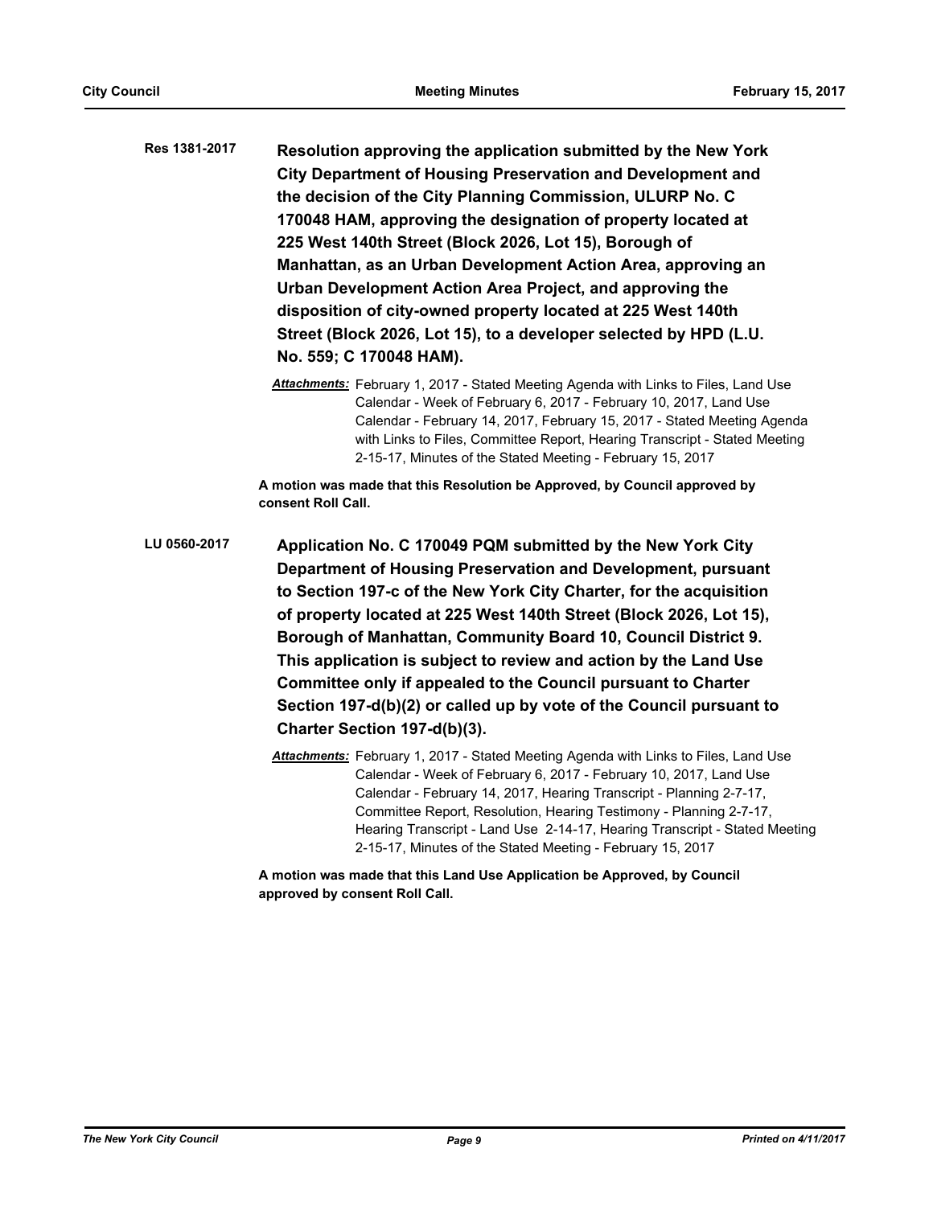**Res 1381-2017** **Resolution approving the application submitted by the New York City Department of Housing Preservation and Development and the decision of the City Planning Commission, ULURP No. C 170048 HAM, approving the designation of property located at 225 West 140th Street (Block 2026, Lot 15), Borough of Manhattan, as an Urban Development Action Area, approving an Urban Development Action Area Project, and approving the disposition of city-owned property located at 225 West 140th Street (Block 2026, Lot 15), to a developer selected by HPD (L.U. No. 559; C 170048 HAM).**

*Attachments:* February 1, 2017 - Stated Meeting Agenda with Links to Files, Land Use Calendar - Week of February 6, 2017 - February 10, 2017, Land Use Calendar - February 14, 2017, February 15, 2017 - Stated Meeting Agenda with Links to Files, Committee Report, Hearing Transcript - Stated Meeting 2-15-17, Minutes of the Stated Meeting - February 15, 2017

**A motion was made that this Resolution be Approved, by Council approved by consent Roll Call.**

**LU 0560-2017** **Application No. C 170049 PQM submitted by the New York City Department of Housing Preservation and Development, pursuant to Section 197-c of the New York City Charter, for the acquisition of property located at 225 West 140th Street (Block 2026, Lot 15), Borough of Manhattan, Community Board 10, Council District 9. This application is subject to review and action by the Land Use Committee only if appealed to the Council pursuant to Charter Section 197-d(b)(2) or called up by vote of the Council pursuant to Charter Section 197-d(b)(3).**

*Attachments:* February 1, 2017 - Stated Meeting Agenda with Links to Files, Land Use Calendar - Week of February 6, 2017 - February 10, 2017, Land Use Calendar - February 14, 2017, Hearing Transcript - Planning 2-7-17, Committee Report, Resolution, Hearing Testimony - Planning 2-7-17, Hearing Transcript - Land Use 2-14-17, Hearing Transcript - Stated Meeting 2-15-17, Minutes of the Stated Meeting - February 15, 2017

**A motion was made that this Land Use Application be Approved, by Council approved by consent Roll Call.**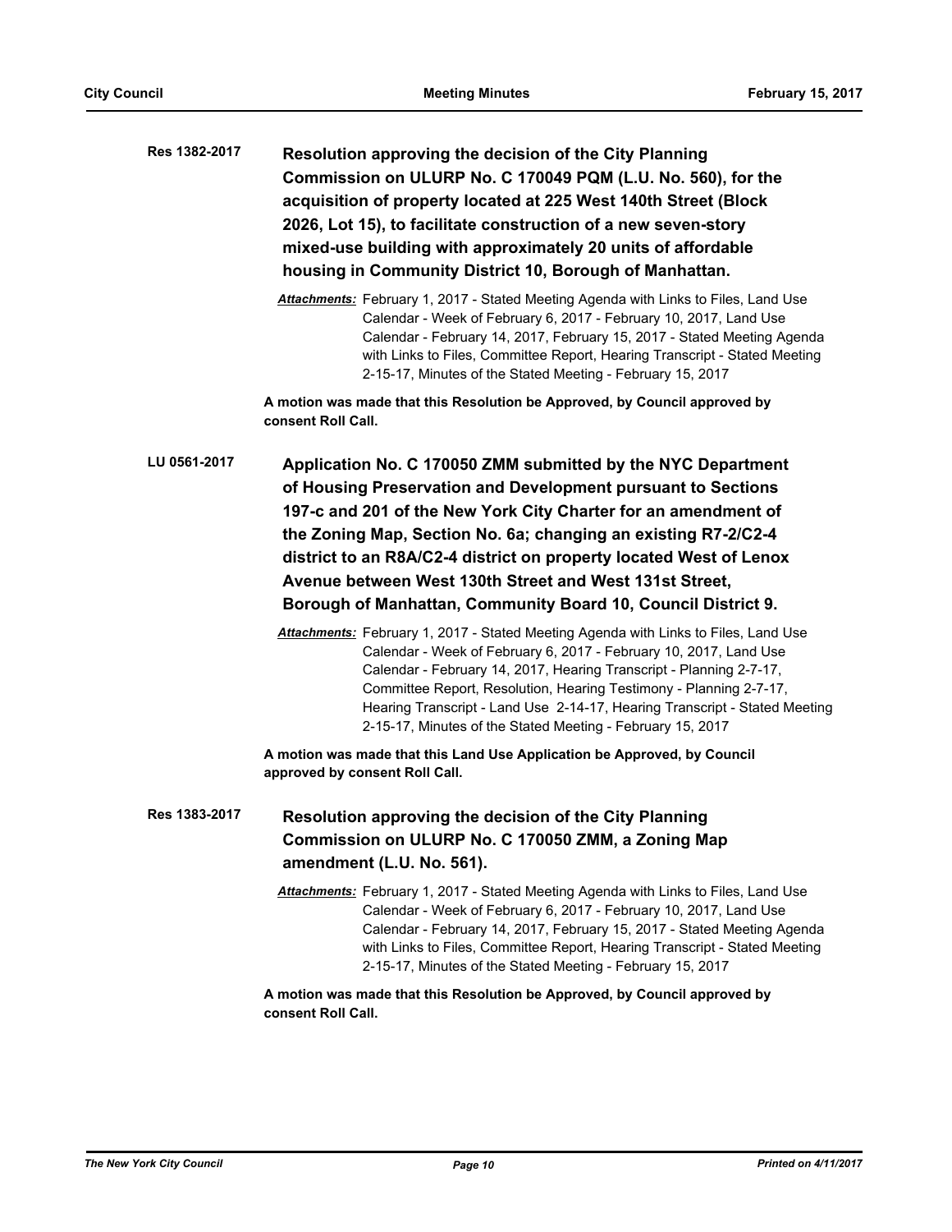**Res 1382-2017** **Resolution approving the decision of the City Planning Commission on ULURP No. C 170049 PQM (L.U. No. 560), for the acquisition of property located at 225 West 140th Street (Block 2026, Lot 15), to facilitate construction of a new seven-story mixed-use building with approximately 20 units of affordable housing in Community District 10, Borough of Manhattan.**

*Attachments:* February 1, 2017 - Stated Meeting Agenda with Links to Files, Land Use Calendar - Week of February 6, 2017 - February 10, 2017, Land Use Calendar - February 14, 2017, February 15, 2017 - Stated Meeting Agenda with Links to Files, Committee Report, Hearing Transcript - Stated Meeting 2-15-17, Minutes of the Stated Meeting - February 15, 2017

**A motion was made that this Resolution be Approved, by Council approved by consent Roll Call.**

**LU 0561-2017** **Application No. C 170050 ZMM submitted by the NYC Department of Housing Preservation and Development pursuant to Sections 197-c and 201 of the New York City Charter for an amendment of the Zoning Map, Section No. 6a; changing an existing R7-2/C2-4 district to an R8A/C2-4 district on property located West of Lenox Avenue between West 130th Street and West 131st Street, Borough of Manhattan, Community Board 10, Council District 9.**

*Attachments:* February 1, 2017 - Stated Meeting Agenda with Links to Files, Land Use Calendar - Week of February 6, 2017 - February 10, 2017, Land Use Calendar - February 14, 2017, Hearing Transcript - Planning 2-7-17, Committee Report, Resolution, Hearing Testimony - Planning 2-7-17, Hearing Transcript - Land Use 2-14-17, Hearing Transcript - Stated Meeting 2-15-17, Minutes of the Stated Meeting - February 15, 2017

**A motion was made that this Land Use Application be Approved, by Council approved by consent Roll Call.**

**Res 1383-2017** **Resolution approving the decision of the City Planning Commission on ULURP No. C 170050 ZMM, a Zoning Map amendment (L.U. No. 561).**

*Attachments:* February 1, 2017 - Stated Meeting Agenda with Links to Files, Land Use Calendar - Week of February 6, 2017 - February 10, 2017, Land Use Calendar - February 14, 2017, February 15, 2017 - Stated Meeting Agenda with Links to Files, Committee Report, Hearing Transcript - Stated Meeting 2-15-17, Minutes of the Stated Meeting - February 15, 2017

**A motion was made that this Resolution be Approved, by Council approved by consent Roll Call.**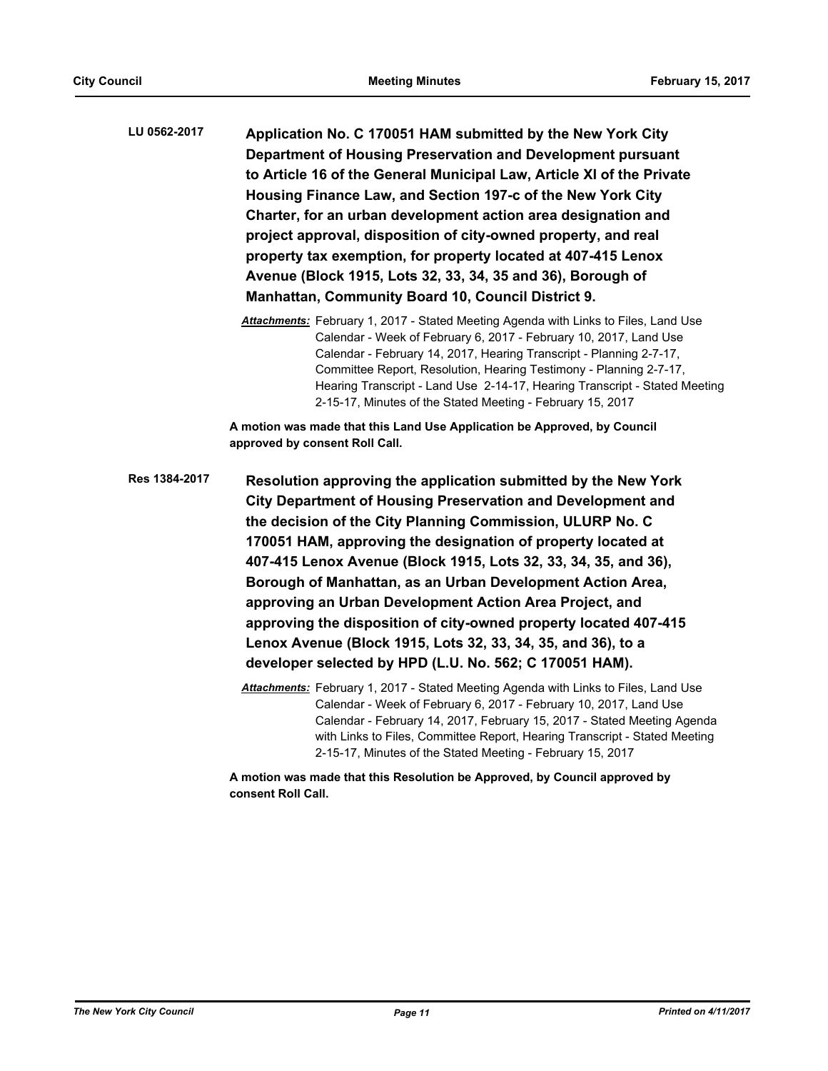**LU 0562-2017** **Application No. C 170051 HAM submitted by the New York City Department of Housing Preservation and Development pursuant to Article 16 of the General Municipal Law, Article XI of the Private Housing Finance Law, and Section 197-c of the New York City Charter, for an urban development action area designation and project approval, disposition of city-owned property, and real property tax exemption, for property located at 407-415 Lenox Avenue (Block 1915, Lots 32, 33, 34, 35 and 36), Borough of Manhattan, Community Board 10, Council District 9.**

*Attachments:* February 1, 2017 - Stated Meeting Agenda with Links to Files, Land Use Calendar - Week of February 6, 2017 - February 10, 2017, Land Use Calendar - February 14, 2017, Hearing Transcript - Planning 2-7-17, Committee Report, Resolution, Hearing Testimony - Planning 2-7-17, Hearing Transcript - Land Use 2-14-17, Hearing Transcript - Stated Meeting 2-15-17, Minutes of the Stated Meeting - February 15, 2017

**A motion was made that this Land Use Application be Approved, by Council approved by consent Roll Call.**

**Res 1384-2017** **Resolution approving the application submitted by the New York City Department of Housing Preservation and Development and the decision of the City Planning Commission, ULURP No. C 170051 HAM, approving the designation of property located at 407-415 Lenox Avenue (Block 1915, Lots 32, 33, 34, 35, and 36), Borough of Manhattan, as an Urban Development Action Area, approving an Urban Development Action Area Project, and approving the disposition of city-owned property located 407-415 Lenox Avenue (Block 1915, Lots 32, 33, 34, 35, and 36), to a developer selected by HPD (L.U. No. 562; C 170051 HAM).**

*Attachments:* February 1, 2017 - Stated Meeting Agenda with Links to Files, Land Use Calendar - Week of February 6, 2017 - February 10, 2017, Land Use Calendar - February 14, 2017, February 15, 2017 - Stated Meeting Agenda with Links to Files, Committee Report, Hearing Transcript - Stated Meeting 2-15-17, Minutes of the Stated Meeting - February 15, 2017

**A motion was made that this Resolution be Approved, by Council approved by consent Roll Call.**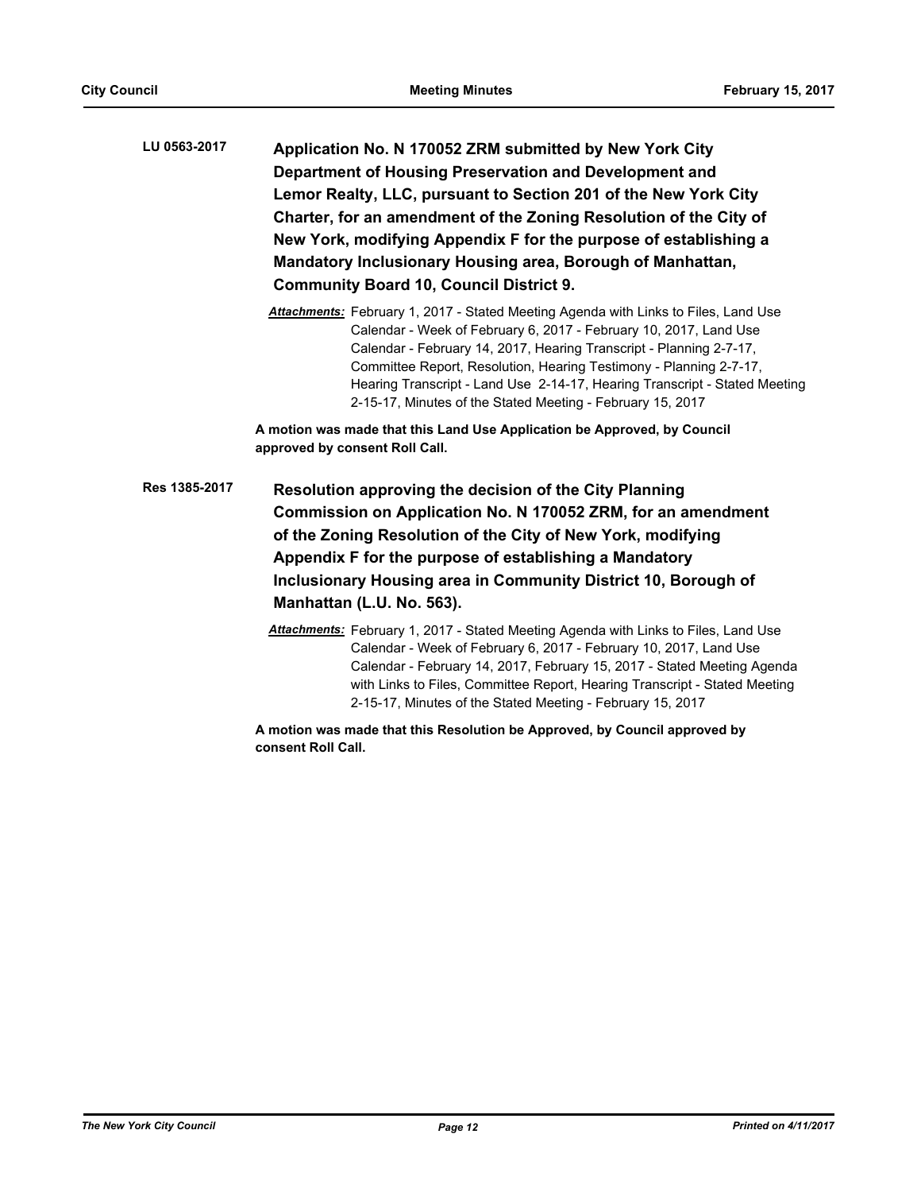**LU 0563-2017**

**Application No. N 170052 ZRM submitted by New York City Department of Housing Preservation and Development and Lemor Realty, LLC, pursuant to Section 201 of the New York City Charter, for an amendment of the Zoning Resolution of the City of New York, modifying Appendix F for the purpose of establishing a Mandatory Inclusionary Housing area, Borough of Manhattan, Community Board 10, Council District 9.**

***Attachments:*** February 1, 2017 - Stated Meeting Agenda with Links to Files, Land Use Calendar - Week of February 6, 2017 - February 10, 2017, Land Use Calendar - February 14, 2017, Hearing Transcript - Planning 2-7-17, Committee Report, Resolution, Hearing Testimony - Planning 2-7-17, Hearing Transcript - Land Use 2-14-17, Hearing Transcript - Stated Meeting 2-15-17, Minutes of the Stated Meeting - February 15, 2017

**A motion was made that this Land Use Application be Approved, by Council approved by consent Roll Call.**

**Res 1385-2017**

**Resolution approving the decision of the City Planning Commission on Application No. N 170052 ZRM, for an amendment of the Zoning Resolution of the City of New York, modifying Appendix F for the purpose of establishing a Mandatory Inclusionary Housing area in Community District 10, Borough of Manhattan (L.U. No. 563).**

***Attachments:*** February 1, 2017 - Stated Meeting Agenda with Links to Files, Land Use Calendar - Week of February 6, 2017 - February 10, 2017, Land Use Calendar - February 14, 2017, February 15, 2017 - Stated Meeting Agenda with Links to Files, Committee Report, Hearing Transcript - Stated Meeting 2-15-17, Minutes of the Stated Meeting - February 15, 2017

**A motion was made that this Resolution be Approved, by Council approved by consent Roll Call.**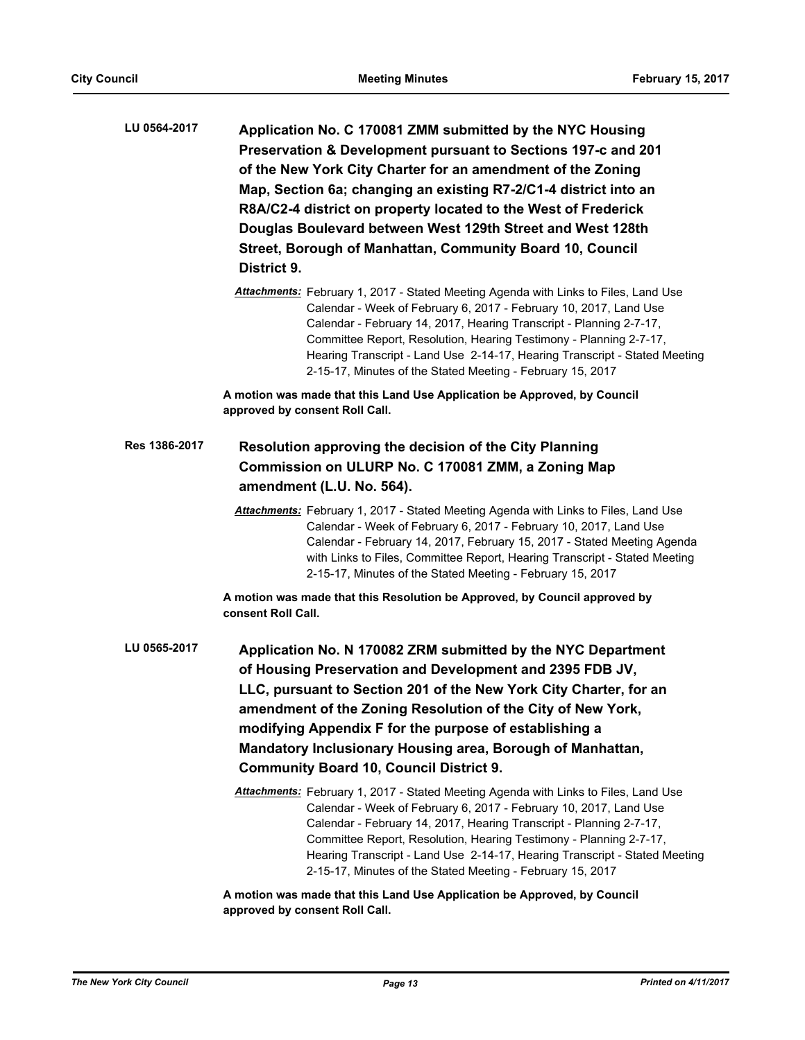**LU 0564-2017** **Application No. C 170081 ZMM submitted by the NYC Housing Preservation & Development pursuant to Sections 197-c and 201 of the New York City Charter for an amendment of the Zoning Map, Section 6a; changing an existing R7-2/C1-4 district into an R8A/C2-4 district on property located to the West of Frederick Douglas Boulevard between West 129th Street and West 128th Street, Borough of Manhattan, Community Board 10, Council District 9.**

***Attachments:*** February 1, 2017 - Stated Meeting Agenda with Links to Files, Land Use Calendar - Week of February 6, 2017 - February 10, 2017, Land Use Calendar - February 14, 2017, Hearing Transcript - Planning 2-7-17, Committee Report, Resolution, Hearing Testimony - Planning 2-7-17, Hearing Transcript - Land Use 2-14-17, Hearing Transcript - Stated Meeting 2-15-17, Minutes of the Stated Meeting - February 15, 2017

**A motion was made that this Land Use Application be Approved, by Council approved by consent Roll Call.**

**Res 1386-2017** **Resolution approving the decision of the City Planning Commission on ULURP No. C 170081 ZMM, a Zoning Map amendment (L.U. No. 564).**

***Attachments:*** February 1, 2017 - Stated Meeting Agenda with Links to Files, Land Use Calendar - Week of February 6, 2017 - February 10, 2017, Land Use Calendar - February 14, 2017, February 15, 2017 - Stated Meeting Agenda with Links to Files, Committee Report, Hearing Transcript - Stated Meeting 2-15-17, Minutes of the Stated Meeting - February 15, 2017

**A motion was made that this Resolution be Approved, by Council approved by consent Roll Call.**

**LU 0565-2017** **Application No. N 170082 ZRM submitted by the NYC Department of Housing Preservation and Development and 2395 FDB JV, LLC, pursuant to Section 201 of the New York City Charter, for an amendment of the Zoning Resolution of the City of New York, modifying Appendix F for the purpose of establishing a Mandatory Inclusionary Housing area, Borough of Manhattan, Community Board 10, Council District 9.**

***Attachments:*** February 1, 2017 - Stated Meeting Agenda with Links to Files, Land Use Calendar - Week of February 6, 2017 - February 10, 2017, Land Use Calendar - February 14, 2017, Hearing Transcript - Planning 2-7-17, Committee Report, Resolution, Hearing Testimony - Planning 2-7-17, Hearing Transcript - Land Use 2-14-17, Hearing Transcript - Stated Meeting 2-15-17, Minutes of the Stated Meeting - February 15, 2017

**A motion was made that this Land Use Application be Approved, by Council approved by consent Roll Call.**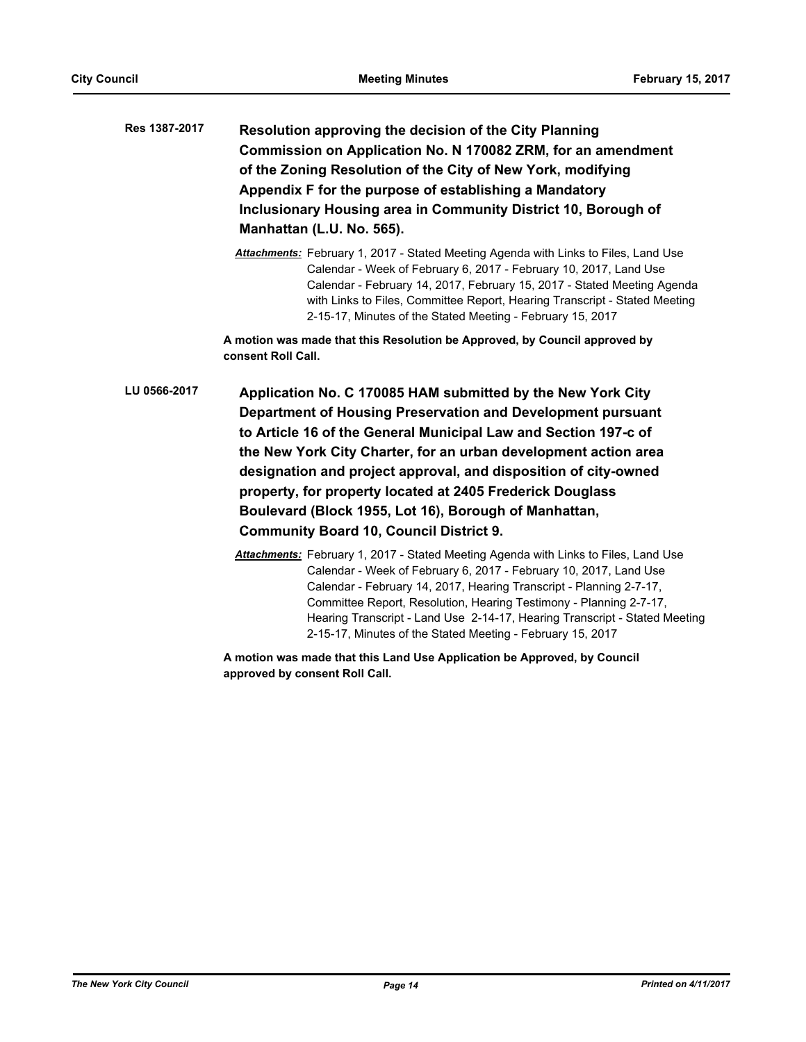**Res 1387-2017** **Resolution approving the decision of the City Planning Commission on Application No. N 170082 ZRM, for an amendment of the Zoning Resolution of the City of New York, modifying Appendix F for the purpose of establishing a Mandatory Inclusionary Housing area in Community District 10, Borough of Manhattan (L.U. No. 565).**

***Attachments:*** February 1, 2017 - Stated Meeting Agenda with Links to Files, Land Use Calendar - Week of February 6, 2017 - February 10, 2017, Land Use Calendar - February 14, 2017, February 15, 2017 - Stated Meeting Agenda with Links to Files, Committee Report, Hearing Transcript - Stated Meeting 2-15-17, Minutes of the Stated Meeting - February 15, 2017

**A motion was made that this Resolution be Approved, by Council approved by consent Roll Call.**

**LU 0566-2017** **Application No. C 170085 HAM submitted by the New York City Department of Housing Preservation and Development pursuant to Article 16 of the General Municipal Law and Section 197-c of the New York City Charter, for an urban development action area designation and project approval, and disposition of city-owned property, for property located at 2405 Frederick Douglass Boulevard (Block 1955, Lot 16), Borough of Manhattan, Community Board 10, Council District 9.**

***Attachments:*** February 1, 2017 - Stated Meeting Agenda with Links to Files, Land Use Calendar - Week of February 6, 2017 - February 10, 2017, Land Use Calendar - February 14, 2017, Hearing Transcript - Planning 2-7-17, Committee Report, Resolution, Hearing Testimony - Planning 2-7-17, Hearing Transcript - Land Use 2-14-17, Hearing Transcript - Stated Meeting 2-15-17, Minutes of the Stated Meeting - February 15, 2017

**A motion was made that this Land Use Application be Approved, by Council approved by consent Roll Call.**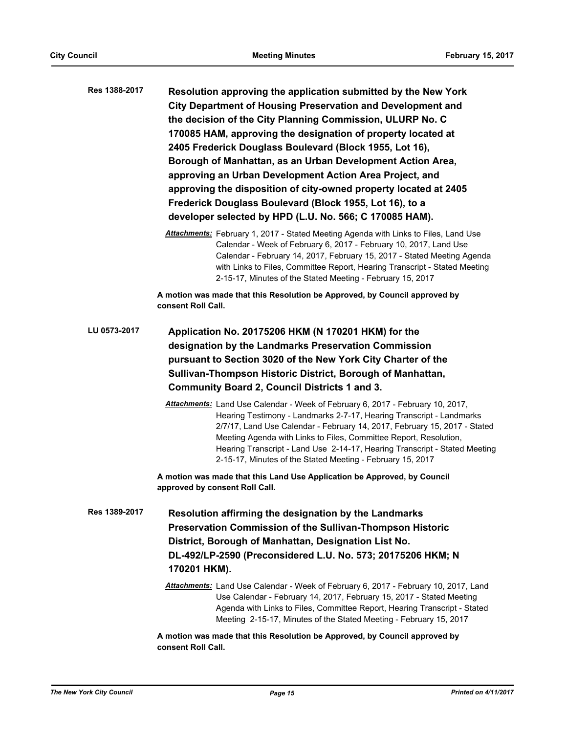**Res 1388-2017** **Resolution approving the application submitted by the New York City Department of Housing Preservation and Development and the decision of the City Planning Commission, ULURP No. C 170085 HAM, approving the designation of property located at 2405 Frederick Douglass Boulevard (Block 1955, Lot 16), Borough of Manhattan, as an Urban Development Action Area, approving an Urban Development Action Area Project, and approving the disposition of city-owned property located at 2405 Frederick Douglass Boulevard (Block 1955, Lot 16), to a developer selected by HPD (L.U. No. 566; C 170085 HAM).**

***Attachments:*** February 1, 2017 - Stated Meeting Agenda with Links to Files, Land Use Calendar - Week of February 6, 2017 - February 10, 2017, Land Use Calendar - February 14, 2017, February 15, 2017 - Stated Meeting Agenda with Links to Files, Committee Report, Hearing Transcript - Stated Meeting 2-15-17, Minutes of the Stated Meeting - February 15, 2017

**A motion was made that this Resolution be Approved, by Council approved by consent Roll Call.**

**LU 0573-2017** **Application No. 20175206 HKM (N 170201 HKM) for the designation by the Landmarks Preservation Commission pursuant to Section 3020 of the New York City Charter of the Sullivan-Thompson Historic District, Borough of Manhattan, Community Board 2, Council Districts 1 and 3.**

***Attachments:*** Land Use Calendar - Week of February 6, 2017 - February 10, 2017, Hearing Testimony - Landmarks 2-7-17, Hearing Transcript - Landmarks 2/7/17, Land Use Calendar - February 14, 2017, February 15, 2017 - Stated Meeting Agenda with Links to Files, Committee Report, Resolution, Hearing Transcript - Land Use 2-14-17, Hearing Transcript - Stated Meeting 2-15-17, Minutes of the Stated Meeting - February 15, 2017

**A motion was made that this Land Use Application be Approved, by Council approved by consent Roll Call.**

**Res 1389-2017** **Resolution affirming the designation by the Landmarks Preservation Commission of the Sullivan-Thompson Historic District, Borough of Manhattan, Designation List No. DL-492/LP-2590 (Preconsidered L.U. No. 573; 20175206 HKM; N 170201 HKM).**

***Attachments:*** Land Use Calendar - Week of February 6, 2017 - February 10, 2017, Land Use Calendar - February 14, 2017, February 15, 2017 - Stated Meeting Agenda with Links to Files, Committee Report, Hearing Transcript - Stated Meeting 2-15-17, Minutes of the Stated Meeting - February 15, 2017

**A motion was made that this Resolution be Approved, by Council approved by consent Roll Call.**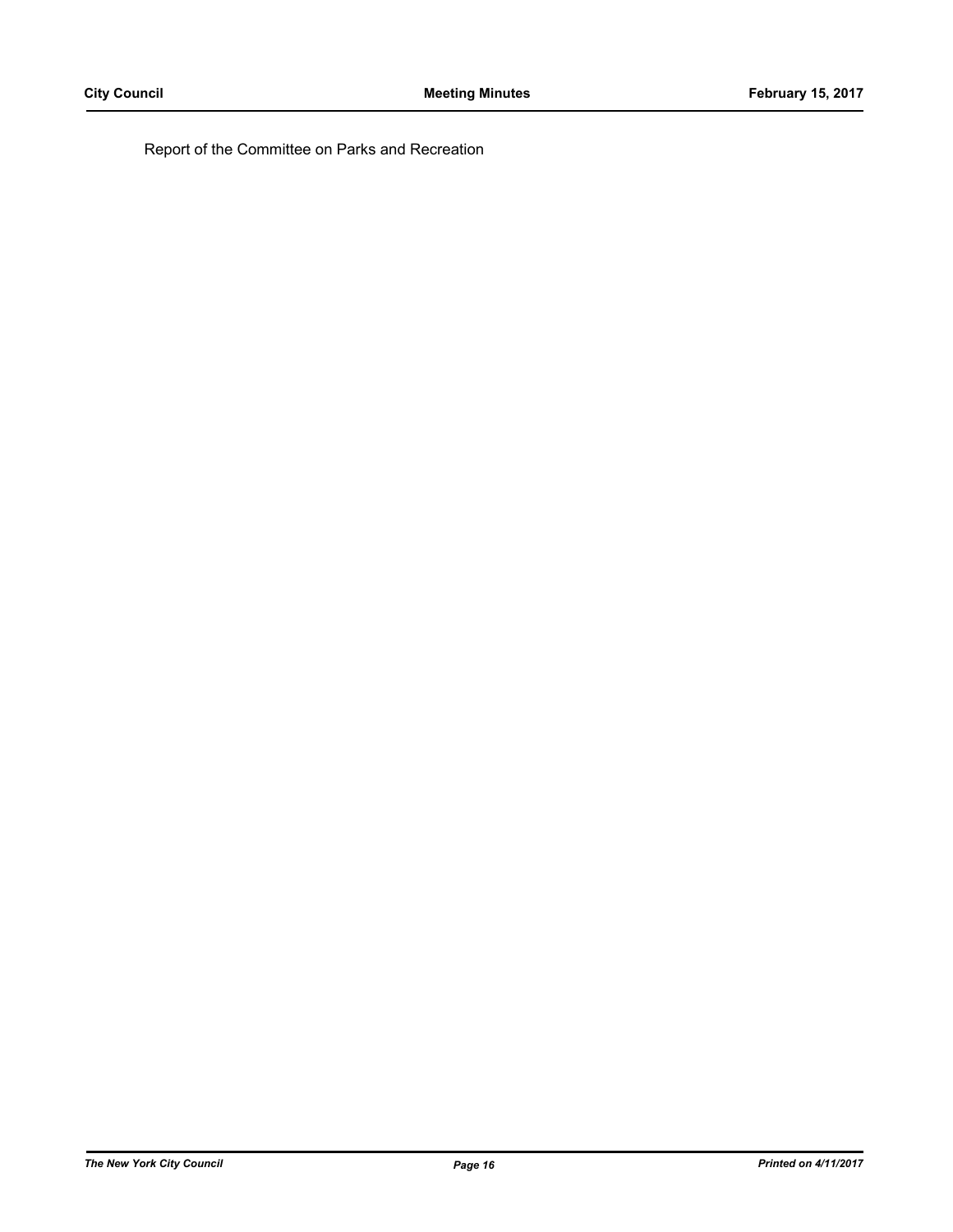Report of the Committee on Parks and Recreation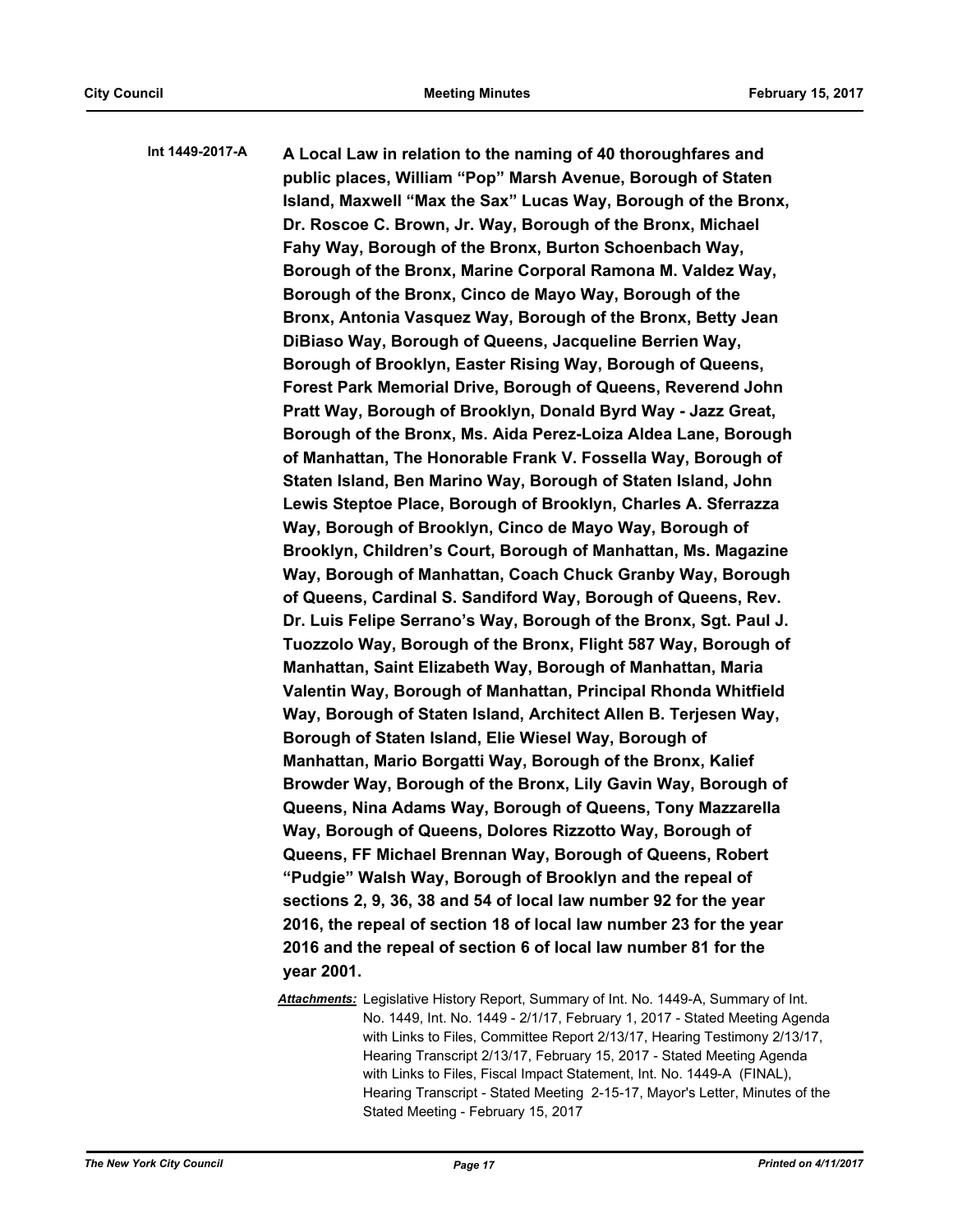**Int 1449-2017-A** **A Local Law in relation to the naming of 40 thoroughfares and public places, William "Pop" Marsh Avenue, Borough of Staten Island, Maxwell "Max the Sax" Lucas Way, Borough of the Bronx, Dr. Roscoe C. Brown, Jr. Way, Borough of the Bronx, Michael Fahy Way, Borough of the Bronx, Burton Schoenbach Way, Borough of the Bronx, Marine Corporal Ramona M. Valdez Way, Borough of the Bronx, Cinco de Mayo Way, Borough of the Bronx, Antonia Vasquez Way, Borough of the Bronx, Betty Jean DiBiaso Way, Borough of Queens, Jacqueline Berrien Way, Borough of Brooklyn, Easter Rising Way, Borough of Queens, Forest Park Memorial Drive, Borough of Queens, Reverend John Pratt Way, Borough of Brooklyn, Donald Byrd Way - Jazz Great, Borough of the Bronx, Ms. Aida Perez-Loiza Aldea Lane, Borough of Manhattan, The Honorable Frank V. Fossella Way, Borough of Staten Island, Ben Marino Way, Borough of Staten Island, John Lewis Steptoe Place, Borough of Brooklyn, Charles A. Sferrazza Way, Borough of Brooklyn, Cinco de Mayo Way, Borough of Brooklyn, Children's Court, Borough of Manhattan, Ms. Magazine Way, Borough of Manhattan, Coach Chuck Granby Way, Borough of Queens, Cardinal S. Sandiford Way, Borough of Queens, Rev. Dr. Luis Felipe Serrano's Way, Borough of the Bronx, Sgt. Paul J. Tuozzolo Way, Borough of the Bronx, Flight 587 Way, Borough of Manhattan, Saint Elizabeth Way, Borough of Manhattan, Maria Valentin Way, Borough of Manhattan, Principal Rhonda Whitfield Way, Borough of Staten Island, Architect Allen B. Terjesen Way, Borough of Staten Island, Elie Wiesel Way, Borough of Manhattan, Mario Borgatti Way, Borough of the Bronx, Kalief Browder Way, Borough of the Bronx, Lily Gavin Way, Borough of Queens, Nina Adams Way, Borough of Queens, Tony Mazzarella Way, Borough of Queens, Dolores Rizzotto Way, Borough of Queens, FF Michael Brennan Way, Borough of Queens, Robert "Pudgie" Walsh Way, Borough of Brooklyn and the repeal of sections 2, 9, 36, 38 and 54 of local law number 92 for the year 2016, the repeal of section 18 of local law number 23 for the year 2016 and the repeal of section 6 of local law number 81 for the year 2001.**

***Attachments:*** Legislative History Report, Summary of Int. No. 1449-A, Summary of Int. No. 1449, Int. No. 1449 - 2/1/17, February 1, 2017 - Stated Meeting Agenda with Links to Files, Committee Report 2/13/17, Hearing Testimony 2/13/17, Hearing Transcript 2/13/17, February 15, 2017 - Stated Meeting Agenda with Links to Files, Fiscal Impact Statement, Int. No. 1449-A (FINAL), Hearing Transcript - Stated Meeting 2-15-17, Mayor's Letter, Minutes of the Stated Meeting - February 15, 2017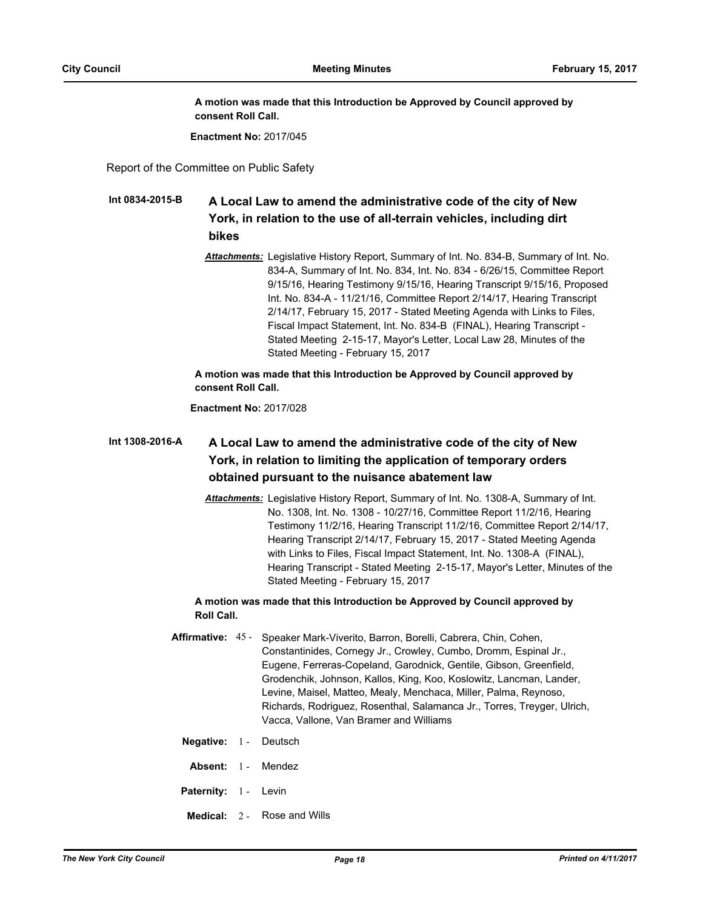**A motion was made that this Introduction be Approved by Council approved by consent Roll Call.**

**Enactment No:** 2017/045

Report of the Committee on Public Safety

**Int 0834-2015-B** **A Local Law to amend the administrative code of the city of New York, in relation to the use of all-terrain vehicles, including dirt bikes**

***Attachments:*** Legislative History Report, Summary of Int. No. 834-B, Summary of Int. No. 834-A, Summary of Int. No. 834, Int. No. 834 - 6/26/15, Committee Report 9/15/16, Hearing Testimony 9/15/16, Hearing Transcript 9/15/16, Proposed Int. No. 834-A - 11/21/16, Committee Report 2/14/17, Hearing Transcript 2/14/17, February 15, 2017 - Stated Meeting Agenda with Links to Files, Fiscal Impact Statement, Int. No. 834-B (FINAL), Hearing Transcript - Stated Meeting 2-15-17, Mayor's Letter, Local Law 28, Minutes of the Stated Meeting - February 15, 2017

**A motion was made that this Introduction be Approved by Council approved by consent Roll Call.**

**Enactment No:** 2017/028

**Int 1308-2016-A** **A Local Law to amend the administrative code of the city of New York, in relation to limiting the application of temporary orders obtained pursuant to the nuisance abatement law**

***Attachments:*** Legislative History Report, Summary of Int. No. 1308-A, Summary of Int. No. 1308, Int. No. 1308 - 10/27/16, Committee Report 11/2/16, Hearing Testimony 11/2/16, Hearing Transcript 11/2/16, Committee Report 2/14/17, Hearing Transcript 2/14/17, February 15, 2017 - Stated Meeting Agenda with Links to Files, Fiscal Impact Statement, Int. No. 1308-A (FINAL), Hearing Transcript - Stated Meeting 2-15-17, Mayor's Letter, Minutes of the Stated Meeting - February 15, 2017

**A motion was made that this Introduction be Approved by Council approved by Roll Call.**

**Affirmative:** 45 - Speaker Mark-Viverito, Barron, Borelli, Cabrera, Chin, Cohen, Constantinides, Cornegy Jr., Crowley, Cumbo, Dromm, Espinal Jr., Eugene, Ferreras-Copeland, Garodnick, Gentile, Gibson, Greenfield, Grodenchik, Johnson, Kallos, King, Koo, Koslowitz, Lancman, Lander, Levine, Maisel, Matteo, Mealy, Menchaca, Miller, Palma, Reynoso, Richards, Rodriguez, Rosenthal, Salamanca Jr., Torres, Treyger, Ulrich, Vacca, Vallone, Van Bramer and Williams

**Negative:** 1 - Deutsch

**Absent:** 1 - Mendez

**Paternity:** 1 - Levin

**Medical:** 2 - Rose and Wills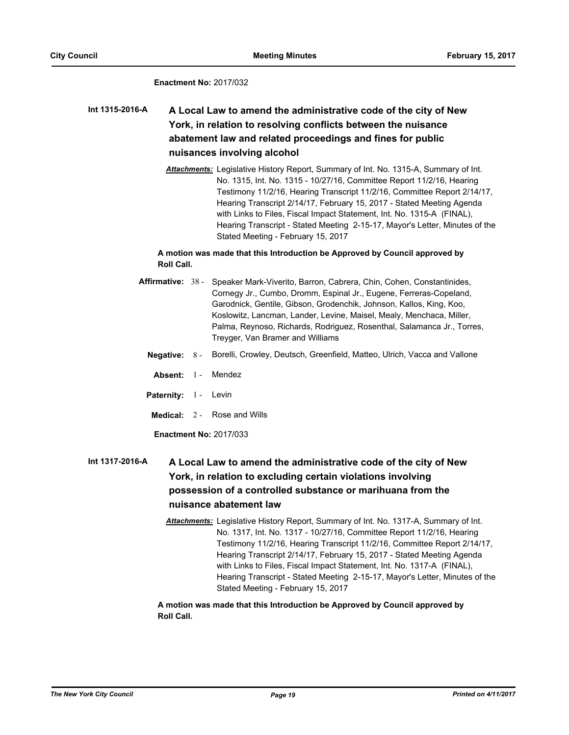**Enactment No:** 2017/032

**Int 1315-2016-A** **A Local Law to amend the administrative code of the city of New York, in relation to resolving conflicts between the nuisance abatement law and related proceedings and fines for public nuisances involving alcohol**

***Attachments:*** Legislative History Report, Summary of Int. No. 1315-A, Summary of Int. No. 1315, Int. No. 1315 - 10/27/16, Committee Report 11/2/16, Hearing Testimony 11/2/16, Hearing Transcript 11/2/16, Committee Report 2/14/17, Hearing Transcript 2/14/17, February 15, 2017 - Stated Meeting Agenda with Links to Files, Fiscal Impact Statement, Int. No. 1315-A (FINAL), Hearing Transcript - Stated Meeting 2-15-17, Mayor's Letter, Minutes of the Stated Meeting - February 15, 2017

**A motion was made that this Introduction be Approved by Council approved by Roll Call.**

**Affirmative:** 38 - Speaker Mark-Viverito, Barron, Cabrera, Chin, Cohen, Constantinides, Cornegy Jr., Cumbo, Dromm, Espinal Jr., Eugene, Ferreras-Copeland, Garodnick, Gentile, Gibson, Grodenchik, Johnson, Kallos, King, Koo, Koslowitz, Lancman, Lander, Levine, Maisel, Mealy, Menchaca, Miller, Palma, Reynoso, Richards, Rodriguez, Rosenthal, Salamanca Jr., Torres, Treyger, Van Bramer and Williams

**Negative:** 8 - Borelli, Crowley, Deutsch, Greenfield, Matteo, Ulrich, Vacca and Vallone

**Absent:** 1 - Mendez

**Paternity:** 1 - Levin

**Medical:** 2 - Rose and Wills

**Enactment No:** 2017/033

**Int 1317-2016-A** **A Local Law to amend the administrative code of the city of New York, in relation to excluding certain violations involving possession of a controlled substance or marihuana from the nuisance abatement law**

***Attachments:*** Legislative History Report, Summary of Int. No. 1317-A, Summary of Int. No. 1317, Int. No. 1317 - 10/27/16, Committee Report 11/2/16, Hearing Testimony 11/2/16, Hearing Transcript 11/2/16, Committee Report 2/14/17, Hearing Transcript 2/14/17, February 15, 2017 - Stated Meeting Agenda with Links to Files, Fiscal Impact Statement, Int. No. 1317-A (FINAL), Hearing Transcript - Stated Meeting 2-15-17, Mayor's Letter, Minutes of the Stated Meeting - February 15, 2017

**A motion was made that this Introduction be Approved by Council approved by Roll Call.**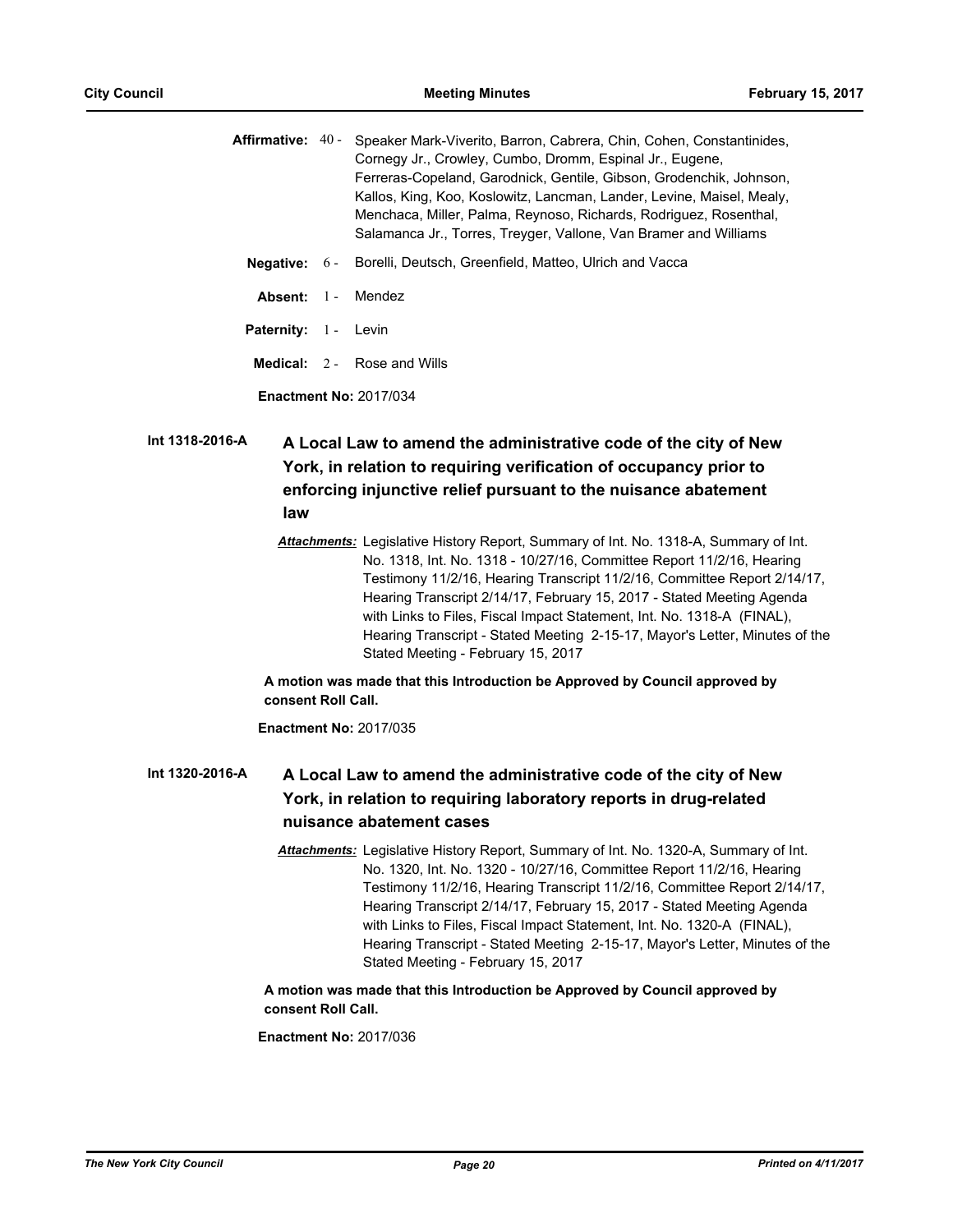**Affirmative:** 40 - Speaker Mark-Viverito, Barron, Cabrera, Chin, Cohen, Constantinides, Cornegy Jr., Crowley, Cumbo, Dromm, Espinal Jr., Eugene, Ferreras-Copeland, Garodnick, Gentile, Gibson, Grodenchik, Johnson, Kallos, King, Koo, Koslowitz, Lancman, Lander, Levine, Maisel, Mealy, Menchaca, Miller, Palma, Reynoso, Richards, Rodriguez, Rosenthal, Salamanca Jr., Torres, Treyger, Vallone, Van Bramer and Williams

**Negative:** 6 - Borelli, Deutsch, Greenfield, Matteo, Ulrich and Vacca

**Absent:** 1 - Mendez

**Paternity:** 1 - Levin

**Medical:** 2 - Rose and Wills

**Enactment No:** 2017/034

## Int 1318-2016-A A Local Law to amend the administrative code of the city of New York, in relation to requiring verification of occupancy prior to enforcing injunctive relief pursuant to the nuisance abatement law

***Attachments:*** Legislative History Report, Summary of Int. No. 1318-A, Summary of Int. No. 1318, Int. No. 1318 - 10/27/16, Committee Report 11/2/16, Hearing Testimony 11/2/16, Hearing Transcript 11/2/16, Committee Report 2/14/17, Hearing Transcript 2/14/17, February 15, 2017 - Stated Meeting Agenda with Links to Files, Fiscal Impact Statement, Int. No. 1318-A (FINAL), Hearing Transcript - Stated Meeting 2-15-17, Mayor's Letter, Minutes of the Stated Meeting - February 15, 2017

**A motion was made that this Introduction be Approved by Council approved by consent Roll Call.**

**Enactment No:** 2017/035

## Int 1320-2016-A A Local Law to amend the administrative code of the city of New York, in relation to requiring laboratory reports in drug-related nuisance abatement cases

***Attachments:*** Legislative History Report, Summary of Int. No. 1320-A, Summary of Int. No. 1320, Int. No. 1320 - 10/27/16, Committee Report 11/2/16, Hearing Testimony 11/2/16, Hearing Transcript 11/2/16, Committee Report 2/14/17, Hearing Transcript 2/14/17, February 15, 2017 - Stated Meeting Agenda with Links to Files, Fiscal Impact Statement, Int. No. 1320-A (FINAL), Hearing Transcript - Stated Meeting 2-15-17, Mayor's Letter, Minutes of the Stated Meeting - February 15, 2017

**A motion was made that this Introduction be Approved by Council approved by consent Roll Call.**

**Enactment No:** 2017/036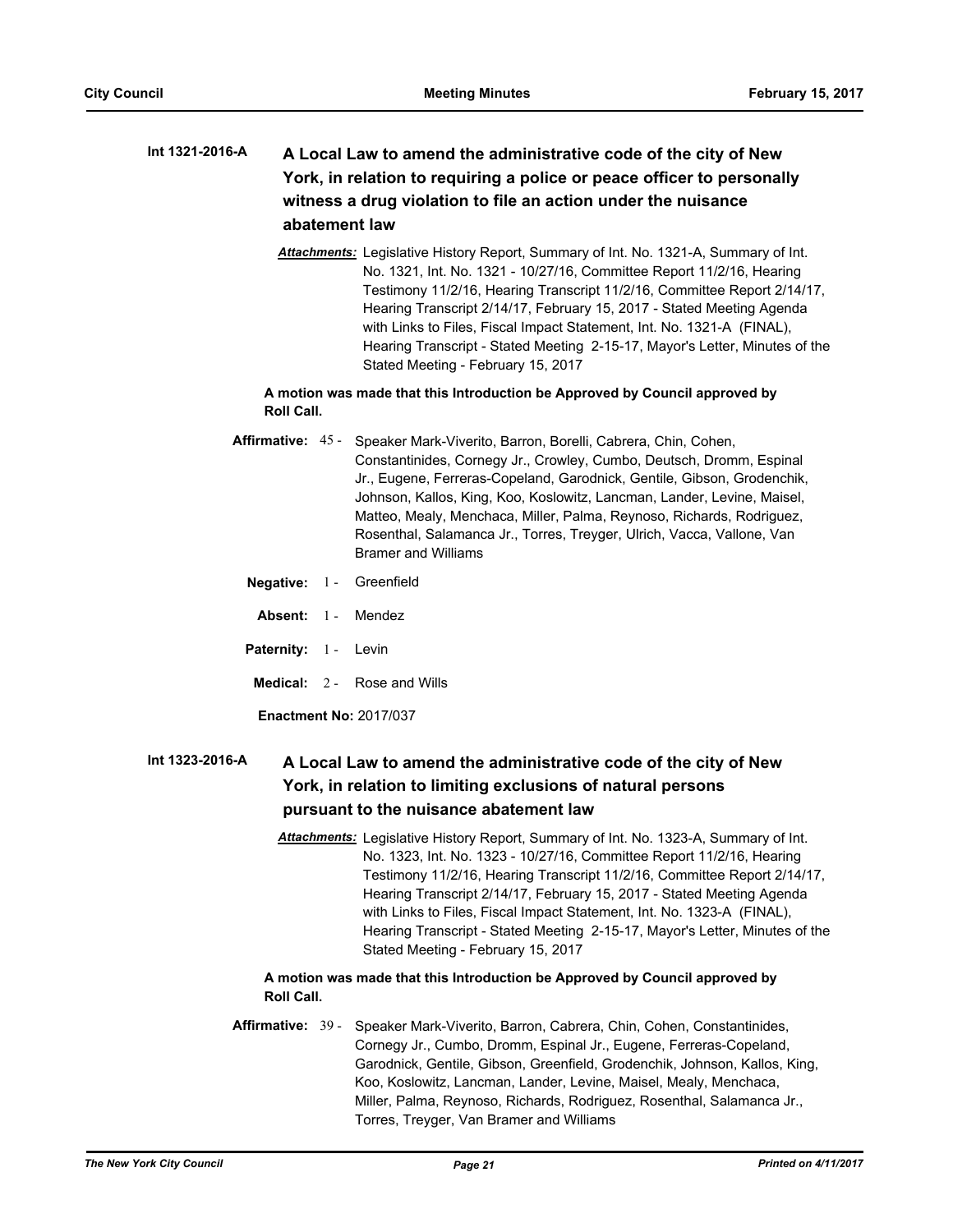**Int 1321-2016-A** **A Local Law to amend the administrative code of the city of New York, in relation to requiring a police or peace officer to personally witness a drug violation to file an action under the nuisance abatement law**

***Attachments:*** Legislative History Report, Summary of Int. No. 1321-A, Summary of Int. No. 1321, Int. No. 1321 - 10/27/16, Committee Report 11/2/16, Hearing Testimony 11/2/16, Hearing Transcript 11/2/16, Committee Report 2/14/17, Hearing Transcript 2/14/17, February 15, 2017 - Stated Meeting Agenda with Links to Files, Fiscal Impact Statement, Int. No. 1321-A (FINAL), Hearing Transcript - Stated Meeting 2-15-17, Mayor's Letter, Minutes of the Stated Meeting - February 15, 2017

**A motion was made that this Introduction be Approved by Council approved by Roll Call.**

**Affirmative:** 45 - Speaker Mark-Viverito, Barron, Borelli, Cabrera, Chin, Cohen, Constantinides, Cornegy Jr., Crowley, Cumbo, Deutsch, Dromm, Espinal Jr., Eugene, Ferreras-Copeland, Garodnick, Gentile, Gibson, Grodenchik, Johnson, Kallos, King, Koo, Koslowitz, Lancman, Lander, Levine, Maisel, Matteo, Mealy, Menchaca, Miller, Palma, Reynoso, Richards, Rodriguez, Rosenthal, Salamanca Jr., Torres, Treyger, Ulrich, Vacca, Vallone, Van Bramer and Williams

**Negative:** 1 - Greenfield

**Absent:** 1 - Mendez

**Paternity:** 1 - Levin

**Medical:** 2 - Rose and Wills

**Enactment No:** 2017/037

**Int 1323-2016-A** **A Local Law to amend the administrative code of the city of New York, in relation to limiting exclusions of natural persons pursuant to the nuisance abatement law**

***Attachments:*** Legislative History Report, Summary of Int. No. 1323-A, Summary of Int. No. 1323, Int. No. 1323 - 10/27/16, Committee Report 11/2/16, Hearing Testimony 11/2/16, Hearing Transcript 11/2/16, Committee Report 2/14/17, Hearing Transcript 2/14/17, February 15, 2017 - Stated Meeting Agenda with Links to Files, Fiscal Impact Statement, Int. No. 1323-A (FINAL), Hearing Transcript - Stated Meeting 2-15-17, Mayor's Letter, Minutes of the Stated Meeting - February 15, 2017

**A motion was made that this Introduction be Approved by Council approved by Roll Call.**

**Affirmative:** 39 - Speaker Mark-Viverito, Barron, Cabrera, Chin, Cohen, Constantinides, Cornegy Jr., Cumbo, Dromm, Espinal Jr., Eugene, Ferreras-Copeland, Garodnick, Gentile, Gibson, Greenfield, Grodenchik, Johnson, Kallos, King, Koo, Koslowitz, Lancman, Lander, Levine, Maisel, Mealy, Menchaca, Miller, Palma, Reynoso, Richards, Rodriguez, Rosenthal, Salamanca Jr., Torres, Treyger, Van Bramer and Williams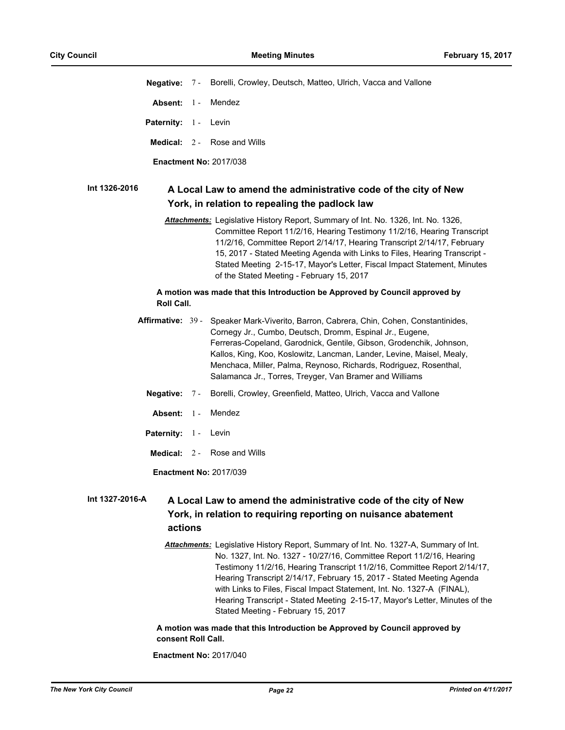**Negative:** 7 - Borelli, Crowley, Deutsch, Matteo, Ulrich, Vacca and Vallone

**Absent:** 1 - Mendez

**Paternity:** 1 - Levin

**Medical:** 2 - Rose and Wills

**Enactment No:** 2017/038

**Int 1326-2016**

### A Local Law to amend the administrative code of the city of New York, in relation to repealing the padlock law

***Attachments:*** Legislative History Report, Summary of Int. No. 1326, Int. No. 1326, Committee Report 11/2/16, Hearing Testimony 11/2/16, Hearing Transcript 11/2/16, Committee Report 2/14/17, Hearing Transcript 2/14/17, February 15, 2017 - Stated Meeting Agenda with Links to Files, Hearing Transcript - Stated Meeting 2-15-17, Mayor's Letter, Fiscal Impact Statement, Minutes of the Stated Meeting - February 15, 2017

**A motion was made that this Introduction be Approved by Council approved by Roll Call.**

**Affirmative:** 39 - Speaker Mark-Viverito, Barron, Cabrera, Chin, Cohen, Constantinides, Cornegy Jr., Cumbo, Deutsch, Dromm, Espinal Jr., Eugene, Ferreras-Copeland, Garodnick, Gentile, Gibson, Grodenchik, Johnson, Kallos, King, Koo, Koslowitz, Lancman, Lander, Levine, Maisel, Mealy, Menchaca, Miller, Palma, Reynoso, Richards, Rodriguez, Rosenthal, Salamanca Jr., Torres, Treyger, Van Bramer and Williams

**Negative:** 7 - Borelli, Crowley, Greenfield, Matteo, Ulrich, Vacca and Vallone

**Absent:** 1 - Mendez

**Paternity:** 1 - Levin

**Medical:** 2 - Rose and Wills

**Enactment No:** 2017/039

**Int 1327-2016-A**

### A Local Law to amend the administrative code of the city of New York, in relation to requiring reporting on nuisance abatement actions

***Attachments:*** Legislative History Report, Summary of Int. No. 1327-A, Summary of Int. No. 1327, Int. No. 1327 - 10/27/16, Committee Report 11/2/16, Hearing Testimony 11/2/16, Hearing Transcript 11/2/16, Committee Report 2/14/17, Hearing Transcript 2/14/17, February 15, 2017 - Stated Meeting Agenda with Links to Files, Fiscal Impact Statement, Int. No. 1327-A (FINAL), Hearing Transcript - Stated Meeting 2-15-17, Mayor's Letter, Minutes of the Stated Meeting - February 15, 2017

**A motion was made that this Introduction be Approved by Council approved by consent Roll Call.**

**Enactment No:** 2017/040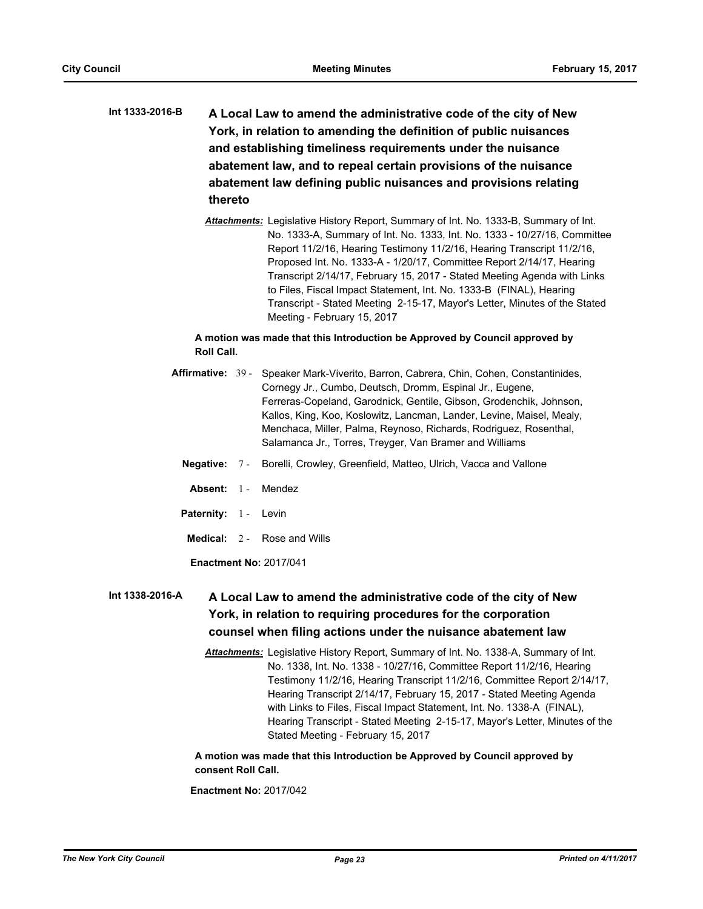**Int 1333-2016-B** **A Local Law to amend the administrative code of the city of New York, in relation to amending the definition of public nuisances and establishing timeliness requirements under the nuisance abatement law, and to repeal certain provisions of the nuisance abatement law defining public nuisances and provisions relating thereto**

***Attachments:*** Legislative History Report, Summary of Int. No. 1333-B, Summary of Int. No. 1333-A, Summary of Int. No. 1333, Int. No. 1333 - 10/27/16, Committee Report 11/2/16, Hearing Testimony 11/2/16, Hearing Transcript 11/2/16, Proposed Int. No. 1333-A - 1/20/17, Committee Report 2/14/17, Hearing Transcript 2/14/17, February 15, 2017 - Stated Meeting Agenda with Links to Files, Fiscal Impact Statement, Int. No. 1333-B (FINAL), Hearing Transcript - Stated Meeting 2-15-17, Mayor's Letter, Minutes of the Stated Meeting - February 15, 2017

**A motion was made that this Introduction be Approved by Council approved by Roll Call.**

**Affirmative:** 39 - Speaker Mark-Viverito, Barron, Cabrera, Chin, Cohen, Constantinides, Cornegy Jr., Cumbo, Deutsch, Dromm, Espinal Jr., Eugene, Ferreras-Copeland, Garodnick, Gentile, Gibson, Grodenchik, Johnson, Kallos, King, Koo, Koslowitz, Lancman, Lander, Levine, Maisel, Mealy, Menchaca, Miller, Palma, Reynoso, Richards, Rodriguez, Rosenthal, Salamanca Jr., Torres, Treyger, Van Bramer and Williams

**Negative:** 7 - Borelli, Crowley, Greenfield, Matteo, Ulrich, Vacca and Vallone

**Absent:** 1 - Mendez

**Paternity:** 1 - Levin

**Medical:** 2 - Rose and Wills

**Enactment No:** 2017/041

**Int 1338-2016-A** **A Local Law to amend the administrative code of the city of New York, in relation to requiring procedures for the corporation counsel when filing actions under the nuisance abatement law**

***Attachments:*** Legislative History Report, Summary of Int. No. 1338-A, Summary of Int. No. 1338, Int. No. 1338 - 10/27/16, Committee Report 11/2/16, Hearing Testimony 11/2/16, Hearing Transcript 11/2/16, Committee Report 2/14/17, Hearing Transcript 2/14/17, February 15, 2017 - Stated Meeting Agenda with Links to Files, Fiscal Impact Statement, Int. No. 1338-A (FINAL), Hearing Transcript - Stated Meeting 2-15-17, Mayor's Letter, Minutes of the Stated Meeting - February 15, 2017

**A motion was made that this Introduction be Approved by Council approved by consent Roll Call.**

**Enactment No:** 2017/042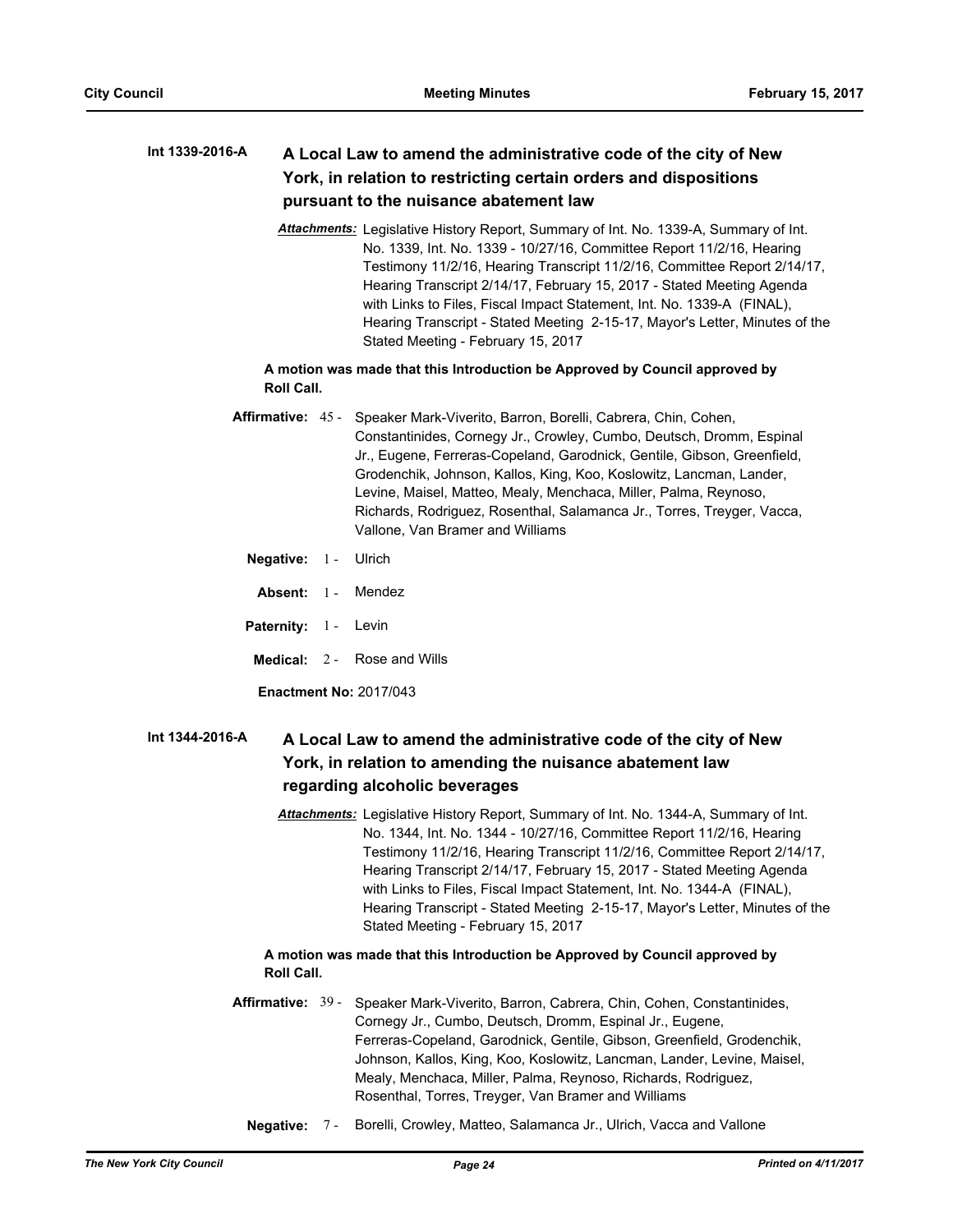**Int 1339-2016-A** **A Local Law to amend the administrative code of the city of New York, in relation to restricting certain orders and dispositions pursuant to the nuisance abatement law**

***Attachments:*** Legislative History Report, Summary of Int. No. 1339-A, Summary of Int. No. 1339, Int. No. 1339 - 10/27/16, Committee Report 11/2/16, Hearing Testimony 11/2/16, Hearing Transcript 11/2/16, Committee Report 2/14/17, Hearing Transcript 2/14/17, February 15, 2017 - Stated Meeting Agenda with Links to Files, Fiscal Impact Statement, Int. No. 1339-A (FINAL), Hearing Transcript - Stated Meeting 2-15-17, Mayor's Letter, Minutes of the Stated Meeting - February 15, 2017

**A motion was made that this Introduction be Approved by Council approved by Roll Call.**

**Affirmative:** 45 - Speaker Mark-Viverito, Barron, Borelli, Cabrera, Chin, Cohen, Constantinides, Cornegy Jr., Crowley, Cumbo, Deutsch, Dromm, Espinal Jr., Eugene, Ferreras-Copeland, Garodnick, Gentile, Gibson, Greenfield, Grodenchik, Johnson, Kallos, King, Koo, Koslowitz, Lancman, Lander, Levine, Maisel, Matteo, Mealy, Menchaca, Miller, Palma, Reynoso, Richards, Rodriguez, Rosenthal, Salamanca Jr., Torres, Treyger, Vacca, Vallone, Van Bramer and Williams

**Negative:** 1 - Ulrich

**Absent:** 1 - Mendez

**Paternity:** 1 - Levin

**Medical:** 2 - Rose and Wills

**Enactment No:** 2017/043

**Int 1344-2016-A** **A Local Law to amend the administrative code of the city of New York, in relation to amending the nuisance abatement law regarding alcoholic beverages**

***Attachments:*** Legislative History Report, Summary of Int. No. 1344-A, Summary of Int. No. 1344, Int. No. 1344 - 10/27/16, Committee Report 11/2/16, Hearing Testimony 11/2/16, Hearing Transcript 11/2/16, Committee Report 2/14/17, Hearing Transcript 2/14/17, February 15, 2017 - Stated Meeting Agenda with Links to Files, Fiscal Impact Statement, Int. No. 1344-A (FINAL), Hearing Transcript - Stated Meeting 2-15-17, Mayor's Letter, Minutes of the Stated Meeting - February 15, 2017

**A motion was made that this Introduction be Approved by Council approved by Roll Call.**

**Affirmative:** 39 - Speaker Mark-Viverito, Barron, Cabrera, Chin, Cohen, Constantinides, Cornegy Jr., Cumbo, Deutsch, Dromm, Espinal Jr., Eugene, Ferreras-Copeland, Garodnick, Gentile, Gibson, Greenfield, Grodenchik, Johnson, Kallos, King, Koo, Koslowitz, Lancman, Lander, Levine, Maisel, Mealy, Menchaca, Miller, Palma, Reynoso, Richards, Rodriguez, Rosenthal, Torres, Treyger, Van Bramer and Williams

**Negative:** 7 - Borelli, Crowley, Matteo, Salamanca Jr., Ulrich, Vacca and Vallone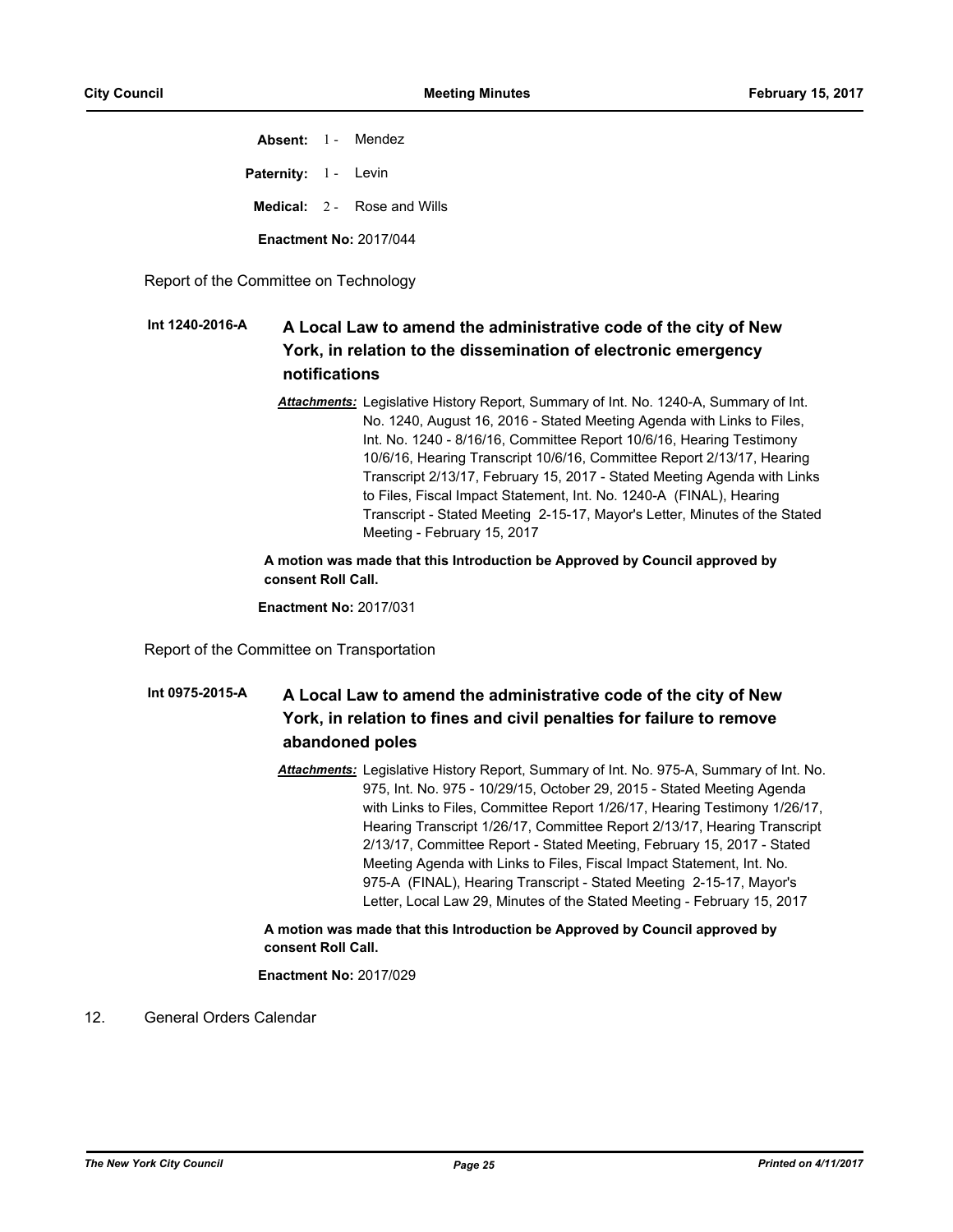**Absent:** 1 - Mendez

**Paternity:** 1 - Levin

**Medical:** 2 - Rose and Wills

**Enactment No:** 2017/044

Report of the Committee on Technology

**Int 1240-2016-A** **A Local Law to amend the administrative code of the city of New York, in relation to the dissemination of electronic emergency notifications**

***Attachments:*** Legislative History Report, Summary of Int. No. 1240-A, Summary of Int. No. 1240, August 16, 2016 - Stated Meeting Agenda with Links to Files, Int. No. 1240 - 8/16/16, Committee Report 10/6/16, Hearing Testimony 10/6/16, Hearing Transcript 10/6/16, Committee Report 2/13/17, Hearing Transcript 2/13/17, February 15, 2017 - Stated Meeting Agenda with Links to Files, Fiscal Impact Statement, Int. No. 1240-A (FINAL), Hearing Transcript - Stated Meeting 2-15-17, Mayor's Letter, Minutes of the Stated Meeting - February 15, 2017

**A motion was made that this Introduction be Approved by Council approved by consent Roll Call.**

**Enactment No:** 2017/031

Report of the Committee on Transportation

**Int 0975-2015-A** **A Local Law to amend the administrative code of the city of New York, in relation to fines and civil penalties for failure to remove abandoned poles**

***Attachments:*** Legislative History Report, Summary of Int. No. 975-A, Summary of Int. No. 975, Int. No. 975 - 10/29/15, October 29, 2015 - Stated Meeting Agenda with Links to Files, Committee Report 1/26/17, Hearing Testimony 1/26/17, Hearing Transcript 1/26/17, Committee Report 2/13/17, Hearing Transcript 2/13/17, Committee Report - Stated Meeting, February 15, 2017 - Stated Meeting Agenda with Links to Files, Fiscal Impact Statement, Int. No. 975-A (FINAL), Hearing Transcript - Stated Meeting 2-15-17, Mayor's Letter, Local Law 29, Minutes of the Stated Meeting - February 15, 2017

**A motion was made that this Introduction be Approved by Council approved by consent Roll Call.**

**Enactment No:** 2017/029

12. General Orders Calendar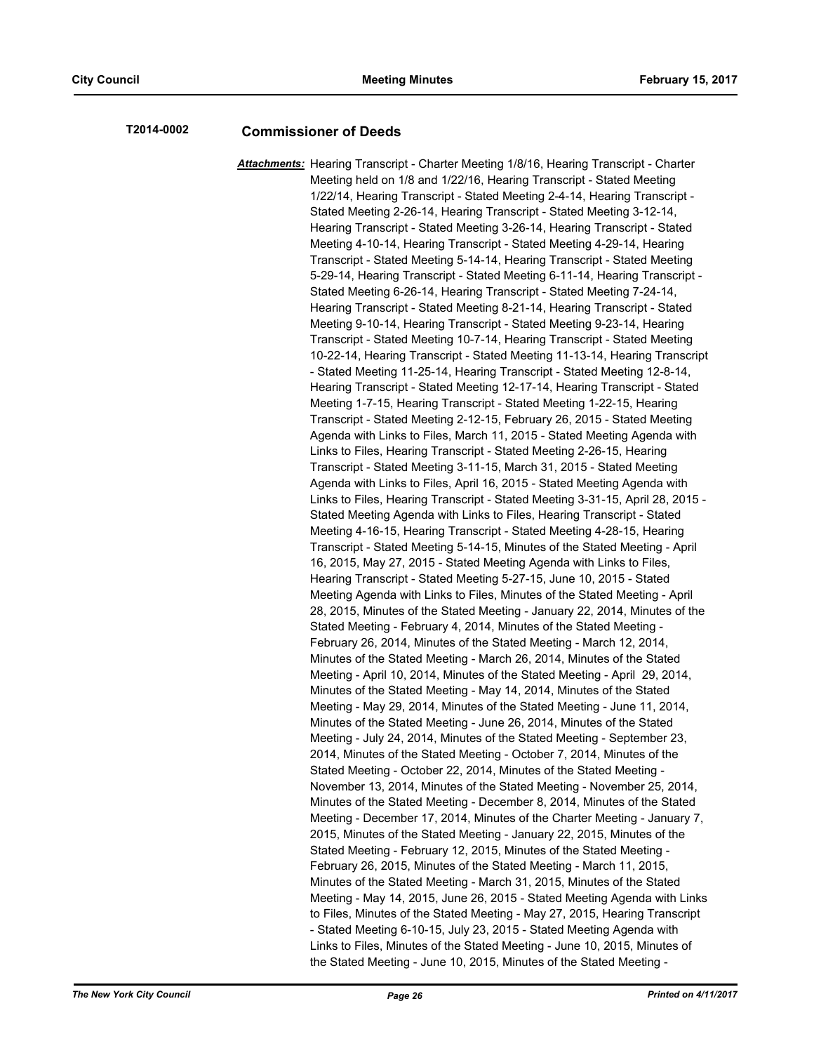**T2014-0002** **Commissioner of Deeds**

***Attachments:*** Hearing Transcript - Charter Meeting 1/8/16, Hearing Transcript - Charter Meeting held on 1/8 and 1/22/16, Hearing Transcript - Stated Meeting 1/22/14, Hearing Transcript - Stated Meeting 2-4-14, Hearing Transcript - Stated Meeting 2-26-14, Hearing Transcript - Stated Meeting 3-12-14, Hearing Transcript - Stated Meeting 3-26-14, Hearing Transcript - Stated Meeting 4-10-14, Hearing Transcript - Stated Meeting 4-29-14, Hearing Transcript - Stated Meeting 5-14-14, Hearing Transcript - Stated Meeting 5-29-14, Hearing Transcript - Stated Meeting 6-11-14, Hearing Transcript - Stated Meeting 6-26-14, Hearing Transcript - Stated Meeting 7-24-14, Hearing Transcript - Stated Meeting 8-21-14, Hearing Transcript - Stated Meeting 9-10-14, Hearing Transcript - Stated Meeting 9-23-14, Hearing Transcript - Stated Meeting 10-7-14, Hearing Transcript - Stated Meeting 10-22-14, Hearing Transcript - Stated Meeting 11-13-14, Hearing Transcript - Stated Meeting 11-25-14, Hearing Transcript - Stated Meeting 12-8-14, Hearing Transcript - Stated Meeting 12-17-14, Hearing Transcript - Stated Meeting 1-7-15, Hearing Transcript - Stated Meeting 1-22-15, Hearing Transcript - Stated Meeting 2-12-15, February 26, 2015 - Stated Meeting Agenda with Links to Files, March 11, 2015 - Stated Meeting Agenda with Links to Files, Hearing Transcript - Stated Meeting 2-26-15, Hearing Transcript - Stated Meeting 3-11-15, March 31, 2015 - Stated Meeting Agenda with Links to Files, April 16, 2015 - Stated Meeting Agenda with Links to Files, Hearing Transcript - Stated Meeting 3-31-15, April 28, 2015 - Stated Meeting Agenda with Links to Files, Hearing Transcript - Stated Meeting 4-16-15, Hearing Transcript - Stated Meeting 4-28-15, Hearing Transcript - Stated Meeting 5-14-15, Minutes of the Stated Meeting - April 16, 2015, May 27, 2015 - Stated Meeting Agenda with Links to Files, Hearing Transcript - Stated Meeting 5-27-15, June 10, 2015 - Stated Meeting Agenda with Links to Files, Minutes of the Stated Meeting - April 28, 2015, Minutes of the Stated Meeting - January 22, 2014, Minutes of the Stated Meeting - February 4, 2014, Minutes of the Stated Meeting - February 26, 2014, Minutes of the Stated Meeting - March 12, 2014, Minutes of the Stated Meeting - March 26, 2014, Minutes of the Stated Meeting - April 10, 2014, Minutes of the Stated Meeting - April 29, 2014, Minutes of the Stated Meeting - May 14, 2014, Minutes of the Stated Meeting - May 29, 2014, Minutes of the Stated Meeting - June 11, 2014, Minutes of the Stated Meeting - June 26, 2014, Minutes of the Stated Meeting - July 24, 2014, Minutes of the Stated Meeting - September 23, 2014, Minutes of the Stated Meeting - October 7, 2014, Minutes of the Stated Meeting - October 22, 2014, Minutes of the Stated Meeting - November 13, 2014, Minutes of the Stated Meeting - November 25, 2014, Minutes of the Stated Meeting - December 8, 2014, Minutes of the Stated Meeting - December 17, 2014, Minutes of the Charter Meeting - January 7, 2015, Minutes of the Stated Meeting - January 22, 2015, Minutes of the Stated Meeting - February 12, 2015, Minutes of the Stated Meeting - February 26, 2015, Minutes of the Stated Meeting - March 11, 2015, Minutes of the Stated Meeting - March 31, 2015, Minutes of the Stated Meeting - May 14, 2015, June 26, 2015 - Stated Meeting Agenda with Links to Files, Minutes of the Stated Meeting - May 27, 2015, Hearing Transcript - Stated Meeting 6-10-15, July 23, 2015 - Stated Meeting Agenda with Links to Files, Minutes of the Stated Meeting - June 10, 2015, Minutes of the Stated Meeting - June 10, 2015, Minutes of the Stated Meeting -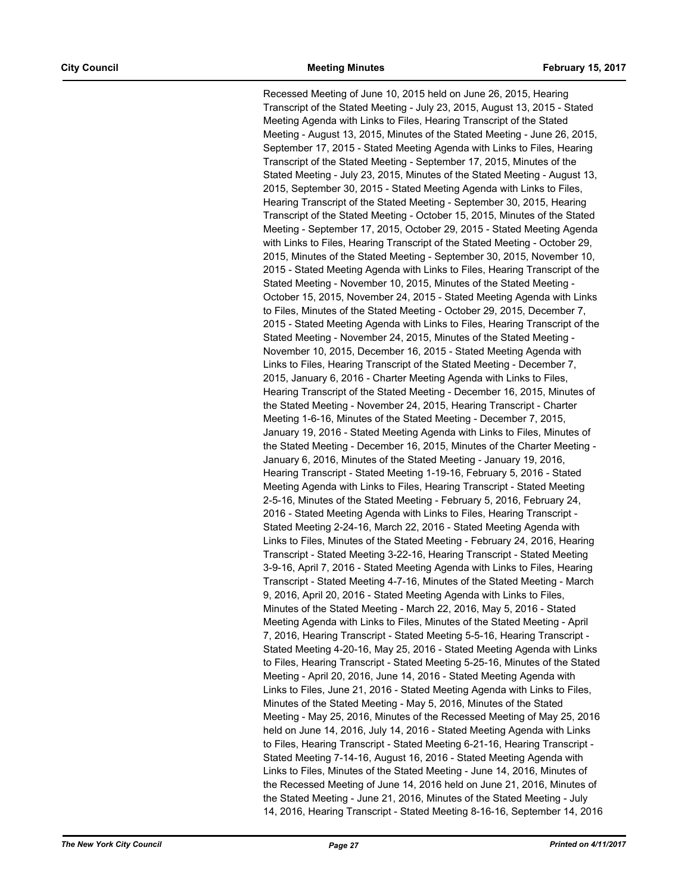Recessed Meeting of June 10, 2015 held on June 26, 2015, Hearing Transcript of the Stated Meeting - July 23, 2015, August 13, 2015 - Stated Meeting Agenda with Links to Files, Hearing Transcript of the Stated Meeting - August 13, 2015, Minutes of the Stated Meeting - June 26, 2015, September 17, 2015 - Stated Meeting Agenda with Links to Files, Hearing Transcript of the Stated Meeting - September 17, 2015, Minutes of the Stated Meeting - July 23, 2015, Minutes of the Stated Meeting - August 13, 2015, September 30, 2015 - Stated Meeting Agenda with Links to Files, Hearing Transcript of the Stated Meeting - September 30, 2015, Hearing Transcript of the Stated Meeting - October 15, 2015, Minutes of the Stated Meeting - September 17, 2015, October 29, 2015 - Stated Meeting Agenda with Links to Files, Hearing Transcript of the Stated Meeting - October 29, 2015, Minutes of the Stated Meeting - September 30, 2015, November 10, 2015 - Stated Meeting Agenda with Links to Files, Hearing Transcript of the Stated Meeting - November 10, 2015, Minutes of the Stated Meeting - October 15, 2015, November 24, 2015 - Stated Meeting Agenda with Links to Files, Minutes of the Stated Meeting - October 29, 2015, December 7, 2015 - Stated Meeting Agenda with Links to Files, Hearing Transcript of the Stated Meeting - November 24, 2015, Minutes of the Stated Meeting - November 10, 2015, December 16, 2015 - Stated Meeting Agenda with Links to Files, Hearing Transcript of the Stated Meeting - December 7, 2015, January 6, 2016 - Charter Meeting Agenda with Links to Files, Hearing Transcript of the Stated Meeting - December 16, 2015, Minutes of the Stated Meeting - November 24, 2015, Hearing Transcript - Charter Meeting 1-6-16, Minutes of the Stated Meeting - December 7, 2015, January 19, 2016 - Stated Meeting Agenda with Links to Files, Minutes of the Stated Meeting - December 16, 2015, Minutes of the Charter Meeting - January 6, 2016, Minutes of the Stated Meeting - January 19, 2016, Hearing Transcript - Stated Meeting 1-19-16, February 5, 2016 - Stated Meeting Agenda with Links to Files, Hearing Transcript - Stated Meeting 2-5-16, Minutes of the Stated Meeting - February 5, 2016, February 24, 2016 - Stated Meeting Agenda with Links to Files, Hearing Transcript - Stated Meeting 2-24-16, March 22, 2016 - Stated Meeting Agenda with Links to Files, Minutes of the Stated Meeting - February 24, 2016, Hearing Transcript - Stated Meeting 3-22-16, Hearing Transcript - Stated Meeting 3-9-16, April 7, 2016 - Stated Meeting Agenda with Links to Files, Hearing Transcript - Stated Meeting 4-7-16, Minutes of the Stated Meeting - March 9, 2016, April 20, 2016 - Stated Meeting Agenda with Links to Files, Minutes of the Stated Meeting - March 22, 2016, May 5, 2016 - Stated Meeting Agenda with Links to Files, Minutes of the Stated Meeting - April 7, 2016, Hearing Transcript - Stated Meeting 5-5-16, Hearing Transcript - Stated Meeting 4-20-16, May 25, 2016 - Stated Meeting Agenda with Links to Files, Hearing Transcript - Stated Meeting 5-25-16, Minutes of the Stated Meeting - April 20, 2016, June 14, 2016 - Stated Meeting Agenda with Links to Files, June 21, 2016 - Stated Meeting Agenda with Links to Files, Minutes of the Stated Meeting - May 5, 2016, Minutes of the Stated Meeting - May 25, 2016, Minutes of the Recessed Meeting of May 25, 2016 held on June 14, 2016, July 14, 2016 - Stated Meeting Agenda with Links to Files, Hearing Transcript - Stated Meeting 6-21-16, Hearing Transcript - Stated Meeting 7-14-16, August 16, 2016 - Stated Meeting Agenda with Links to Files, Minutes of the Stated Meeting - June 14, 2016, Minutes of the Recessed Meeting of June 14, 2016 held on June 21, 2016, Minutes of the Stated Meeting - June 21, 2016, Minutes of the Stated Meeting - July 14, 2016, Hearing Transcript - Stated Meeting 8-16-16, September 14, 2016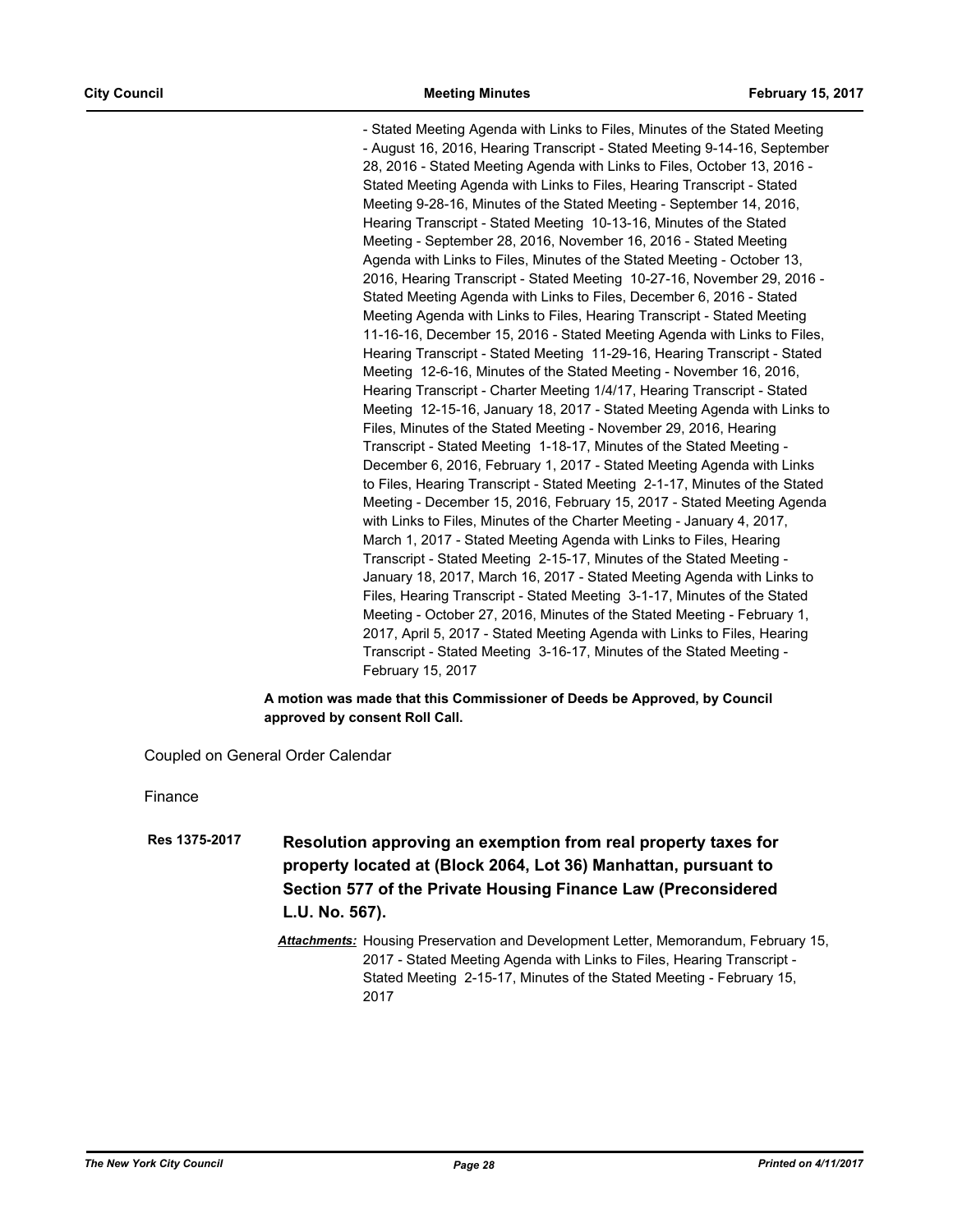- Stated Meeting Agenda with Links to Files, Minutes of the Stated Meeting - August 16, 2016, Hearing Transcript - Stated Meeting 9-14-16, September 28, 2016 - Stated Meeting Agenda with Links to Files, October 13, 2016 - Stated Meeting Agenda with Links to Files, Hearing Transcript - Stated Meeting 9-28-16, Minutes of the Stated Meeting - September 14, 2016, Hearing Transcript - Stated Meeting 10-13-16, Minutes of the Stated Meeting - September 28, 2016, November 16, 2016 - Stated Meeting Agenda with Links to Files, Minutes of the Stated Meeting - October 13, 2016, Hearing Transcript - Stated Meeting 10-27-16, November 29, 2016 - Stated Meeting Agenda with Links to Files, December 6, 2016 - Stated Meeting Agenda with Links to Files, Hearing Transcript - Stated Meeting 11-16-16, December 15, 2016 - Stated Meeting Agenda with Links to Files, Hearing Transcript - Stated Meeting 11-29-16, Hearing Transcript - Stated Meeting 12-6-16, Minutes of the Stated Meeting - November 16, 2016, Hearing Transcript - Charter Meeting 1/4/17, Hearing Transcript - Stated Meeting 12-15-16, January 18, 2017 - Stated Meeting Agenda with Links to Files, Minutes of the Stated Meeting - November 29, 2016, Hearing Transcript - Stated Meeting 1-18-17, Minutes of the Stated Meeting - December 6, 2016, February 1, 2017 - Stated Meeting Agenda with Links to Files, Hearing Transcript - Stated Meeting 2-1-17, Minutes of the Stated Meeting - December 15, 2016, February 15, 2017 - Stated Meeting Agenda with Links to Files, Minutes of the Charter Meeting - January 4, 2017, March 1, 2017 - Stated Meeting Agenda with Links to Files, Hearing Transcript - Stated Meeting 2-15-17, Minutes of the Stated Meeting - January 18, 2017, March 16, 2017 - Stated Meeting Agenda with Links to Files, Hearing Transcript - Stated Meeting 3-1-17, Minutes of the Stated Meeting - October 27, 2016, Minutes of the Stated Meeting - February 1, 2017, April 5, 2017 - Stated Meeting Agenda with Links to Files, Hearing Transcript - Stated Meeting 3-16-17, Minutes of the Stated Meeting - February 15, 2017

**A motion was made that this Commissioner of Deeds be Approved, by Council approved by consent Roll Call.**

Coupled on General Order Calendar

Finance

**Res 1375-2017** **Resolution approving an exemption from real property taxes for property located at (Block 2064, Lot 36) Manhattan, pursuant to Section 577 of the Private Housing Finance Law (Preconsidered L.U. No. 567).**

***Attachments:*** Housing Preservation and Development Letter, Memorandum, February 15, 2017 - Stated Meeting Agenda with Links to Files, Hearing Transcript - Stated Meeting 2-15-17, Minutes of the Stated Meeting - February 15, 2017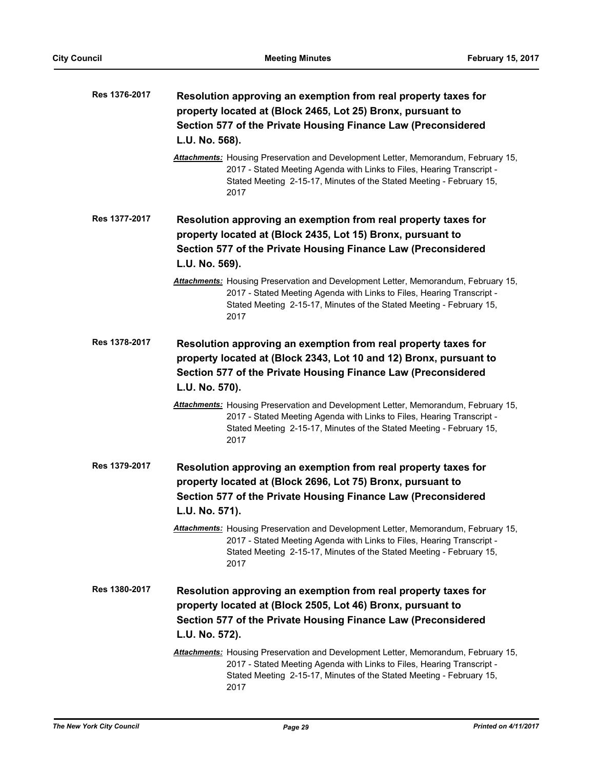**Res 1376-2017** **Resolution approving an exemption from real property taxes for property located at (Block 2465, Lot 25) Bronx, pursuant to Section 577 of the Private Housing Finance Law (Preconsidered L.U. No. 568).**

***Attachments:*** Housing Preservation and Development Letter, Memorandum, February 15, 2017 - Stated Meeting Agenda with Links to Files, Hearing Transcript - Stated Meeting 2-15-17, Minutes of the Stated Meeting - February 15, 2017

**Res 1377-2017** **Resolution approving an exemption from real property taxes for property located at (Block 2435, Lot 15) Bronx, pursuant to Section 577 of the Private Housing Finance Law (Preconsidered L.U. No. 569).**

***Attachments:*** Housing Preservation and Development Letter, Memorandum, February 15, 2017 - Stated Meeting Agenda with Links to Files, Hearing Transcript - Stated Meeting 2-15-17, Minutes of the Stated Meeting - February 15, 2017

**Res 1378-2017** **Resolution approving an exemption from real property taxes for property located at (Block 2343, Lot 10 and 12) Bronx, pursuant to Section 577 of the Private Housing Finance Law (Preconsidered L.U. No. 570).**

***Attachments:*** Housing Preservation and Development Letter, Memorandum, February 15, 2017 - Stated Meeting Agenda with Links to Files, Hearing Transcript - Stated Meeting 2-15-17, Minutes of the Stated Meeting - February 15, 2017

**Res 1379-2017** **Resolution approving an exemption from real property taxes for property located at (Block 2696, Lot 75) Bronx, pursuant to Section 577 of the Private Housing Finance Law (Preconsidered L.U. No. 571).**

***Attachments:*** Housing Preservation and Development Letter, Memorandum, February 15, 2017 - Stated Meeting Agenda with Links to Files, Hearing Transcript - Stated Meeting 2-15-17, Minutes of the Stated Meeting - February 15, 2017

**Res 1380-2017** **Resolution approving an exemption from real property taxes for property located at (Block 2505, Lot 46) Bronx, pursuant to Section 577 of the Private Housing Finance Law (Preconsidered L.U. No. 572).**

***Attachments:*** Housing Preservation and Development Letter, Memorandum, February 15, 2017 - Stated Meeting Agenda with Links to Files, Hearing Transcript - Stated Meeting 2-15-17, Minutes of the Stated Meeting - February 15, 2017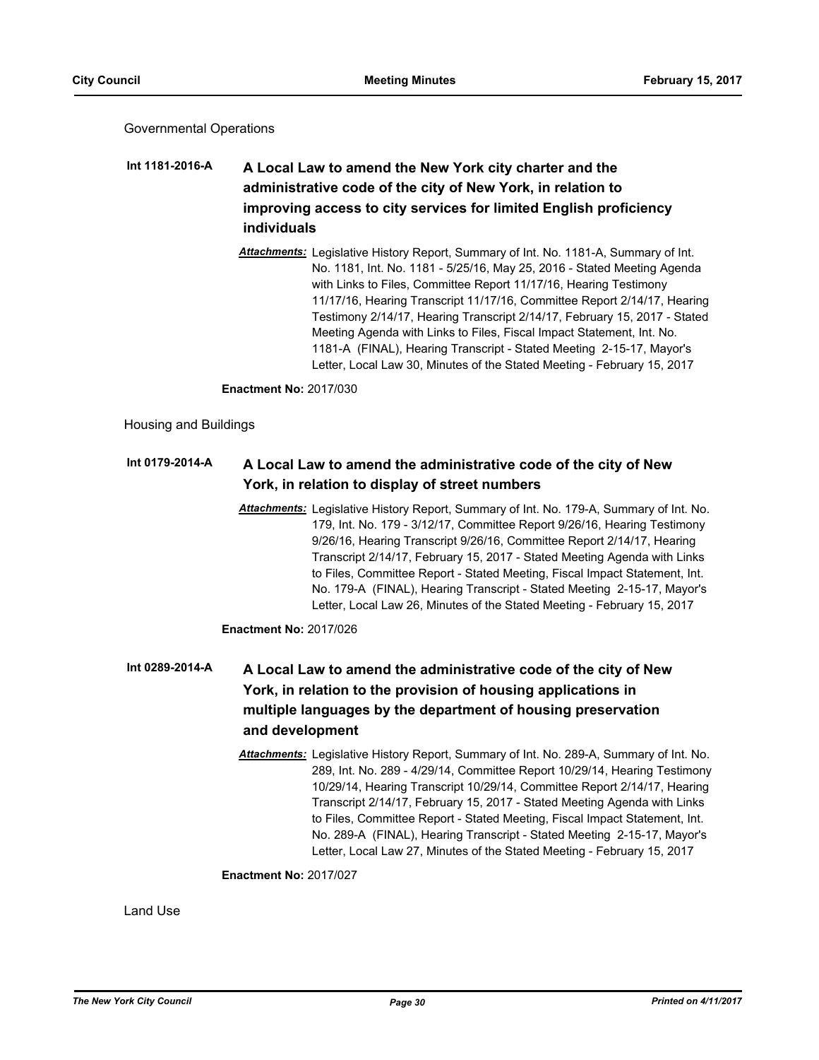Governmental Operations

**Int 1181-2016-A** **A Local Law to amend the New York city charter and the administrative code of the city of New York, in relation to improving access to city services for limited English proficiency individuals**

***Attachments:*** Legislative History Report, Summary of Int. No. 1181-A, Summary of Int. No. 1181, Int. No. 1181 - 5/25/16, May 25, 2016 - Stated Meeting Agenda with Links to Files, Committee Report 11/17/16, Hearing Testimony 11/17/16, Hearing Transcript 11/17/16, Committee Report 2/14/17, Hearing Testimony 2/14/17, Hearing Transcript 2/14/17, February 15, 2017 - Stated Meeting Agenda with Links to Files, Fiscal Impact Statement, Int. No. 1181-A (FINAL), Hearing Transcript - Stated Meeting 2-15-17, Mayor's Letter, Local Law 30, Minutes of the Stated Meeting - February 15, 2017

**Enactment No:** 2017/030

Housing and Buildings

**Int 0179-2014-A** **A Local Law to amend the administrative code of the city of New York, in relation to display of street numbers**

***Attachments:*** Legislative History Report, Summary of Int. No. 179-A, Summary of Int. No. 179, Int. No. 179 - 3/12/17, Committee Report 9/26/16, Hearing Testimony 9/26/16, Hearing Transcript 9/26/16, Committee Report 2/14/17, Hearing Transcript 2/14/17, February 15, 2017 - Stated Meeting Agenda with Links to Files, Committee Report - Stated Meeting, Fiscal Impact Statement, Int. No. 179-A (FINAL), Hearing Transcript - Stated Meeting 2-15-17, Mayor's Letter, Local Law 26, Minutes of the Stated Meeting - February 15, 2017

**Enactment No:** 2017/026

**Int 0289-2014-A** **A Local Law to amend the administrative code of the city of New York, in relation to the provision of housing applications in multiple languages by the department of housing preservation and development**

***Attachments:*** Legislative History Report, Summary of Int. No. 289-A, Summary of Int. No. 289, Int. No. 289 - 4/29/14, Committee Report 10/29/14, Hearing Testimony 10/29/14, Hearing Transcript 10/29/14, Committee Report 2/14/17, Hearing Transcript 2/14/17, February 15, 2017 - Stated Meeting Agenda with Links to Files, Committee Report - Stated Meeting, Fiscal Impact Statement, Int. No. 289-A (FINAL), Hearing Transcript - Stated Meeting 2-15-17, Mayor's Letter, Local Law 27, Minutes of the Stated Meeting - February 15, 2017

**Enactment No:** 2017/027

Land Use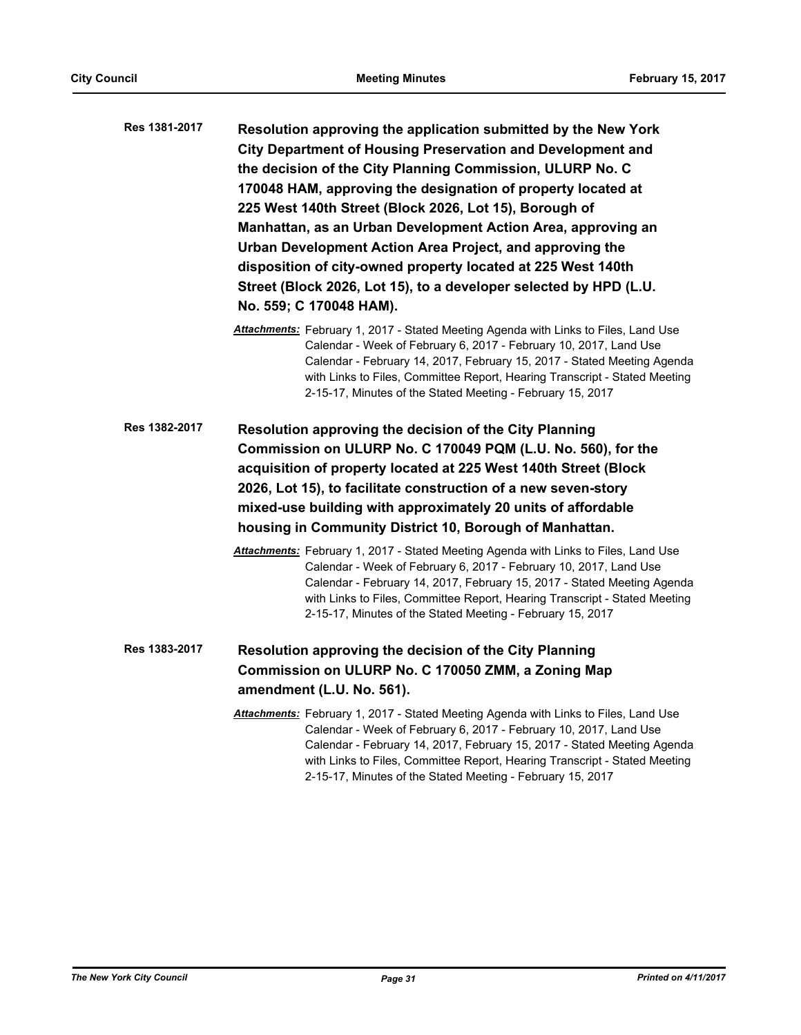**Res 1381-2017**

**Resolution approving the application submitted by the New York City Department of Housing Preservation and Development and the decision of the City Planning Commission, ULURP No. C 170048 HAM, approving the designation of property located at 225 West 140th Street (Block 2026, Lot 15), Borough of Manhattan, as an Urban Development Action Area, approving an Urban Development Action Area Project, and approving the disposition of city-owned property located at 225 West 140th Street (Block 2026, Lot 15), to a developer selected by HPD (L.U. No. 559; C 170048 HAM).**

***Attachments:*** February 1, 2017 - Stated Meeting Agenda with Links to Files, Land Use Calendar - Week of February 6, 2017 - February 10, 2017, Land Use Calendar - February 14, 2017, February 15, 2017 - Stated Meeting Agenda with Links to Files, Committee Report, Hearing Transcript - Stated Meeting 2-15-17, Minutes of the Stated Meeting - February 15, 2017

**Res 1382-2017**

**Resolution approving the decision of the City Planning Commission on ULURP No. C 170049 PQM (L.U. No. 560), for the acquisition of property located at 225 West 140th Street (Block 2026, Lot 15), to facilitate construction of a new seven-story mixed-use building with approximately 20 units of affordable housing in Community District 10, Borough of Manhattan.**

***Attachments:*** February 1, 2017 - Stated Meeting Agenda with Links to Files, Land Use Calendar - Week of February 6, 2017 - February 10, 2017, Land Use Calendar - February 14, 2017, February 15, 2017 - Stated Meeting Agenda with Links to Files, Committee Report, Hearing Transcript - Stated Meeting 2-15-17, Minutes of the Stated Meeting - February 15, 2017

**Res 1383-2017**

**Resolution approving the decision of the City Planning Commission on ULURP No. C 170050 ZMM, a Zoning Map amendment (L.U. No. 561).**

***Attachments:*** February 1, 2017 - Stated Meeting Agenda with Links to Files, Land Use Calendar - Week of February 6, 2017 - February 10, 2017, Land Use Calendar - February 14, 2017, February 15, 2017 - Stated Meeting Agenda with Links to Files, Committee Report, Hearing Transcript - Stated Meeting 2-15-17, Minutes of the Stated Meeting - February 15, 2017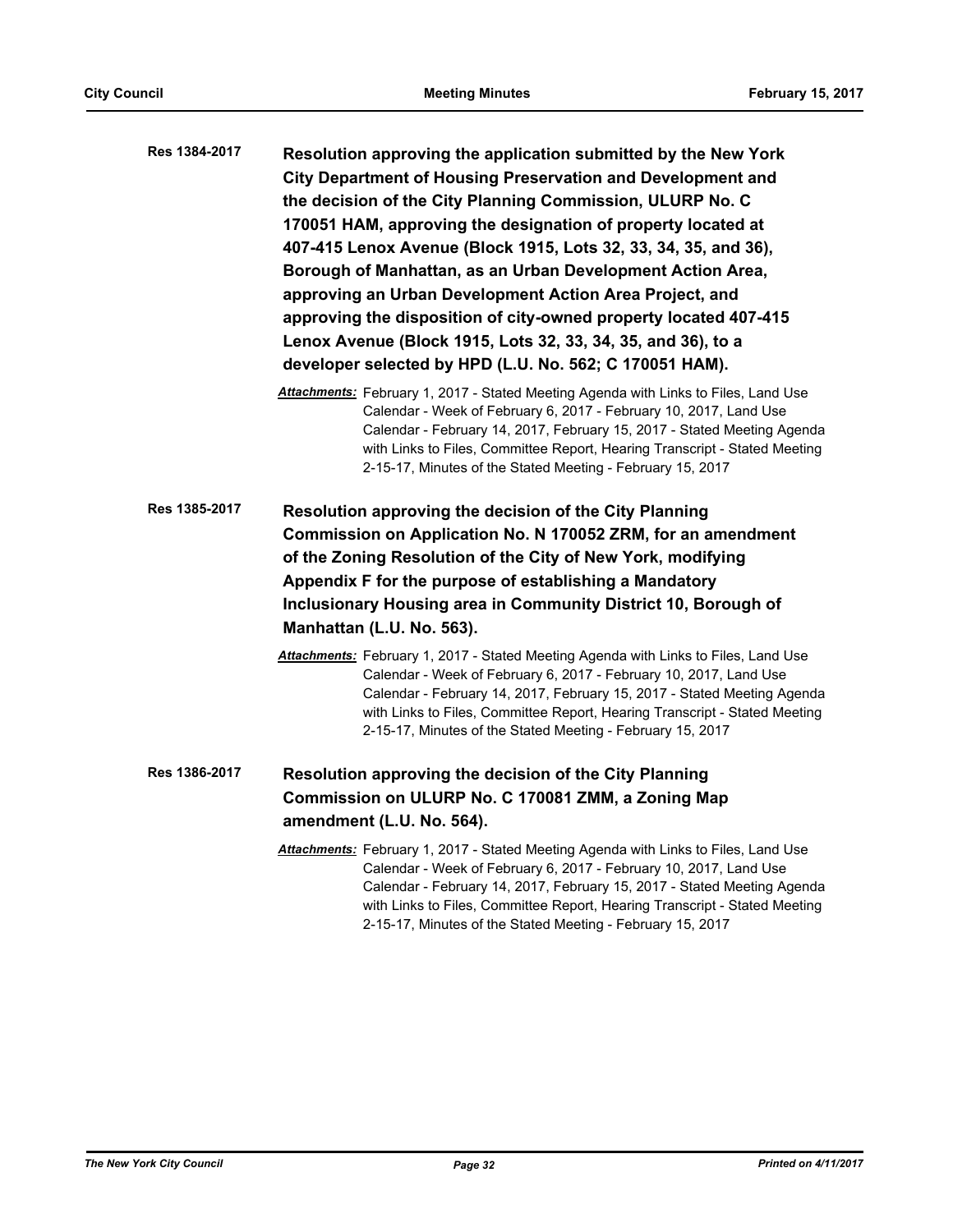**Res 1384-2017** **Resolution approving the application submitted by the New York City Department of Housing Preservation and Development and the decision of the City Planning Commission, ULURP No. C 170051 HAM, approving the designation of property located at 407-415 Lenox Avenue (Block 1915, Lots 32, 33, 34, 35, and 36), Borough of Manhattan, as an Urban Development Action Area, approving an Urban Development Action Area Project, and approving the disposition of city-owned property located 407-415 Lenox Avenue (Block 1915, Lots 32, 33, 34, 35, and 36), to a developer selected by HPD (L.U. No. 562; C 170051 HAM).**

*Attachments:* February 1, 2017 - Stated Meeting Agenda with Links to Files, Land Use Calendar - Week of February 6, 2017 - February 10, 2017, Land Use Calendar - February 14, 2017, February 15, 2017 - Stated Meeting Agenda with Links to Files, Committee Report, Hearing Transcript - Stated Meeting 2-15-17, Minutes of the Stated Meeting - February 15, 2017

**Res 1385-2017** **Resolution approving the decision of the City Planning Commission on Application No. N 170052 ZRM, for an amendment of the Zoning Resolution of the City of New York, modifying Appendix F for the purpose of establishing a Mandatory Inclusionary Housing area in Community District 10, Borough of Manhattan (L.U. No. 563).**

*Attachments:* February 1, 2017 - Stated Meeting Agenda with Links to Files, Land Use Calendar - Week of February 6, 2017 - February 10, 2017, Land Use Calendar - February 14, 2017, February 15, 2017 - Stated Meeting Agenda with Links to Files, Committee Report, Hearing Transcript - Stated Meeting 2-15-17, Minutes of the Stated Meeting - February 15, 2017

**Res 1386-2017** **Resolution approving the decision of the City Planning Commission on ULURP No. C 170081 ZMM, a Zoning Map amendment (L.U. No. 564).**

*Attachments:* February 1, 2017 - Stated Meeting Agenda with Links to Files, Land Use Calendar - Week of February 6, 2017 - February 10, 2017, Land Use Calendar - February 14, 2017, February 15, 2017 - Stated Meeting Agenda with Links to Files, Committee Report, Hearing Transcript - Stated Meeting 2-15-17, Minutes of the Stated Meeting - February 15, 2017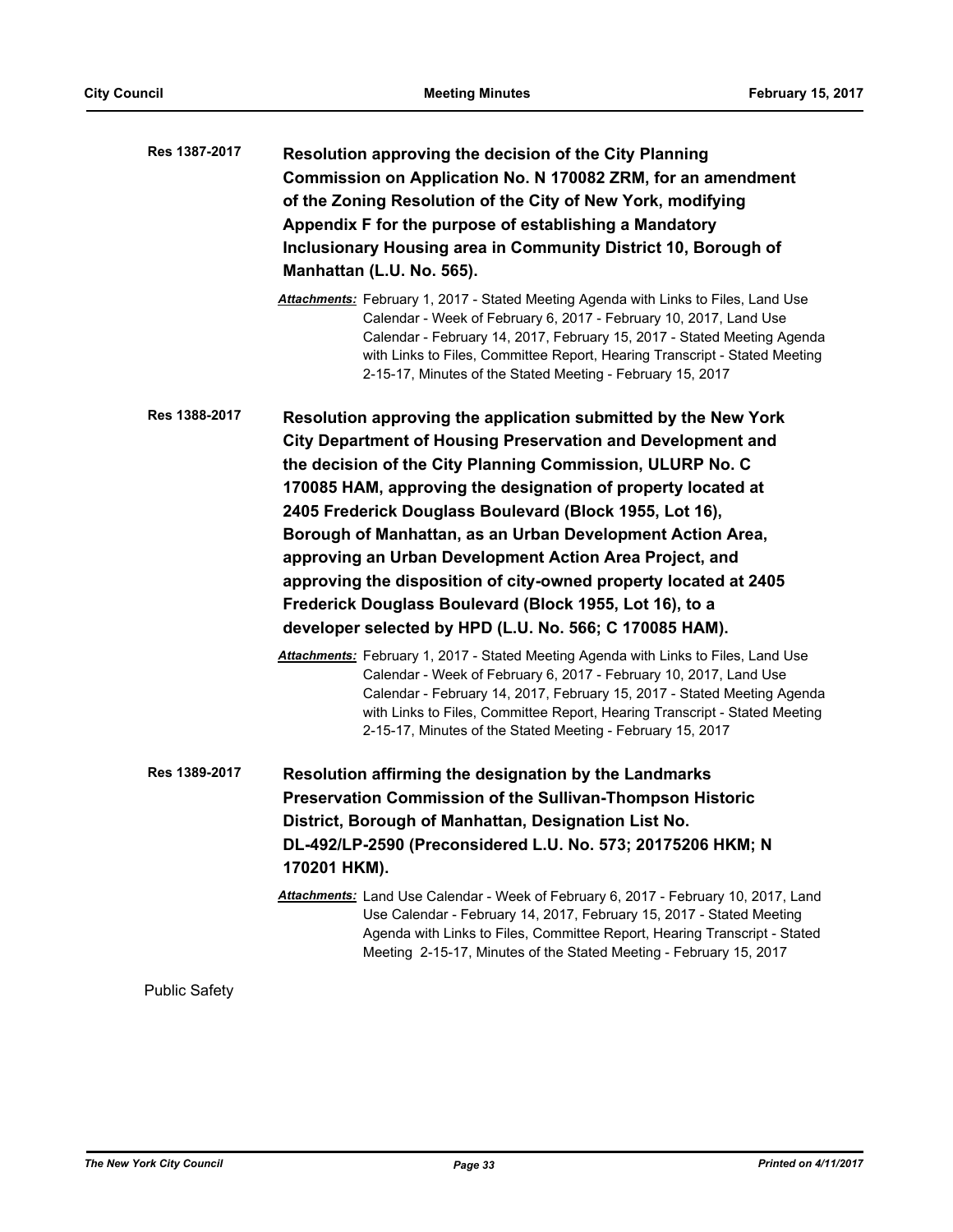**Res 1387-2017** **Resolution approving the decision of the City Planning Commission on Application No. N 170082 ZRM, for an amendment of the Zoning Resolution of the City of New York, modifying Appendix F for the purpose of establishing a Mandatory Inclusionary Housing area in Community District 10, Borough of Manhattan (L.U. No. 565).**

*Attachments:* February 1, 2017 - Stated Meeting Agenda with Links to Files, Land Use Calendar - Week of February 6, 2017 - February 10, 2017, Land Use Calendar - February 14, 2017, February 15, 2017 - Stated Meeting Agenda with Links to Files, Committee Report, Hearing Transcript - Stated Meeting 2-15-17, Minutes of the Stated Meeting - February 15, 2017

**Res 1388-2017** **Resolution approving the application submitted by the New York City Department of Housing Preservation and Development and the decision of the City Planning Commission, ULURP No. C 170085 HAM, approving the designation of property located at 2405 Frederick Douglass Boulevard (Block 1955, Lot 16), Borough of Manhattan, as an Urban Development Action Area, approving an Urban Development Action Area Project, and approving the disposition of city-owned property located at 2405 Frederick Douglass Boulevard (Block 1955, Lot 16), to a developer selected by HPD (L.U. No. 566; C 170085 HAM).**

*Attachments:* February 1, 2017 - Stated Meeting Agenda with Links to Files, Land Use Calendar - Week of February 6, 2017 - February 10, 2017, Land Use Calendar - February 14, 2017, February 15, 2017 - Stated Meeting Agenda with Links to Files, Committee Report, Hearing Transcript - Stated Meeting 2-15-17, Minutes of the Stated Meeting - February 15, 2017

**Res 1389-2017** **Resolution affirming the designation by the Landmarks Preservation Commission of the Sullivan-Thompson Historic District, Borough of Manhattan, Designation List No. DL-492/LP-2590 (Preconsidered L.U. No. 573; 20175206 HKM; N 170201 HKM).**

*Attachments:* Land Use Calendar - Week of February 6, 2017 - February 10, 2017, Land Use Calendar - February 14, 2017, February 15, 2017 - Stated Meeting Agenda with Links to Files, Committee Report, Hearing Transcript - Stated Meeting 2-15-17, Minutes of the Stated Meeting - February 15, 2017

Public Safety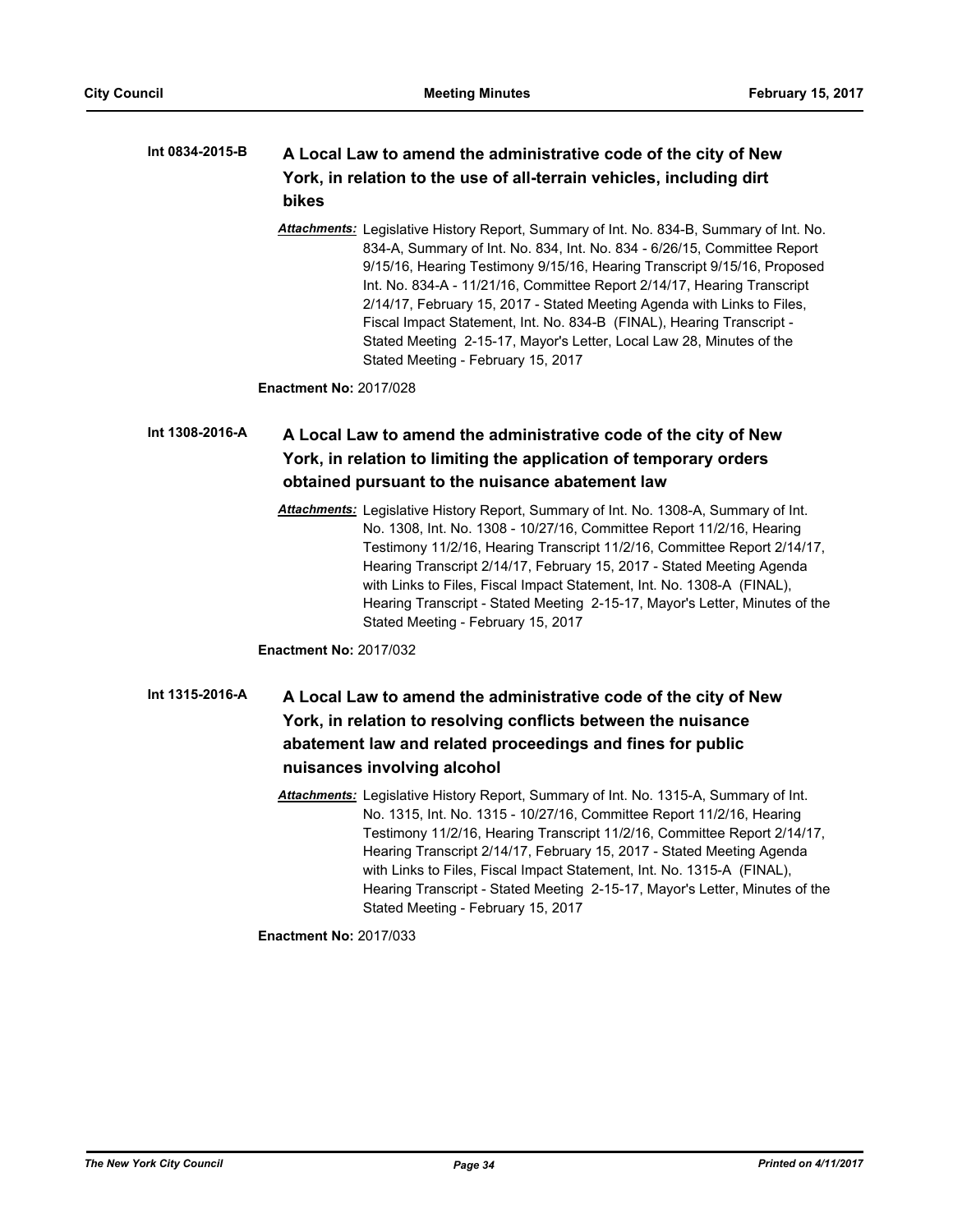**Int 0834-2015-B** **A Local Law to amend the administrative code of the city of New York, in relation to the use of all-terrain vehicles, including dirt bikes**

*Attachments:* Legislative History Report, Summary of Int. No. 834-B, Summary of Int. No. 834-A, Summary of Int. No. 834, Int. No. 834 - 6/26/15, Committee Report 9/15/16, Hearing Testimony 9/15/16, Hearing Transcript 9/15/16, Proposed Int. No. 834-A - 11/21/16, Committee Report 2/14/17, Hearing Transcript 2/14/17, February 15, 2017 - Stated Meeting Agenda with Links to Files, Fiscal Impact Statement, Int. No. 834-B (FINAL), Hearing Transcript - Stated Meeting 2-15-17, Mayor's Letter, Local Law 28, Minutes of the Stated Meeting - February 15, 2017

**Enactment No:** 2017/028

**Int 1308-2016-A** **A Local Law to amend the administrative code of the city of New York, in relation to limiting the application of temporary orders obtained pursuant to the nuisance abatement law**

*Attachments:* Legislative History Report, Summary of Int. No. 1308-A, Summary of Int. No. 1308, Int. No. 1308 - 10/27/16, Committee Report 11/2/16, Hearing Testimony 11/2/16, Hearing Transcript 11/2/16, Committee Report 2/14/17, Hearing Transcript 2/14/17, February 15, 2017 - Stated Meeting Agenda with Links to Files, Fiscal Impact Statement, Int. No. 1308-A (FINAL), Hearing Transcript - Stated Meeting 2-15-17, Mayor's Letter, Minutes of the Stated Meeting - February 15, 2017

**Enactment No:** 2017/032

**Int 1315-2016-A** **A Local Law to amend the administrative code of the city of New York, in relation to resolving conflicts between the nuisance abatement law and related proceedings and fines for public nuisances involving alcohol**

*Attachments:* Legislative History Report, Summary of Int. No. 1315-A, Summary of Int. No. 1315, Int. No. 1315 - 10/27/16, Committee Report 11/2/16, Hearing Testimony 11/2/16, Hearing Transcript 11/2/16, Committee Report 2/14/17, Hearing Transcript 2/14/17, February 15, 2017 - Stated Meeting Agenda with Links to Files, Fiscal Impact Statement, Int. No. 1315-A (FINAL), Hearing Transcript - Stated Meeting 2-15-17, Mayor's Letter, Minutes of the Stated Meeting - February 15, 2017

**Enactment No:** 2017/033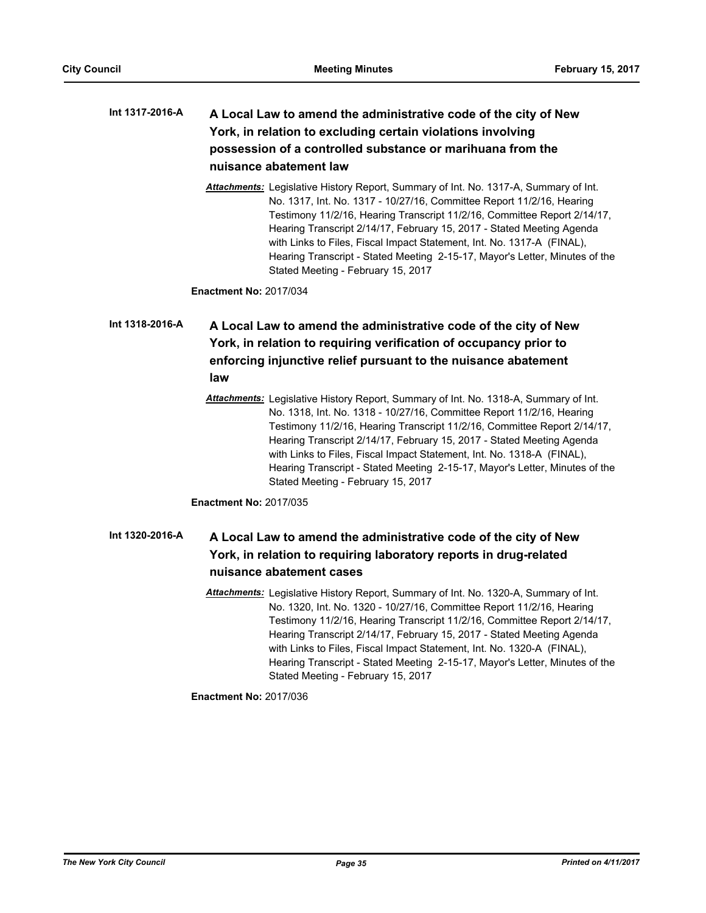**Int 1317-2016-A** **A Local Law to amend the administrative code of the city of New York, in relation to excluding certain violations involving possession of a controlled substance or marihuana from the nuisance abatement law**

***Attachments:*** Legislative History Report, Summary of Int. No. 1317-A, Summary of Int. No. 1317, Int. No. 1317 - 10/27/16, Committee Report 11/2/16, Hearing Testimony 11/2/16, Hearing Transcript 11/2/16, Committee Report 2/14/17, Hearing Transcript 2/14/17, February 15, 2017 - Stated Meeting Agenda with Links to Files, Fiscal Impact Statement, Int. No. 1317-A (FINAL), Hearing Transcript - Stated Meeting 2-15-17, Mayor's Letter, Minutes of the Stated Meeting - February 15, 2017

**Enactment No:** 2017/034

**Int 1318-2016-A** **A Local Law to amend the administrative code of the city of New York, in relation to requiring verification of occupancy prior to enforcing injunctive relief pursuant to the nuisance abatement law**

***Attachments:*** Legislative History Report, Summary of Int. No. 1318-A, Summary of Int. No. 1318, Int. No. 1318 - 10/27/16, Committee Report 11/2/16, Hearing Testimony 11/2/16, Hearing Transcript 11/2/16, Committee Report 2/14/17, Hearing Transcript 2/14/17, February 15, 2017 - Stated Meeting Agenda with Links to Files, Fiscal Impact Statement, Int. No. 1318-A (FINAL), Hearing Transcript - Stated Meeting 2-15-17, Mayor's Letter, Minutes of the Stated Meeting - February 15, 2017

**Enactment No:** 2017/035

**Int 1320-2016-A** **A Local Law to amend the administrative code of the city of New York, in relation to requiring laboratory reports in drug-related nuisance abatement cases**

***Attachments:*** Legislative History Report, Summary of Int. No. 1320-A, Summary of Int. No. 1320, Int. No. 1320 - 10/27/16, Committee Report 11/2/16, Hearing Testimony 11/2/16, Hearing Transcript 11/2/16, Committee Report 2/14/17, Hearing Transcript 2/14/17, February 15, 2017 - Stated Meeting Agenda with Links to Files, Fiscal Impact Statement, Int. No. 1320-A (FINAL), Hearing Transcript - Stated Meeting 2-15-17, Mayor's Letter, Minutes of the Stated Meeting - February 15, 2017

**Enactment No:** 2017/036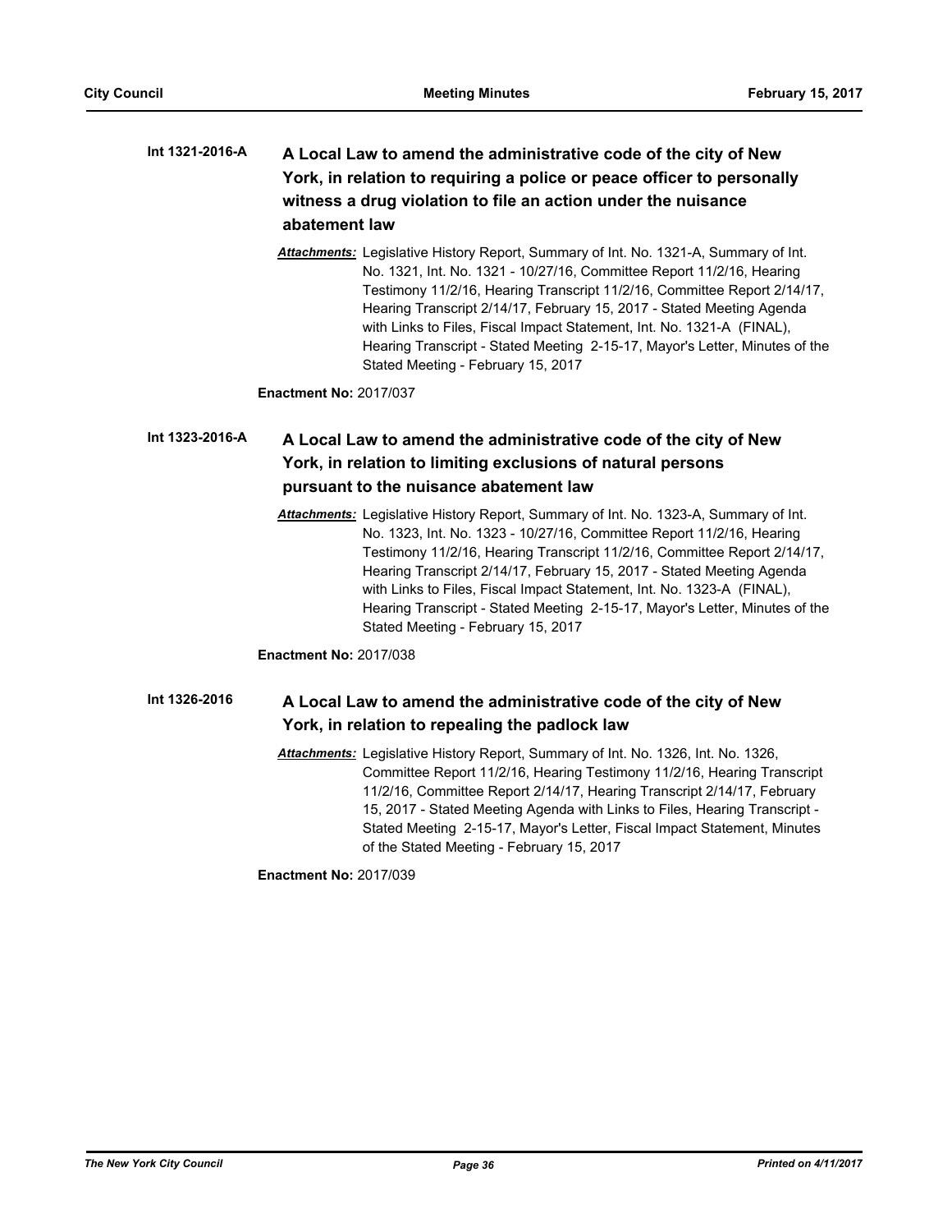**Int 1321-2016-A** **A Local Law to amend the administrative code of the city of New York, in relation to requiring a police or peace officer to personally witness a drug violation to file an action under the nuisance abatement law**

***Attachments:*** Legislative History Report, Summary of Int. No. 1321-A, Summary of Int. No. 1321, Int. No. 1321 - 10/27/16, Committee Report 11/2/16, Hearing Testimony 11/2/16, Hearing Transcript 11/2/16, Committee Report 2/14/17, Hearing Transcript 2/14/17, February 15, 2017 - Stated Meeting Agenda with Links to Files, Fiscal Impact Statement, Int. No. 1321-A (FINAL), Hearing Transcript - Stated Meeting 2-15-17, Mayor's Letter, Minutes of the Stated Meeting - February 15, 2017

**Enactment No:** 2017/037

**Int 1323-2016-A** **A Local Law to amend the administrative code of the city of New York, in relation to limiting exclusions of natural persons pursuant to the nuisance abatement law**

***Attachments:*** Legislative History Report, Summary of Int. No. 1323-A, Summary of Int. No. 1323, Int. No. 1323 - 10/27/16, Committee Report 11/2/16, Hearing Testimony 11/2/16, Hearing Transcript 11/2/16, Committee Report 2/14/17, Hearing Transcript 2/14/17, February 15, 2017 - Stated Meeting Agenda with Links to Files, Fiscal Impact Statement, Int. No. 1323-A (FINAL), Hearing Transcript - Stated Meeting 2-15-17, Mayor's Letter, Minutes of the Stated Meeting - February 15, 2017

**Enactment No:** 2017/038

**Int 1326-2016** **A Local Law to amend the administrative code of the city of New York, in relation to repealing the padlock law**

***Attachments:*** Legislative History Report, Summary of Int. No. 1326, Int. No. 1326, Committee Report 11/2/16, Hearing Testimony 11/2/16, Hearing Transcript 11/2/16, Committee Report 2/14/17, Hearing Transcript 2/14/17, February 15, 2017 - Stated Meeting Agenda with Links to Files, Hearing Transcript - Stated Meeting 2-15-17, Mayor's Letter, Fiscal Impact Statement, Minutes of the Stated Meeting - February 15, 2017

**Enactment No:** 2017/039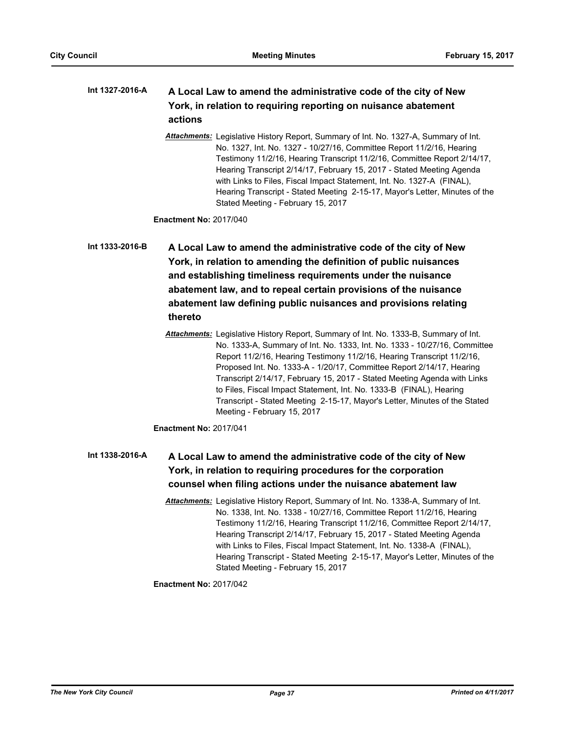**Int 1327-2016-A** **A Local Law to amend the administrative code of the city of New York, in relation to requiring reporting on nuisance abatement actions**

***Attachments:*** Legislative History Report, Summary of Int. No. 1327-A, Summary of Int. No. 1327, Int. No. 1327 - 10/27/16, Committee Report 11/2/16, Hearing Testimony 11/2/16, Hearing Transcript 11/2/16, Committee Report 2/14/17, Hearing Transcript 2/14/17, February 15, 2017 - Stated Meeting Agenda with Links to Files, Fiscal Impact Statement, Int. No. 1327-A (FINAL), Hearing Transcript - Stated Meeting 2-15-17, Mayor's Letter, Minutes of the Stated Meeting - February 15, 2017

**Enactment No:** 2017/040

**Int 1333-2016-B** **A Local Law to amend the administrative code of the city of New York, in relation to amending the definition of public nuisances and establishing timeliness requirements under the nuisance abatement law, and to repeal certain provisions of the nuisance abatement law defining public nuisances and provisions relating thereto**

***Attachments:*** Legislative History Report, Summary of Int. No. 1333-B, Summary of Int. No. 1333-A, Summary of Int. No. 1333, Int. No. 1333 - 10/27/16, Committee Report 11/2/16, Hearing Testimony 11/2/16, Hearing Transcript 11/2/16, Proposed Int. No. 1333-A - 1/20/17, Committee Report 2/14/17, Hearing Transcript 2/14/17, February 15, 2017 - Stated Meeting Agenda with Links to Files, Fiscal Impact Statement, Int. No. 1333-B (FINAL), Hearing Transcript - Stated Meeting 2-15-17, Mayor's Letter, Minutes of the Stated Meeting - February 15, 2017

**Enactment No:** 2017/041

**Int 1338-2016-A** **A Local Law to amend the administrative code of the city of New York, in relation to requiring procedures for the corporation counsel when filing actions under the nuisance abatement law**

***Attachments:*** Legislative History Report, Summary of Int. No. 1338-A, Summary of Int. No. 1338, Int. No. 1338 - 10/27/16, Committee Report 11/2/16, Hearing Testimony 11/2/16, Hearing Transcript 11/2/16, Committee Report 2/14/17, Hearing Transcript 2/14/17, February 15, 2017 - Stated Meeting Agenda with Links to Files, Fiscal Impact Statement, Int. No. 1338-A (FINAL), Hearing Transcript - Stated Meeting 2-15-17, Mayor's Letter, Minutes of the Stated Meeting - February 15, 2017

**Enactment No:** 2017/042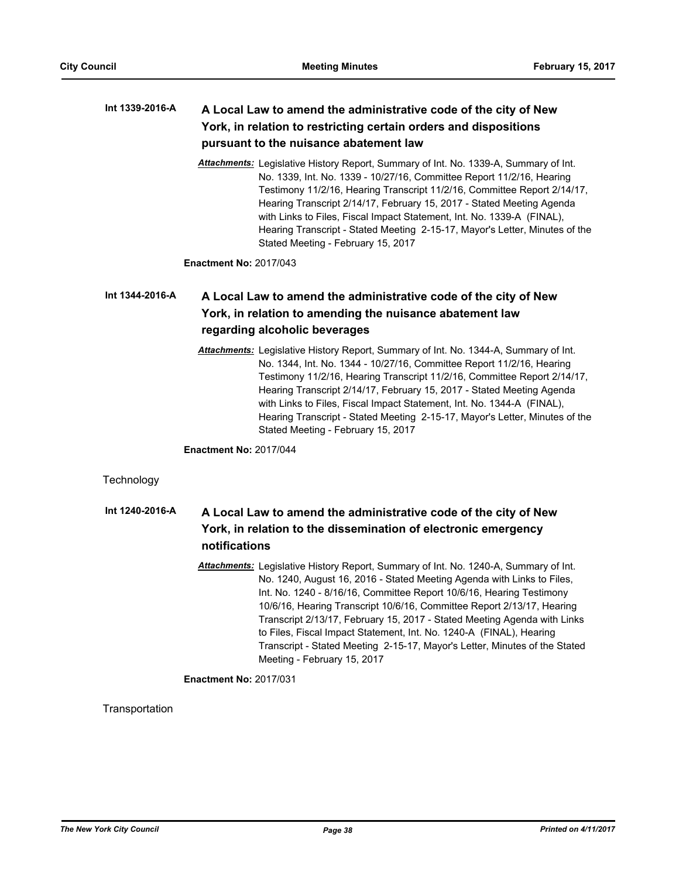**Int 1339-2016-A** **A Local Law to amend the administrative code of the city of New York, in relation to restricting certain orders and dispositions pursuant to the nuisance abatement law**

***Attachments:*** Legislative History Report, Summary of Int. No. 1339-A, Summary of Int. No. 1339, Int. No. 1339 - 10/27/16, Committee Report 11/2/16, Hearing Testimony 11/2/16, Hearing Transcript 11/2/16, Committee Report 2/14/17, Hearing Transcript 2/14/17, February 15, 2017 - Stated Meeting Agenda with Links to Files, Fiscal Impact Statement, Int. No. 1339-A (FINAL), Hearing Transcript - Stated Meeting 2-15-17, Mayor's Letter, Minutes of the Stated Meeting - February 15, 2017

**Enactment No:** 2017/043

**Int 1344-2016-A** **A Local Law to amend the administrative code of the city of New York, in relation to amending the nuisance abatement law regarding alcoholic beverages**

***Attachments:*** Legislative History Report, Summary of Int. No. 1344-A, Summary of Int. No. 1344, Int. No. 1344 - 10/27/16, Committee Report 11/2/16, Hearing Testimony 11/2/16, Hearing Transcript 11/2/16, Committee Report 2/14/17, Hearing Transcript 2/14/17, February 15, 2017 - Stated Meeting Agenda with Links to Files, Fiscal Impact Statement, Int. No. 1344-A (FINAL), Hearing Transcript - Stated Meeting 2-15-17, Mayor's Letter, Minutes of the Stated Meeting - February 15, 2017

**Enactment No:** 2017/044

Technology

**Int 1240-2016-A** **A Local Law to amend the administrative code of the city of New York, in relation to the dissemination of electronic emergency notifications**

***Attachments:*** Legislative History Report, Summary of Int. No. 1240-A, Summary of Int. No. 1240, August 16, 2016 - Stated Meeting Agenda with Links to Files, Int. No. 1240 - 8/16/16, Committee Report 10/6/16, Hearing Testimony 10/6/16, Hearing Transcript 10/6/16, Committee Report 2/13/17, Hearing Transcript 2/13/17, February 15, 2017 - Stated Meeting Agenda with Links to Files, Fiscal Impact Statement, Int. No. 1240-A (FINAL), Hearing Transcript - Stated Meeting 2-15-17, Mayor's Letter, Minutes of the Stated Meeting - February 15, 2017

**Enactment No:** 2017/031

Transportation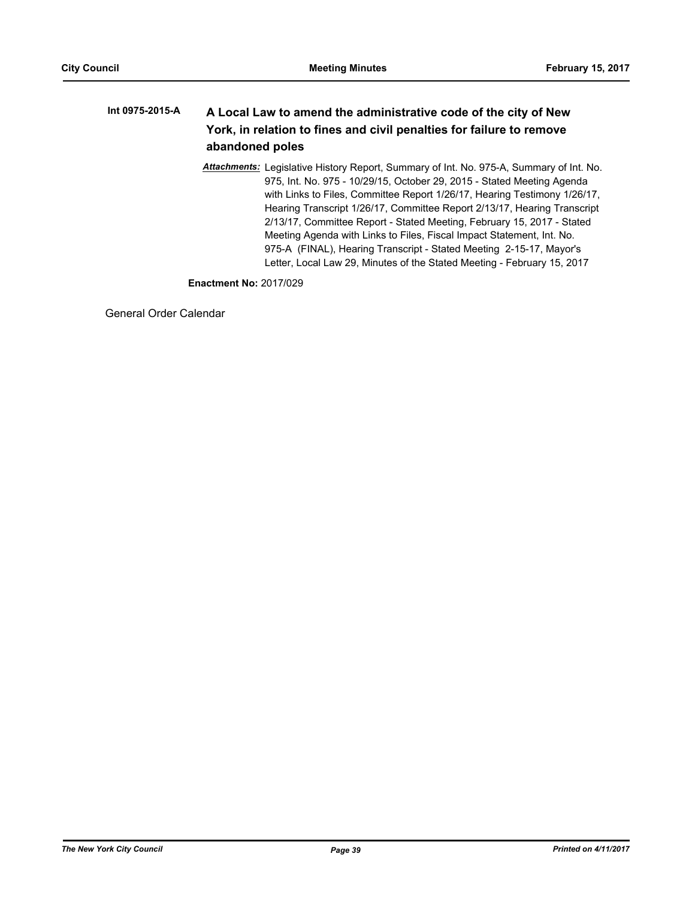**Int 0975-2015-A** **A Local Law to amend the administrative code of the city of New York, in relation to fines and civil penalties for failure to remove abandoned poles**

***Attachments:*** Legislative History Report, Summary of Int. No. 975-A, Summary of Int. No. 975, Int. No. 975 - 10/29/15, October 29, 2015 - Stated Meeting Agenda with Links to Files, Committee Report 1/26/17, Hearing Testimony 1/26/17, Hearing Transcript 1/26/17, Committee Report 2/13/17, Hearing Transcript 2/13/17, Committee Report - Stated Meeting, February 15, 2017 - Stated Meeting Agenda with Links to Files, Fiscal Impact Statement, Int. No. 975-A (FINAL), Hearing Transcript - Stated Meeting 2-15-17, Mayor's Letter, Local Law 29, Minutes of the Stated Meeting - February 15, 2017

**Enactment No:** 2017/029

General Order Calendar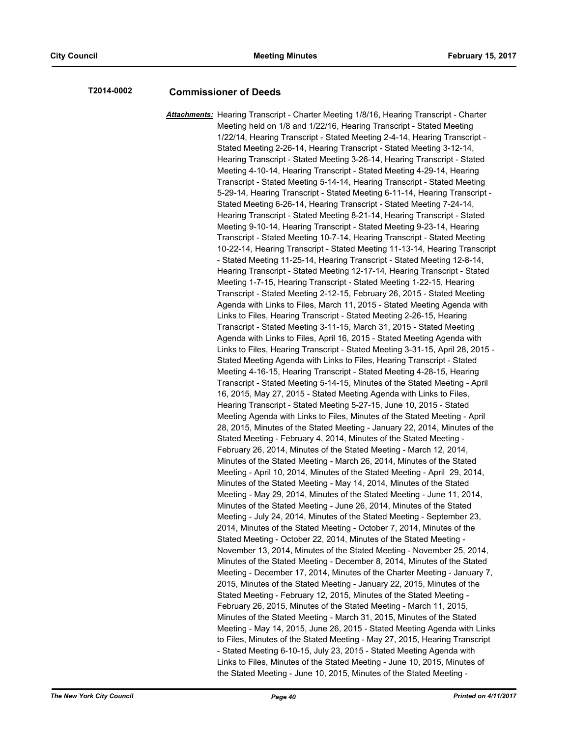**T2014-0002** **Commissioner of Deeds**

***Attachments:*** Hearing Transcript - Charter Meeting 1/8/16, Hearing Transcript - Charter Meeting held on 1/8 and 1/22/16, Hearing Transcript - Stated Meeting 1/22/14, Hearing Transcript - Stated Meeting 2-4-14, Hearing Transcript - Stated Meeting 2-26-14, Hearing Transcript - Stated Meeting 3-12-14, Hearing Transcript - Stated Meeting 3-26-14, Hearing Transcript - Stated Meeting 4-10-14, Hearing Transcript - Stated Meeting 4-29-14, Hearing Transcript - Stated Meeting 5-14-14, Hearing Transcript - Stated Meeting 5-29-14, Hearing Transcript - Stated Meeting 6-11-14, Hearing Transcript - Stated Meeting 6-26-14, Hearing Transcript - Stated Meeting 7-24-14, Hearing Transcript - Stated Meeting 8-21-14, Hearing Transcript - Stated Meeting 9-10-14, Hearing Transcript - Stated Meeting 9-23-14, Hearing Transcript - Stated Meeting 10-7-14, Hearing Transcript - Stated Meeting 10-22-14, Hearing Transcript - Stated Meeting 11-13-14, Hearing Transcript - Stated Meeting 11-25-14, Hearing Transcript - Stated Meeting 12-8-14, Hearing Transcript - Stated Meeting 12-17-14, Hearing Transcript - Stated Meeting 1-7-15, Hearing Transcript - Stated Meeting 1-22-15, Hearing Transcript - Stated Meeting 2-12-15, February 26, 2015 - Stated Meeting Agenda with Links to Files, March 11, 2015 - Stated Meeting Agenda with Links to Files, Hearing Transcript - Stated Meeting 2-26-15, Hearing Transcript - Stated Meeting 3-11-15, March 31, 2015 - Stated Meeting Agenda with Links to Files, April 16, 2015 - Stated Meeting Agenda with Links to Files, Hearing Transcript - Stated Meeting 3-31-15, April 28, 2015 - Stated Meeting Agenda with Links to Files, Hearing Transcript - Stated Meeting 4-16-15, Hearing Transcript - Stated Meeting 4-28-15, Hearing Transcript - Stated Meeting 5-14-15, Minutes of the Stated Meeting - April 16, 2015, May 27, 2015 - Stated Meeting Agenda with Links to Files, Hearing Transcript - Stated Meeting 5-27-15, June 10, 2015 - Stated Meeting Agenda with Links to Files, Minutes of the Stated Meeting - April 28, 2015, Minutes of the Stated Meeting - January 22, 2014, Minutes of the Stated Meeting - February 4, 2014, Minutes of the Stated Meeting - February 26, 2014, Minutes of the Stated Meeting - March 12, 2014, Minutes of the Stated Meeting - March 26, 2014, Minutes of the Stated Meeting - April 10, 2014, Minutes of the Stated Meeting - April 29, 2014, Minutes of the Stated Meeting - May 14, 2014, Minutes of the Stated Meeting - May 29, 2014, Minutes of the Stated Meeting - June 11, 2014, Minutes of the Stated Meeting - June 26, 2014, Minutes of the Stated Meeting - July 24, 2014, Minutes of the Stated Meeting - September 23, 2014, Minutes of the Stated Meeting - October 7, 2014, Minutes of the Stated Meeting - October 22, 2014, Minutes of the Stated Meeting - November 13, 2014, Minutes of the Stated Meeting - November 25, 2014, Minutes of the Stated Meeting - December 8, 2014, Minutes of the Stated Meeting - December 17, 2014, Minutes of the Charter Meeting - January 7, 2015, Minutes of the Stated Meeting - January 22, 2015, Minutes of the Stated Meeting - February 12, 2015, Minutes of the Stated Meeting - February 26, 2015, Minutes of the Stated Meeting - March 11, 2015, Minutes of the Stated Meeting - March 31, 2015, Minutes of the Stated Meeting - May 14, 2015, June 26, 2015 - Stated Meeting Agenda with Links to Files, Minutes of the Stated Meeting - May 27, 2015, Hearing Transcript - Stated Meeting 6-10-15, July 23, 2015 - Stated Meeting Agenda with Links to Files, Minutes of the Stated Meeting - June 10, 2015, Minutes of the Stated Meeting - June 10, 2015, Minutes of the Stated Meeting -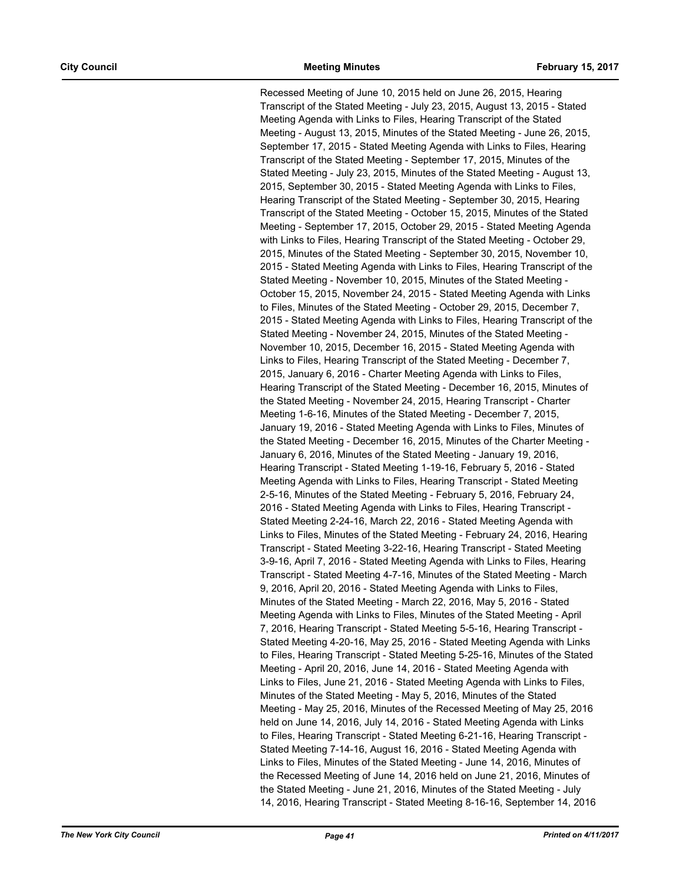Recessed Meeting of June 10, 2015 held on June 26, 2015, Hearing Transcript of the Stated Meeting - July 23, 2015, August 13, 2015 - Stated Meeting Agenda with Links to Files, Hearing Transcript of the Stated Meeting - August 13, 2015, Minutes of the Stated Meeting - June 26, 2015, September 17, 2015 - Stated Meeting Agenda with Links to Files, Hearing Transcript of the Stated Meeting - September 17, 2015, Minutes of the Stated Meeting - July 23, 2015, Minutes of the Stated Meeting - August 13, 2015, September 30, 2015 - Stated Meeting Agenda with Links to Files, Hearing Transcript of the Stated Meeting - September 30, 2015, Hearing Transcript of the Stated Meeting - October 15, 2015, Minutes of the Stated Meeting - September 17, 2015, October 29, 2015 - Stated Meeting Agenda with Links to Files, Hearing Transcript of the Stated Meeting - October 29, 2015, Minutes of the Stated Meeting - September 30, 2015, November 10, 2015 - Stated Meeting Agenda with Links to Files, Hearing Transcript of the Stated Meeting - November 10, 2015, Minutes of the Stated Meeting - October 15, 2015, November 24, 2015 - Stated Meeting Agenda with Links to Files, Minutes of the Stated Meeting - October 29, 2015, December 7, 2015 - Stated Meeting Agenda with Links to Files, Hearing Transcript of the Stated Meeting - November 24, 2015, Minutes of the Stated Meeting - November 10, 2015, December 16, 2015 - Stated Meeting Agenda with Links to Files, Hearing Transcript of the Stated Meeting - December 7, 2015, January 6, 2016 - Charter Meeting Agenda with Links to Files, Hearing Transcript of the Stated Meeting - December 16, 2015, Minutes of the Stated Meeting - November 24, 2015, Hearing Transcript - Charter Meeting 1-6-16, Minutes of the Stated Meeting - December 7, 2015, January 19, 2016 - Stated Meeting Agenda with Links to Files, Minutes of the Stated Meeting - December 16, 2015, Minutes of the Charter Meeting - January 6, 2016, Minutes of the Stated Meeting - January 19, 2016, Hearing Transcript - Stated Meeting 1-19-16, February 5, 2016 - Stated Meeting Agenda with Links to Files, Hearing Transcript - Stated Meeting 2-5-16, Minutes of the Stated Meeting - February 5, 2016, February 24, 2016 - Stated Meeting Agenda with Links to Files, Hearing Transcript - Stated Meeting 2-24-16, March 22, 2016 - Stated Meeting Agenda with Links to Files, Minutes of the Stated Meeting - February 24, 2016, Hearing Transcript - Stated Meeting 3-22-16, Hearing Transcript - Stated Meeting 3-9-16, April 7, 2016 - Stated Meeting Agenda with Links to Files, Hearing Transcript - Stated Meeting 4-7-16, Minutes of the Stated Meeting - March 9, 2016, April 20, 2016 - Stated Meeting Agenda with Links to Files, Minutes of the Stated Meeting - March 22, 2016, May 5, 2016 - Stated Meeting Agenda with Links to Files, Minutes of the Stated Meeting - April 7, 2016, Hearing Transcript - Stated Meeting 5-5-16, Hearing Transcript - Stated Meeting 4-20-16, May 25, 2016 - Stated Meeting Agenda with Links to Files, Hearing Transcript - Stated Meeting 5-25-16, Minutes of the Stated Meeting - April 20, 2016, June 14, 2016 - Stated Meeting Agenda with Links to Files, June 21, 2016 - Stated Meeting Agenda with Links to Files, Minutes of the Stated Meeting - May 5, 2016, Minutes of the Stated Meeting - May 25, 2016, Minutes of the Recessed Meeting of May 25, 2016 held on June 14, 2016, July 14, 2016 - Stated Meeting Agenda with Links to Files, Hearing Transcript - Stated Meeting 6-21-16, Hearing Transcript - Stated Meeting 7-14-16, August 16, 2016 - Stated Meeting Agenda with Links to Files, Minutes of the Stated Meeting - June 14, 2016, Minutes of the Recessed Meeting of June 14, 2016 held on June 21, 2016, Minutes of the Stated Meeting - June 21, 2016, Minutes of the Stated Meeting - July 14, 2016, Hearing Transcript - Stated Meeting 8-16-16, September 14, 2016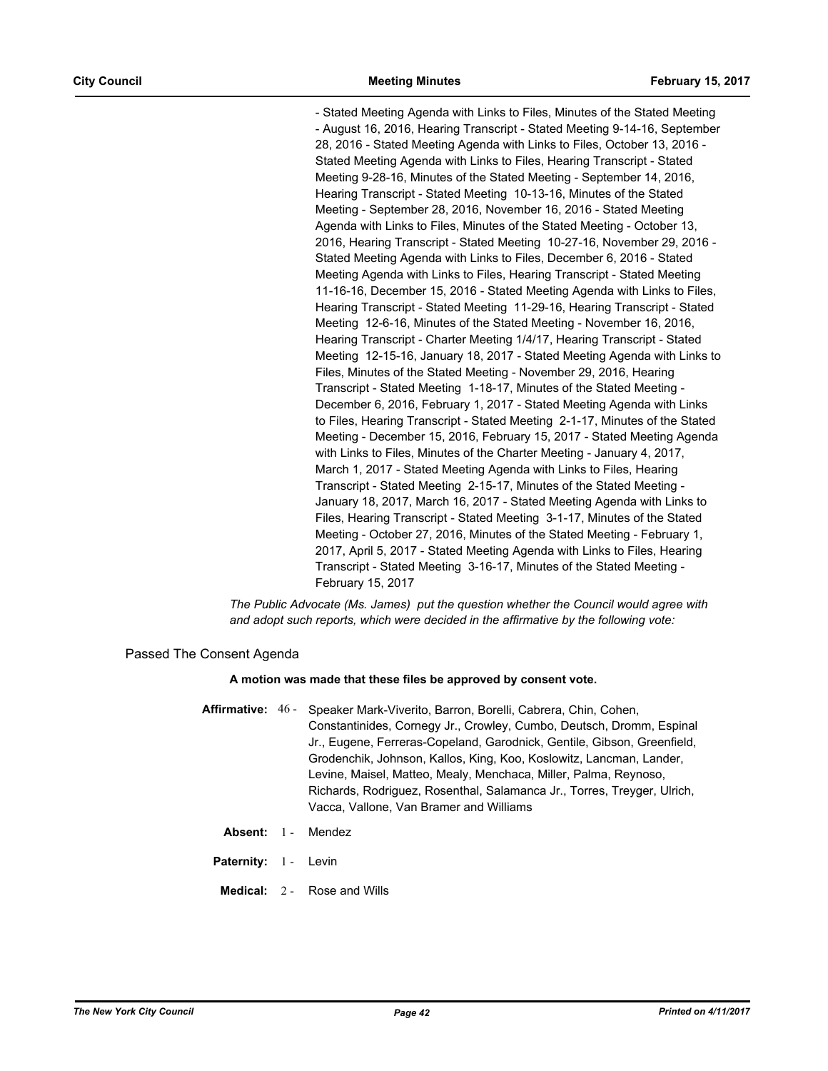- Stated Meeting Agenda with Links to Files, Minutes of the Stated Meeting - August 16, 2016, Hearing Transcript - Stated Meeting 9-14-16, September 28, 2016 - Stated Meeting Agenda with Links to Files, October 13, 2016 - Stated Meeting Agenda with Links to Files, Hearing Transcript - Stated Meeting 9-28-16, Minutes of the Stated Meeting - September 14, 2016, Hearing Transcript - Stated Meeting 10-13-16, Minutes of the Stated Meeting - September 28, 2016, November 16, 2016 - Stated Meeting Agenda with Links to Files, Minutes of the Stated Meeting - October 13, 2016, Hearing Transcript - Stated Meeting 10-27-16, November 29, 2016 - Stated Meeting Agenda with Links to Files, December 6, 2016 - Stated Meeting Agenda with Links to Files, Hearing Transcript - Stated Meeting 11-16-16, December 15, 2016 - Stated Meeting Agenda with Links to Files, Hearing Transcript - Stated Meeting 11-29-16, Hearing Transcript - Stated Meeting 12-6-16, Minutes of the Stated Meeting - November 16, 2016, Hearing Transcript - Charter Meeting 1/4/17, Hearing Transcript - Stated Meeting 12-15-16, January 18, 2017 - Stated Meeting Agenda with Links to Files, Minutes of the Stated Meeting - November 29, 2016, Hearing Transcript - Stated Meeting 1-18-17, Minutes of the Stated Meeting - December 6, 2016, February 1, 2017 - Stated Meeting Agenda with Links to Files, Hearing Transcript - Stated Meeting 2-1-17, Minutes of the Stated Meeting - December 15, 2016, February 15, 2017 - Stated Meeting Agenda with Links to Files, Minutes of the Charter Meeting - January 4, 2017, March 1, 2017 - Stated Meeting Agenda with Links to Files, Hearing Transcript - Stated Meeting 2-15-17, Minutes of the Stated Meeting - January 18, 2017, March 16, 2017 - Stated Meeting Agenda with Links to Files, Hearing Transcript - Stated Meeting 3-1-17, Minutes of the Stated Meeting - October 27, 2016, Minutes of the Stated Meeting - February 1, 2017, April 5, 2017 - Stated Meeting Agenda with Links to Files, Hearing Transcript - Stated Meeting 3-16-17, Minutes of the Stated Meeting - February 15, 2017

*The Public Advocate (Ms. James) put the question whether the Council would agree with and adopt such reports, which were decided in the affirmative by the following vote:*

Passed The Consent Agenda

**A motion was made that these files be approved by consent vote.**

**Affirmative:** 46 - Speaker Mark-Viverito, Barron, Borelli, Cabrera, Chin, Cohen, Constantinides, Cornegy Jr., Crowley, Cumbo, Deutsch, Dromm, Espinal Jr., Eugene, Ferreras-Copeland, Garodnick, Gentile, Gibson, Greenfield, Grodenchik, Johnson, Kallos, King, Koo, Koslowitz, Lancman, Lander, Levine, Maisel, Matteo, Mealy, Menchaca, Miller, Palma, Reynoso, Richards, Rodriguez, Rosenthal, Salamanca Jr., Torres, Treyger, Ulrich, Vacca, Vallone, Van Bramer and Williams

**Absent:** 1 - Mendez

**Paternity:** 1 - Levin

**Medical:** 2 - Rose and Wills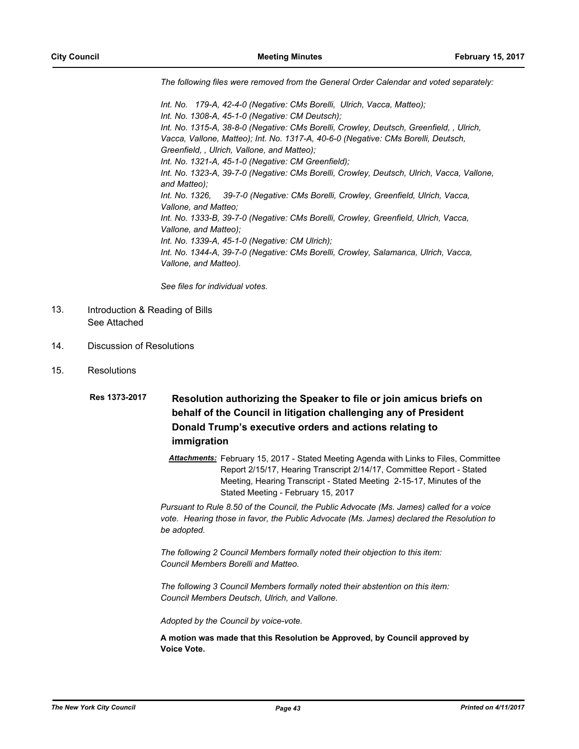*The following files were removed from the General Order Calendar and voted separately:*

*Int. No. 179-A, 42-4-0 (Negative: CMs Borelli, Ulrich, Vacca, Matteo);*
*Int. No. 1308-A, 45-1-0 (Negative: CM Deutsch);*
*Int. No. 1315-A, 38-8-0 (Negative: CMs Borelli, Crowley, Deutsch, Greenfield, , Ulrich, Vacca, Vallone, Matteo); Int. No. 1317-A, 40-6-0 (Negative: CMs Borelli, Deutsch, Greenfield, , Ulrich, Vallone, and Matteo);*
*Int. No. 1321-A, 45-1-0 (Negative: CM Greenfield);*
*Int. No. 1323-A, 39-7-0 (Negative: CMs Borelli, Crowley, Deutsch, Ulrich, Vacca, Vallone, and Matteo);*
*Int. No. 1326, 39-7-0 (Negative: CMs Borelli, Crowley, Greenfield, Ulrich, Vacca, Vallone, and Matteo;*
*Int. No. 1333-B, 39-7-0 (Negative: CMs Borelli, Crowley, Greenfield, Ulrich, Vacca, Vallone, and Matteo);*
*Int. No. 1339-A, 45-1-0 (Negative: CM Ulrich);*
*Int. No. 1344-A, 39-7-0 (Negative: CMs Borelli, Crowley, Salamanca, Ulrich, Vacca, Vallone, and Matteo).*

*See files for individual votes.*

13. Introduction & Reading of Bills
    See Attached

14. Discussion of Resolutions

15. Resolutions

**Res 1373-2017** **Resolution authorizing the Speaker to file or join amicus briefs on behalf of the Council in litigation challenging any of President Donald Trump's executive orders and actions relating to immigration**

***Attachments:*** February 15, 2017 - Stated Meeting Agenda with Links to Files, Committee Report 2/15/17, Hearing Transcript 2/14/17, Committee Report - Stated Meeting, Hearing Transcript - Stated Meeting 2-15-17, Minutes of the Stated Meeting - February 15, 2017

*Pursuant to Rule 8.50 of the Council, the Public Advocate (Ms. James) called for a voice vote. Hearing those in favor, the Public Advocate (Ms. James) declared the Resolution to be adopted.*

*The following 2 Council Members formally noted their objection to this item: Council Members Borelli and Matteo.*

*The following 3 Council Members formally noted their abstention on this item: Council Members Deutsch, Ulrich, and Vallone.*

*Adopted by the Council by voice-vote.*

**A motion was made that this Resolution be Approved, by Council approved by Voice Vote.**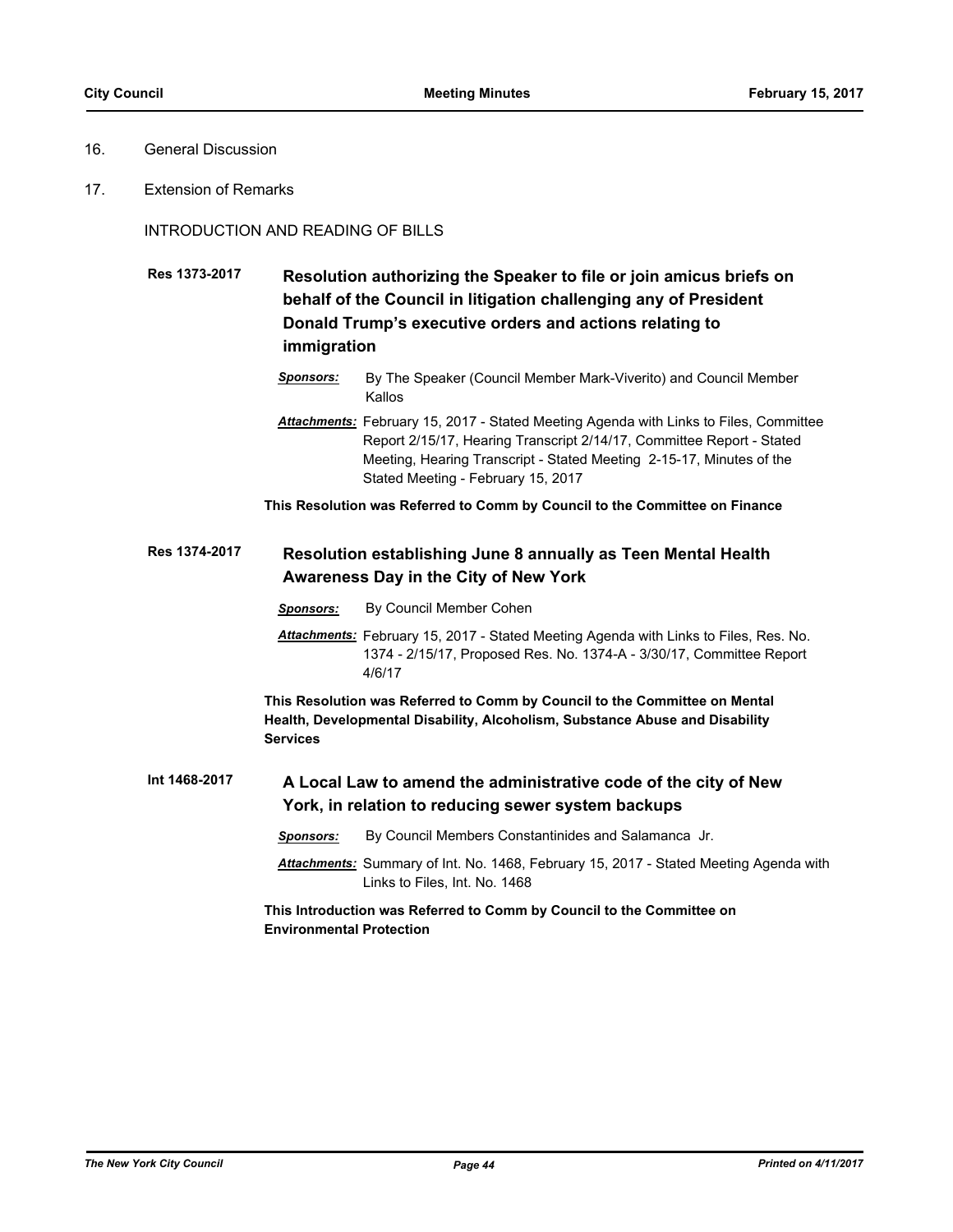16. General Discussion

17. Extension of Remarks

INTRODUCTION AND READING OF BILLS

**Res 1373-2017** **Resolution authorizing the Speaker to file or join amicus briefs on behalf of the Council in litigation challenging any of President Donald Trump's executive orders and actions relating to immigration**

***Sponsors:*** By The Speaker (Council Member Mark-Viverito) and Council Member Kallos

***Attachments:*** February 15, 2017 - Stated Meeting Agenda with Links to Files, Committee Report 2/15/17, Hearing Transcript 2/14/17, Committee Report - Stated Meeting, Hearing Transcript - Stated Meeting 2-15-17, Minutes of the Stated Meeting - February 15, 2017

**This Resolution was Referred to Comm by Council to the Committee on Finance**

**Res 1374-2017** **Resolution establishing June 8 annually as Teen Mental Health Awareness Day in the City of New York**

***Sponsors:*** By Council Member Cohen

***Attachments:*** February 15, 2017 - Stated Meeting Agenda with Links to Files, Res. No. 1374 - 2/15/17, Proposed Res. No. 1374-A - 3/30/17, Committee Report 4/6/17

**This Resolution was Referred to Comm by Council to the Committee on Mental Health, Developmental Disability, Alcoholism, Substance Abuse and Disability Services**

**Int 1468-2017** **A Local Law to amend the administrative code of the city of New York, in relation to reducing sewer system backups**

***Sponsors:*** By Council Members Constantinides and Salamanca Jr.

***Attachments:*** Summary of Int. No. 1468, February 15, 2017 - Stated Meeting Agenda with Links to Files, Int. No. 1468

**This Introduction was Referred to Comm by Council to the Committee on Environmental Protection**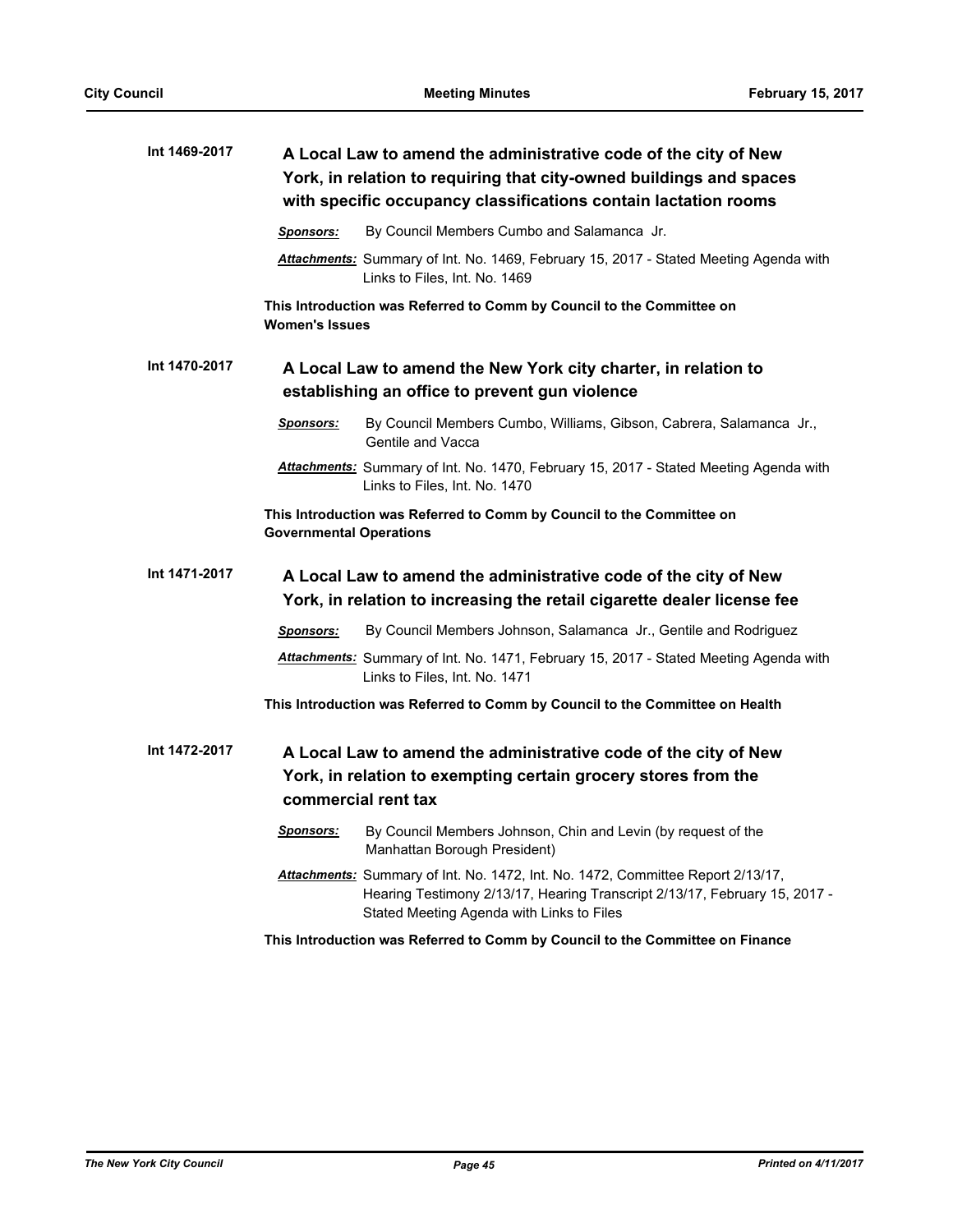**Int 1469-2017** **A Local Law to amend the administrative code of the city of New York, in relation to requiring that city-owned buildings and spaces with specific occupancy classifications contain lactation rooms**

***Sponsors:*** By Council Members Cumbo and Salamanca Jr.

***Attachments:*** Summary of Int. No. 1469, February 15, 2017 - Stated Meeting Agenda with Links to Files, Int. No. 1469

**This Introduction was Referred to Comm by Council to the Committee on Women's Issues**

**Int 1470-2017** **A Local Law to amend the New York city charter, in relation to establishing an office to prevent gun violence**

***Sponsors:*** By Council Members Cumbo, Williams, Gibson, Cabrera, Salamanca Jr., Gentile and Vacca

***Attachments:*** Summary of Int. No. 1470, February 15, 2017 - Stated Meeting Agenda with Links to Files, Int. No. 1470

**This Introduction was Referred to Comm by Council to the Committee on Governmental Operations**

**Int 1471-2017** **A Local Law to amend the administrative code of the city of New York, in relation to increasing the retail cigarette dealer license fee**

***Sponsors:*** By Council Members Johnson, Salamanca Jr., Gentile and Rodriguez

***Attachments:*** Summary of Int. No. 1471, February 15, 2017 - Stated Meeting Agenda with Links to Files, Int. No. 1471

**This Introduction was Referred to Comm by Council to the Committee on Health**

**Int 1472-2017** **A Local Law to amend the administrative code of the city of New York, in relation to exempting certain grocery stores from the commercial rent tax**

***Sponsors:*** By Council Members Johnson, Chin and Levin (by request of the Manhattan Borough President)

***Attachments:*** Summary of Int. No. 1472, Int. No. 1472, Committee Report 2/13/17, Hearing Testimony 2/13/17, Hearing Transcript 2/13/17, February 15, 2017 - Stated Meeting Agenda with Links to Files

**This Introduction was Referred to Comm by Council to the Committee on Finance**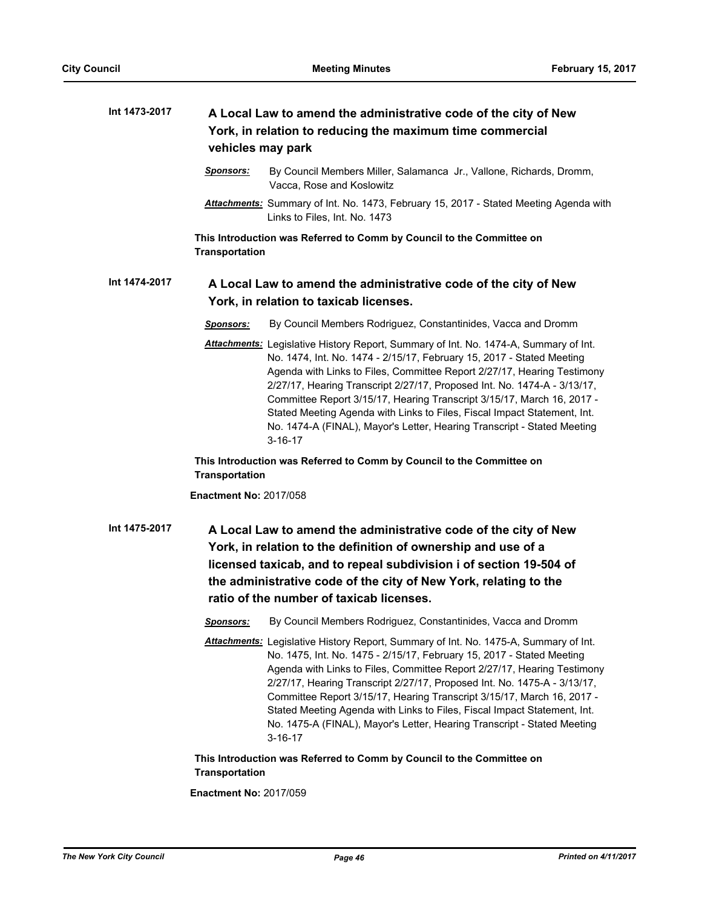**Int 1473-2017** **A Local Law to amend the administrative code of the city of New York, in relation to reducing the maximum time commercial vehicles may park**

***Sponsors:*** By Council Members Miller, Salamanca Jr., Vallone, Richards, Dromm, Vacca, Rose and Koslowitz

***Attachments:*** Summary of Int. No. 1473, February 15, 2017 - Stated Meeting Agenda with Links to Files, Int. No. 1473

**This Introduction was Referred to Comm by Council to the Committee on Transportation**

**Int 1474-2017** **A Local Law to amend the administrative code of the city of New York, in relation to taxicab licenses.**

***Sponsors:*** By Council Members Rodriguez, Constantinides, Vacca and Dromm

***Attachments:*** Legislative History Report, Summary of Int. No. 1474-A, Summary of Int. No. 1474, Int. No. 1474 - 2/15/17, February 15, 2017 - Stated Meeting Agenda with Links to Files, Committee Report 2/27/17, Hearing Testimony 2/27/17, Hearing Transcript 2/27/17, Proposed Int. No. 1474-A - 3/13/17, Committee Report 3/15/17, Hearing Transcript 3/15/17, March 16, 2017 - Stated Meeting Agenda with Links to Files, Fiscal Impact Statement, Int. No. 1474-A (FINAL), Mayor's Letter, Hearing Transcript - Stated Meeting 3-16-17

**This Introduction was Referred to Comm by Council to the Committee on Transportation**

**Enactment No:** 2017/058

**Int 1475-2017** **A Local Law to amend the administrative code of the city of New York, in relation to the definition of ownership and use of a licensed taxicab, and to repeal subdivision i of section 19-504 of the administrative code of the city of New York, relating to the ratio of the number of taxicab licenses.**

***Sponsors:*** By Council Members Rodriguez, Constantinides, Vacca and Dromm

***Attachments:*** Legislative History Report, Summary of Int. No. 1475-A, Summary of Int. No. 1475, Int. No. 1475 - 2/15/17, February 15, 2017 - Stated Meeting Agenda with Links to Files, Committee Report 2/27/17, Hearing Testimony 2/27/17, Hearing Transcript 2/27/17, Proposed Int. No. 1475-A - 3/13/17, Committee Report 3/15/17, Hearing Transcript 3/15/17, March 16, 2017 - Stated Meeting Agenda with Links to Files, Fiscal Impact Statement, Int. No. 1475-A (FINAL), Mayor's Letter, Hearing Transcript - Stated Meeting 3-16-17

**This Introduction was Referred to Comm by Council to the Committee on Transportation**

**Enactment No:** 2017/059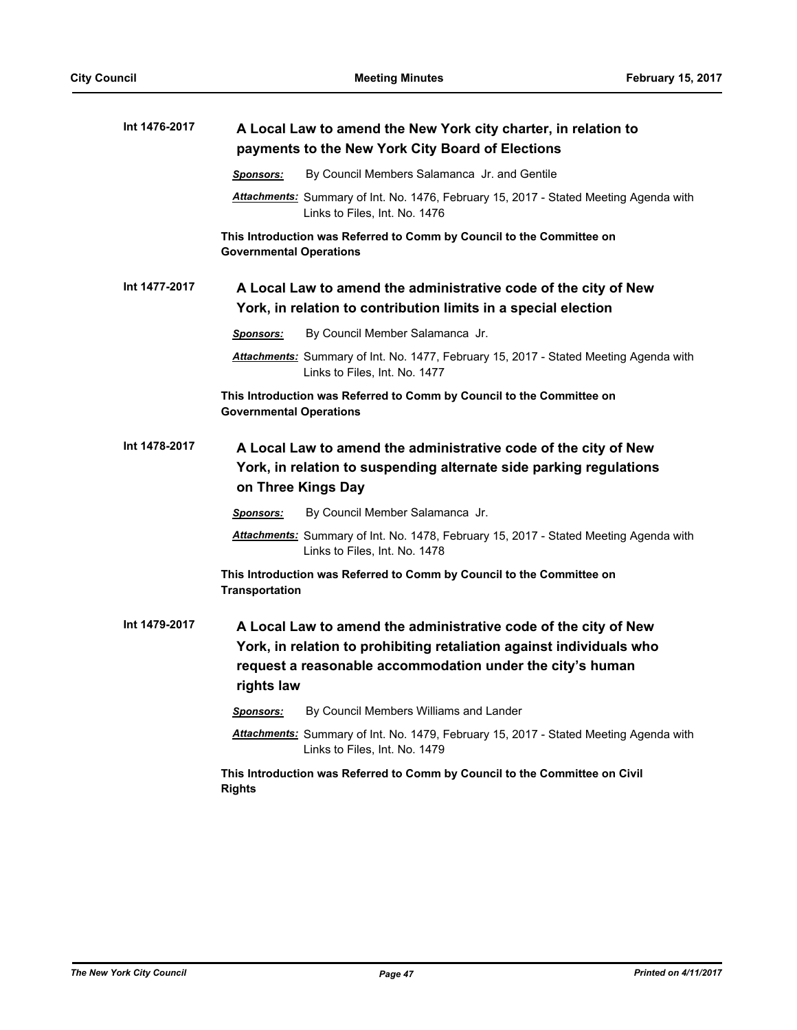**Int 1476-2017** **A Local Law to amend the New York city charter, in relation to payments to the New York City Board of Elections**

***Sponsors:*** By Council Members Salamanca Jr. and Gentile

***Attachments:*** Summary of Int. No. 1476, February 15, 2017 - Stated Meeting Agenda with Links to Files, Int. No. 1476

**This Introduction was Referred to Comm by Council to the Committee on Governmental Operations**

**Int 1477-2017** **A Local Law to amend the administrative code of the city of New York, in relation to contribution limits in a special election**

***Sponsors:*** By Council Member Salamanca Jr.

***Attachments:*** Summary of Int. No. 1477, February 15, 2017 - Stated Meeting Agenda with Links to Files, Int. No. 1477

**This Introduction was Referred to Comm by Council to the Committee on Governmental Operations**

**Int 1478-2017** **A Local Law to amend the administrative code of the city of New York, in relation to suspending alternate side parking regulations on Three Kings Day**

***Sponsors:*** By Council Member Salamanca Jr.

***Attachments:*** Summary of Int. No. 1478, February 15, 2017 - Stated Meeting Agenda with Links to Files, Int. No. 1478

**This Introduction was Referred to Comm by Council to the Committee on Transportation**

**Int 1479-2017** **A Local Law to amend the administrative code of the city of New York, in relation to prohibiting retaliation against individuals who request a reasonable accommodation under the city's human rights law**

***Sponsors:*** By Council Members Williams and Lander

***Attachments:*** Summary of Int. No. 1479, February 15, 2017 - Stated Meeting Agenda with Links to Files, Int. No. 1479

**This Introduction was Referred to Comm by Council to the Committee on Civil Rights**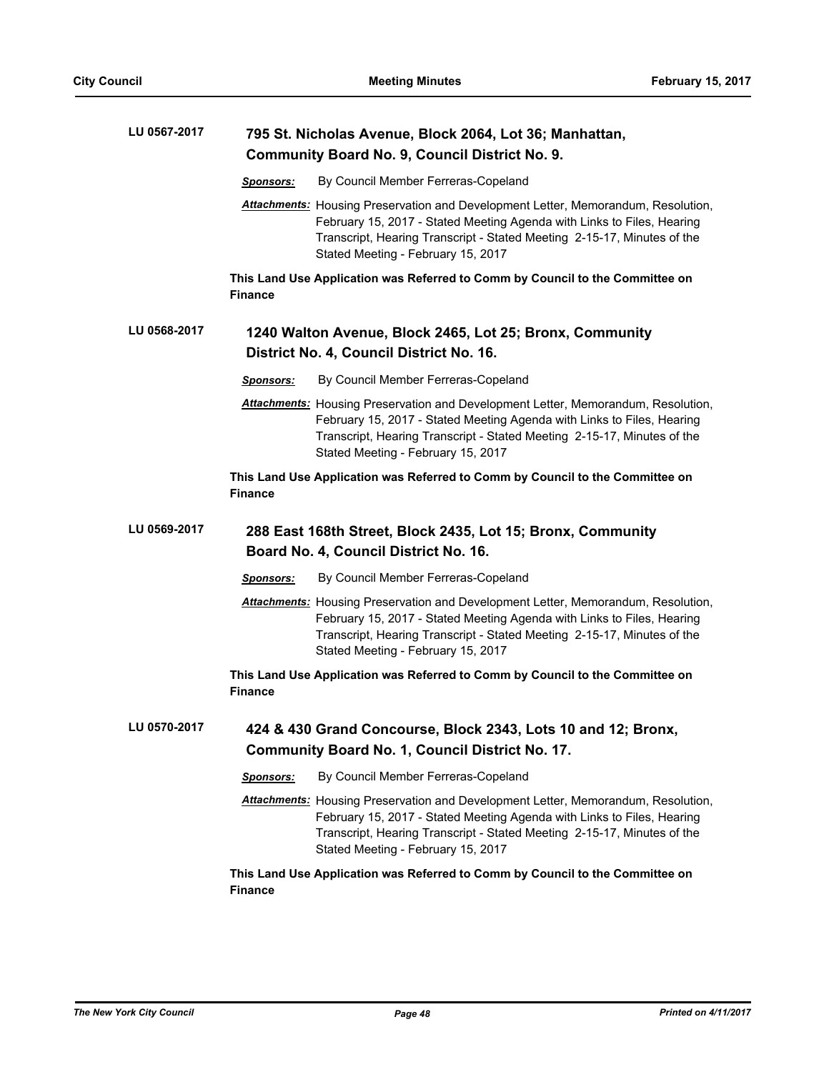**LU 0567-2017** **795 St. Nicholas Avenue, Block 2064, Lot 36; Manhattan, Community Board No. 9, Council District No. 9.**

***Sponsors:*** By Council Member Ferreras-Copeland

***Attachments:*** Housing Preservation and Development Letter, Memorandum, Resolution, February 15, 2017 - Stated Meeting Agenda with Links to Files, Hearing Transcript, Hearing Transcript - Stated Meeting 2-15-17, Minutes of the Stated Meeting - February 15, 2017

**This Land Use Application was Referred to Comm by Council to the Committee on Finance**

**LU 0568-2017** **1240 Walton Avenue, Block 2465, Lot 25; Bronx, Community District No. 4, Council District No. 16.**

***Sponsors:*** By Council Member Ferreras-Copeland

***Attachments:*** Housing Preservation and Development Letter, Memorandum, Resolution, February 15, 2017 - Stated Meeting Agenda with Links to Files, Hearing Transcript, Hearing Transcript - Stated Meeting 2-15-17, Minutes of the Stated Meeting - February 15, 2017

**This Land Use Application was Referred to Comm by Council to the Committee on Finance**

**LU 0569-2017** **288 East 168th Street, Block 2435, Lot 15; Bronx, Community Board No. 4, Council District No. 16.**

***Sponsors:*** By Council Member Ferreras-Copeland

***Attachments:*** Housing Preservation and Development Letter, Memorandum, Resolution, February 15, 2017 - Stated Meeting Agenda with Links to Files, Hearing Transcript, Hearing Transcript - Stated Meeting 2-15-17, Minutes of the Stated Meeting - February 15, 2017

**This Land Use Application was Referred to Comm by Council to the Committee on Finance**

**LU 0570-2017** **424 & 430 Grand Concourse, Block 2343, Lots 10 and 12; Bronx, Community Board No. 1, Council District No. 17.**

***Sponsors:*** By Council Member Ferreras-Copeland

***Attachments:*** Housing Preservation and Development Letter, Memorandum, Resolution, February 15, 2017 - Stated Meeting Agenda with Links to Files, Hearing Transcript, Hearing Transcript - Stated Meeting 2-15-17, Minutes of the Stated Meeting - February 15, 2017

**This Land Use Application was Referred to Comm by Council to the Committee on Finance**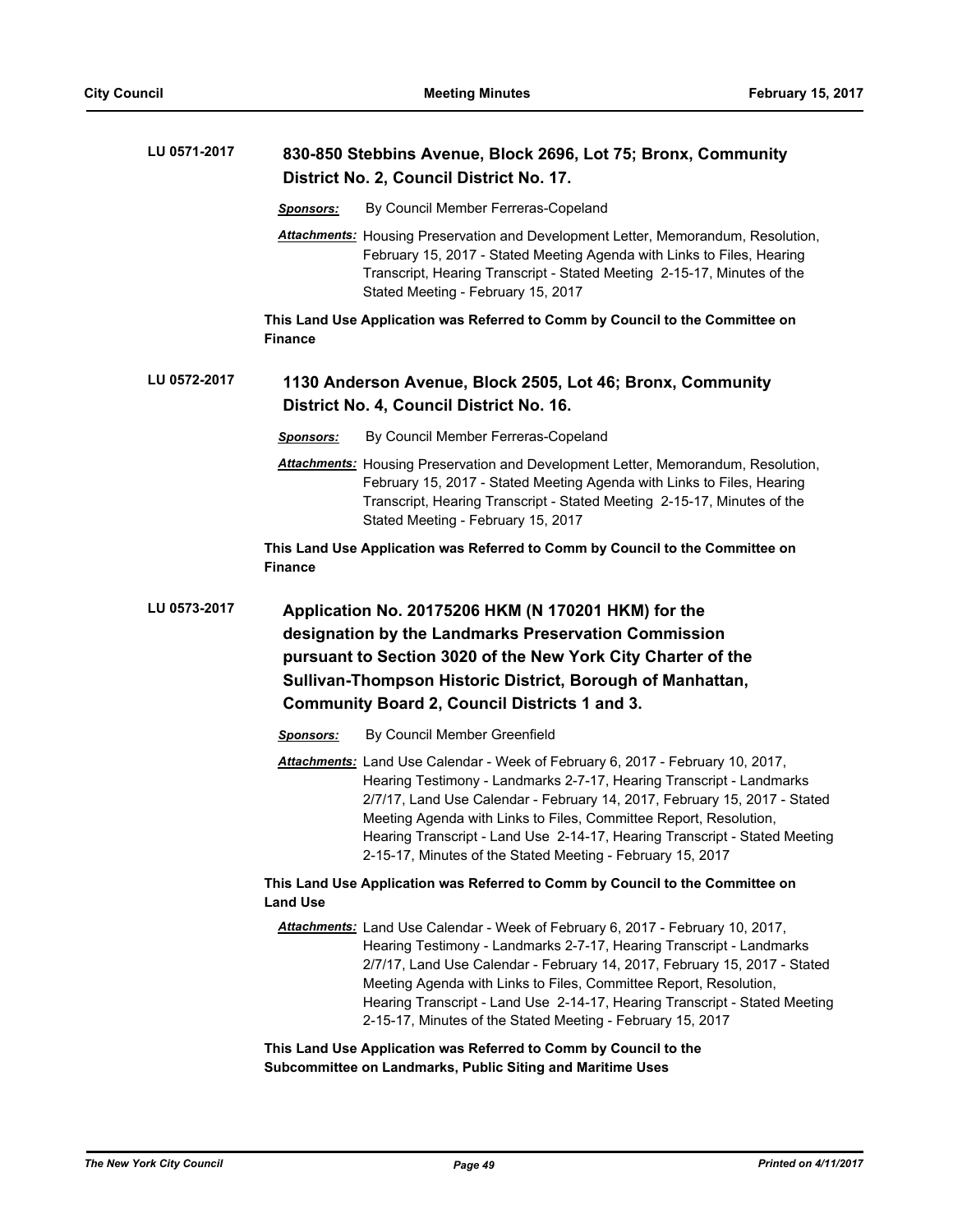**LU 0571-2017** **830-850 Stebbins Avenue, Block 2696, Lot 75; Bronx, Community District No. 2, Council District No. 17.**

***Sponsors:*** By Council Member Ferreras-Copeland

***Attachments:*** Housing Preservation and Development Letter, Memorandum, Resolution, February 15, 2017 - Stated Meeting Agenda with Links to Files, Hearing Transcript, Hearing Transcript - Stated Meeting 2-15-17, Minutes of the Stated Meeting - February 15, 2017

**This Land Use Application was Referred to Comm by Council to the Committee on Finance**

**LU 0572-2017** **1130 Anderson Avenue, Block 2505, Lot 46; Bronx, Community District No. 4, Council District No. 16.**

***Sponsors:*** By Council Member Ferreras-Copeland

***Attachments:*** Housing Preservation and Development Letter, Memorandum, Resolution, February 15, 2017 - Stated Meeting Agenda with Links to Files, Hearing Transcript, Hearing Transcript - Stated Meeting 2-15-17, Minutes of the Stated Meeting - February 15, 2017

**This Land Use Application was Referred to Comm by Council to the Committee on Finance**

**LU 0573-2017** **Application No. 20175206 HKM (N 170201 HKM) for the designation by the Landmarks Preservation Commission pursuant to Section 3020 of the New York City Charter of the Sullivan-Thompson Historic District, Borough of Manhattan, Community Board 2, Council Districts 1 and 3.**

***Sponsors:*** By Council Member Greenfield

***Attachments:*** Land Use Calendar - Week of February 6, 2017 - February 10, 2017, Hearing Testimony - Landmarks 2-7-17, Hearing Transcript - Landmarks 2/7/17, Land Use Calendar - February 14, 2017, February 15, 2017 - Stated Meeting Agenda with Links to Files, Committee Report, Resolution, Hearing Transcript - Land Use 2-14-17, Hearing Transcript - Stated Meeting 2-15-17, Minutes of the Stated Meeting - February 15, 2017

**This Land Use Application was Referred to Comm by Council to the Committee on Land Use**

***Attachments:*** Land Use Calendar - Week of February 6, 2017 - February 10, 2017, Hearing Testimony - Landmarks 2-7-17, Hearing Transcript - Landmarks 2/7/17, Land Use Calendar - February 14, 2017, February 15, 2017 - Stated Meeting Agenda with Links to Files, Committee Report, Resolution, Hearing Transcript - Land Use 2-14-17, Hearing Transcript - Stated Meeting 2-15-17, Minutes of the Stated Meeting - February 15, 2017

**This Land Use Application was Referred to Comm by Council to the Subcommittee on Landmarks, Public Siting and Maritime Uses**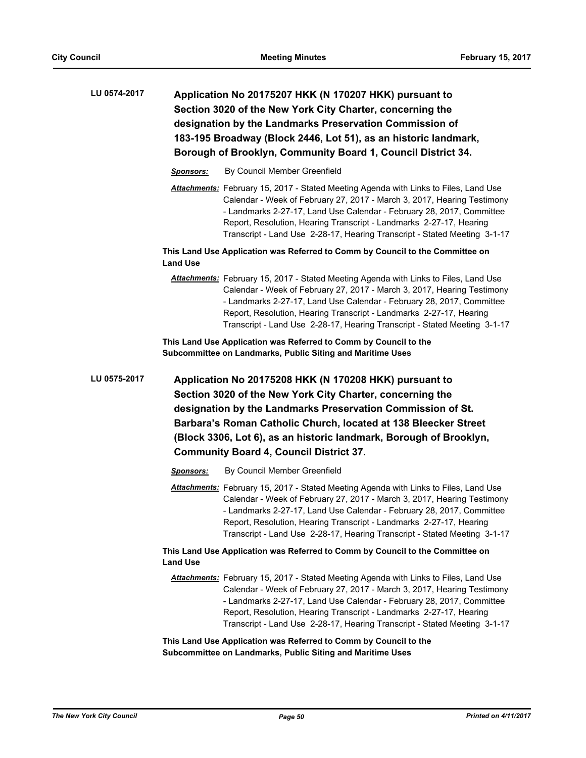**LU 0574-2017** **Application No 20175207 HKK (N 170207 HKK) pursuant to Section 3020 of the New York City Charter, concerning the designation by the Landmarks Preservation Commission of 183-195 Broadway (Block 2446, Lot 51), as an historic landmark, Borough of Brooklyn, Community Board 1, Council District 34.**

***Sponsors:*** By Council Member Greenfield

***Attachments:*** February 15, 2017 - Stated Meeting Agenda with Links to Files, Land Use Calendar - Week of February 27, 2017 - March 3, 2017, Hearing Testimony - Landmarks 2-27-17, Land Use Calendar - February 28, 2017, Committee Report, Resolution, Hearing Transcript - Landmarks 2-27-17, Hearing Transcript - Land Use 2-28-17, Hearing Transcript - Stated Meeting 3-1-17

**This Land Use Application was Referred to Comm by Council to the Committee on Land Use**

***Attachments:*** February 15, 2017 - Stated Meeting Agenda with Links to Files, Land Use Calendar - Week of February 27, 2017 - March 3, 2017, Hearing Testimony - Landmarks 2-27-17, Land Use Calendar - February 28, 2017, Committee Report, Resolution, Hearing Transcript - Landmarks 2-27-17, Hearing Transcript - Land Use 2-28-17, Hearing Transcript - Stated Meeting 3-1-17

**This Land Use Application was Referred to Comm by Council to the Subcommittee on Landmarks, Public Siting and Maritime Uses**

**LU 0575-2017** **Application No 20175208 HKK (N 170208 HKK) pursuant to Section 3020 of the New York City Charter, concerning the designation by the Landmarks Preservation Commission of St. Barbara's Roman Catholic Church, located at 138 Bleecker Street (Block 3306, Lot 6), as an historic landmark, Borough of Brooklyn, Community Board 4, Council District 37.**

***Sponsors:*** By Council Member Greenfield

***Attachments:*** February 15, 2017 - Stated Meeting Agenda with Links to Files, Land Use Calendar - Week of February 27, 2017 - March 3, 2017, Hearing Testimony - Landmarks 2-27-17, Land Use Calendar - February 28, 2017, Committee Report, Resolution, Hearing Transcript - Landmarks 2-27-17, Hearing Transcript - Land Use 2-28-17, Hearing Transcript - Stated Meeting 3-1-17

**This Land Use Application was Referred to Comm by Council to the Committee on Land Use**

***Attachments:*** February 15, 2017 - Stated Meeting Agenda with Links to Files, Land Use Calendar - Week of February 27, 2017 - March 3, 2017, Hearing Testimony - Landmarks 2-27-17, Land Use Calendar - February 28, 2017, Committee Report, Resolution, Hearing Transcript - Landmarks 2-27-17, Hearing Transcript - Land Use 2-28-17, Hearing Transcript - Stated Meeting 3-1-17

**This Land Use Application was Referred to Comm by Council to the Subcommittee on Landmarks, Public Siting and Maritime Uses**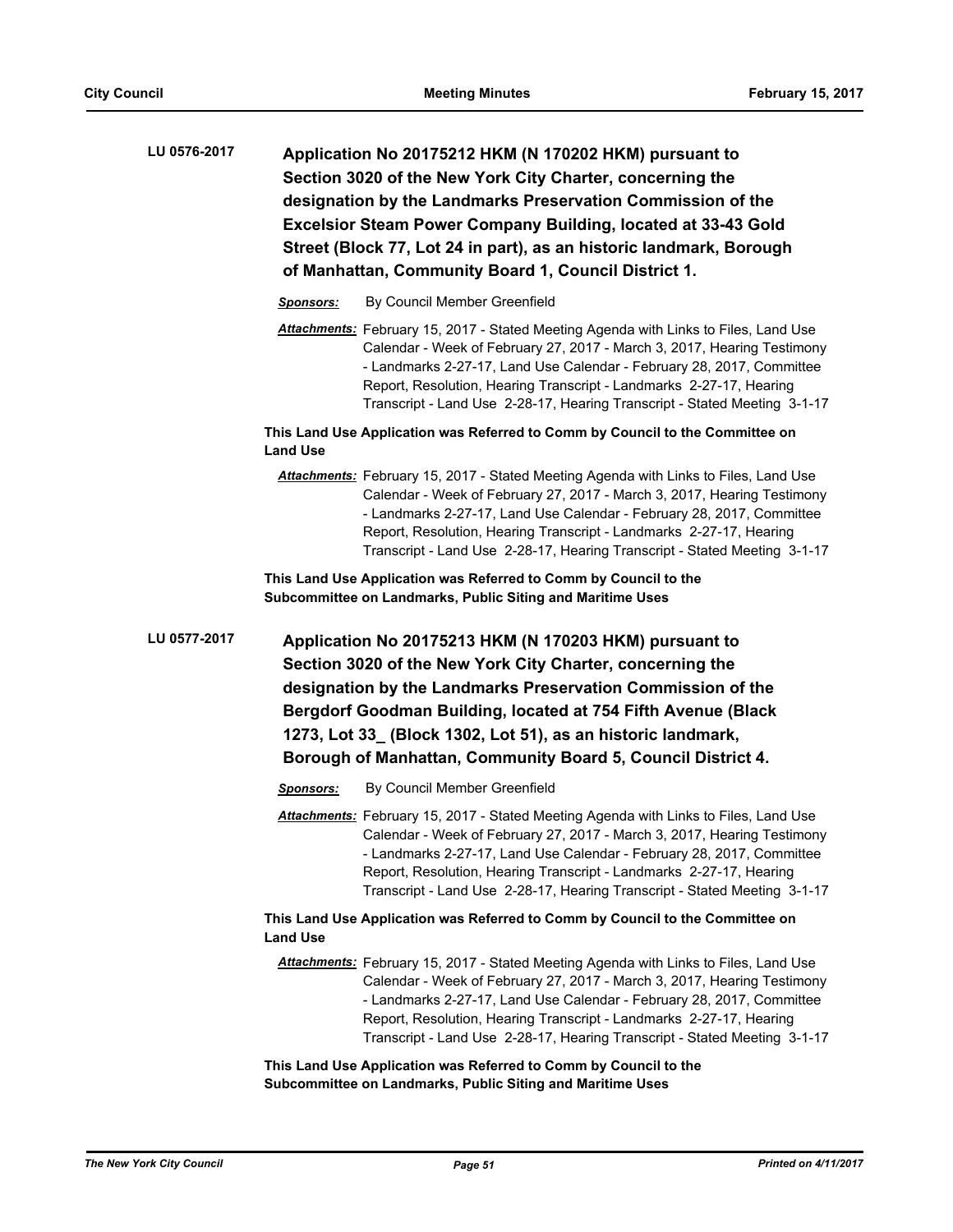**LU 0576-2017**

**Application No 20175212 HKM (N 170202 HKM) pursuant to Section 3020 of the New York City Charter, concerning the designation by the Landmarks Preservation Commission of the Excelsior Steam Power Company Building, located at 33-43 Gold Street (Block 77, Lot 24 in part), as an historic landmark, Borough of Manhattan, Community Board 1, Council District 1.**

***Sponsors:*** By Council Member Greenfield

***Attachments:*** February 15, 2017 - Stated Meeting Agenda with Links to Files, Land Use Calendar - Week of February 27, 2017 - March 3, 2017, Hearing Testimony - Landmarks 2-27-17, Land Use Calendar - February 28, 2017, Committee Report, Resolution, Hearing Transcript - Landmarks 2-27-17, Hearing Transcript - Land Use 2-28-17, Hearing Transcript - Stated Meeting 3-1-17

**This Land Use Application was Referred to Comm by Council to the Committee on Land Use**

***Attachments:*** February 15, 2017 - Stated Meeting Agenda with Links to Files, Land Use Calendar - Week of February 27, 2017 - March 3, 2017, Hearing Testimony - Landmarks 2-27-17, Land Use Calendar - February 28, 2017, Committee Report, Resolution, Hearing Transcript - Landmarks 2-27-17, Hearing Transcript - Land Use 2-28-17, Hearing Transcript - Stated Meeting 3-1-17

**This Land Use Application was Referred to Comm by Council to the Subcommittee on Landmarks, Public Siting and Maritime Uses**

**LU 0577-2017**

**Application No 20175213 HKM (N 170203 HKM) pursuant to Section 3020 of the New York City Charter, concerning the designation by the Landmarks Preservation Commission of the Bergdorf Goodman Building, located at 754 Fifth Avenue (Black 1273, Lot 33_ (Block 1302, Lot 51), as an historic landmark, Borough of Manhattan, Community Board 5, Council District 4.**

***Sponsors:*** By Council Member Greenfield

***Attachments:*** February 15, 2017 - Stated Meeting Agenda with Links to Files, Land Use Calendar - Week of February 27, 2017 - March 3, 2017, Hearing Testimony - Landmarks 2-27-17, Land Use Calendar - February 28, 2017, Committee Report, Resolution, Hearing Transcript - Landmarks 2-27-17, Hearing Transcript - Land Use 2-28-17, Hearing Transcript - Stated Meeting 3-1-17

**This Land Use Application was Referred to Comm by Council to the Committee on Land Use**

***Attachments:*** February 15, 2017 - Stated Meeting Agenda with Links to Files, Land Use Calendar - Week of February 27, 2017 - March 3, 2017, Hearing Testimony - Landmarks 2-27-17, Land Use Calendar - February 28, 2017, Committee Report, Resolution, Hearing Transcript - Landmarks 2-27-17, Hearing Transcript - Land Use 2-28-17, Hearing Transcript - Stated Meeting 3-1-17

**This Land Use Application was Referred to Comm by Council to the Subcommittee on Landmarks, Public Siting and Maritime Uses**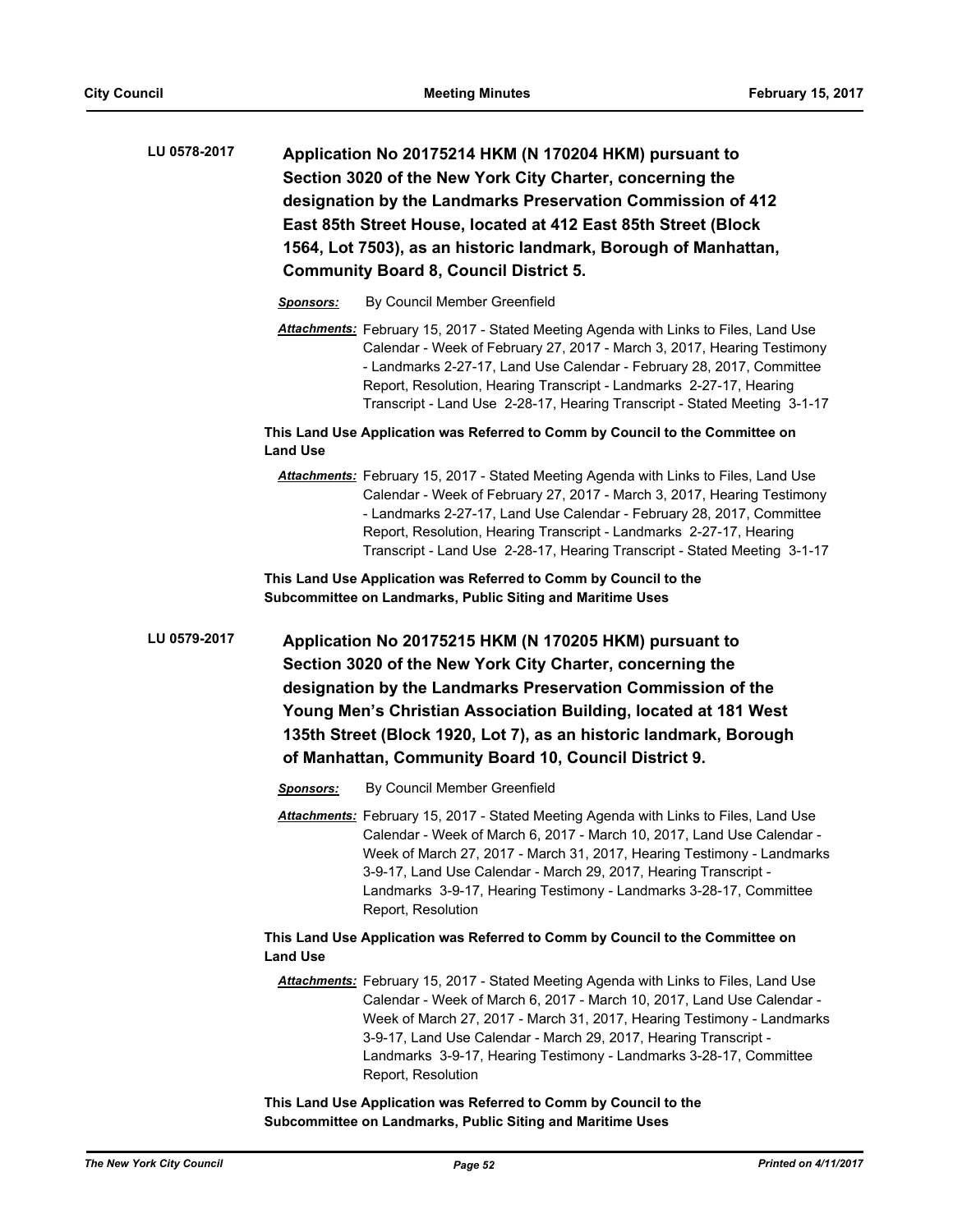**LU 0578-2017**

**Application No 20175214 HKM (N 170204 HKM) pursuant to Section 3020 of the New York City Charter, concerning the designation by the Landmarks Preservation Commission of 412 East 85th Street House, located at 412 East 85th Street (Block 1564, Lot 7503), as an historic landmark, Borough of Manhattan, Community Board 8, Council District 5.**

***Sponsors:*** By Council Member Greenfield

***Attachments:*** February 15, 2017 - Stated Meeting Agenda with Links to Files, Land Use Calendar - Week of February 27, 2017 - March 3, 2017, Hearing Testimony - Landmarks 2-27-17, Land Use Calendar - February 28, 2017, Committee Report, Resolution, Hearing Transcript - Landmarks 2-27-17, Hearing Transcript - Land Use 2-28-17, Hearing Transcript - Stated Meeting 3-1-17

**This Land Use Application was Referred to Comm by Council to the Committee on Land Use**

***Attachments:*** February 15, 2017 - Stated Meeting Agenda with Links to Files, Land Use Calendar - Week of February 27, 2017 - March 3, 2017, Hearing Testimony - Landmarks 2-27-17, Land Use Calendar - February 28, 2017, Committee Report, Resolution, Hearing Transcript - Landmarks 2-27-17, Hearing Transcript - Land Use 2-28-17, Hearing Transcript - Stated Meeting 3-1-17

**This Land Use Application was Referred to Comm by Council to the Subcommittee on Landmarks, Public Siting and Maritime Uses**

**LU 0579-2017**

**Application No 20175215 HKM (N 170205 HKM) pursuant to Section 3020 of the New York City Charter, concerning the designation by the Landmarks Preservation Commission of the Young Men's Christian Association Building, located at 181 West 135th Street (Block 1920, Lot 7), as an historic landmark, Borough of Manhattan, Community Board 10, Council District 9.**

***Sponsors:*** By Council Member Greenfield

***Attachments:*** February 15, 2017 - Stated Meeting Agenda with Links to Files, Land Use Calendar - Week of March 6, 2017 - March 10, 2017, Land Use Calendar - Week of March 27, 2017 - March 31, 2017, Hearing Testimony - Landmarks 3-9-17, Land Use Calendar - March 29, 2017, Hearing Transcript - Landmarks 3-9-17, Hearing Testimony - Landmarks 3-28-17, Committee Report, Resolution

**This Land Use Application was Referred to Comm by Council to the Committee on Land Use**

***Attachments:*** February 15, 2017 - Stated Meeting Agenda with Links to Files, Land Use Calendar - Week of March 6, 2017 - March 10, 2017, Land Use Calendar - Week of March 27, 2017 - March 31, 2017, Hearing Testimony - Landmarks 3-9-17, Land Use Calendar - March 29, 2017, Hearing Transcript - Landmarks 3-9-17, Hearing Testimony - Landmarks 3-28-17, Committee Report, Resolution

**This Land Use Application was Referred to Comm by Council to the Subcommittee on Landmarks, Public Siting and Maritime Uses**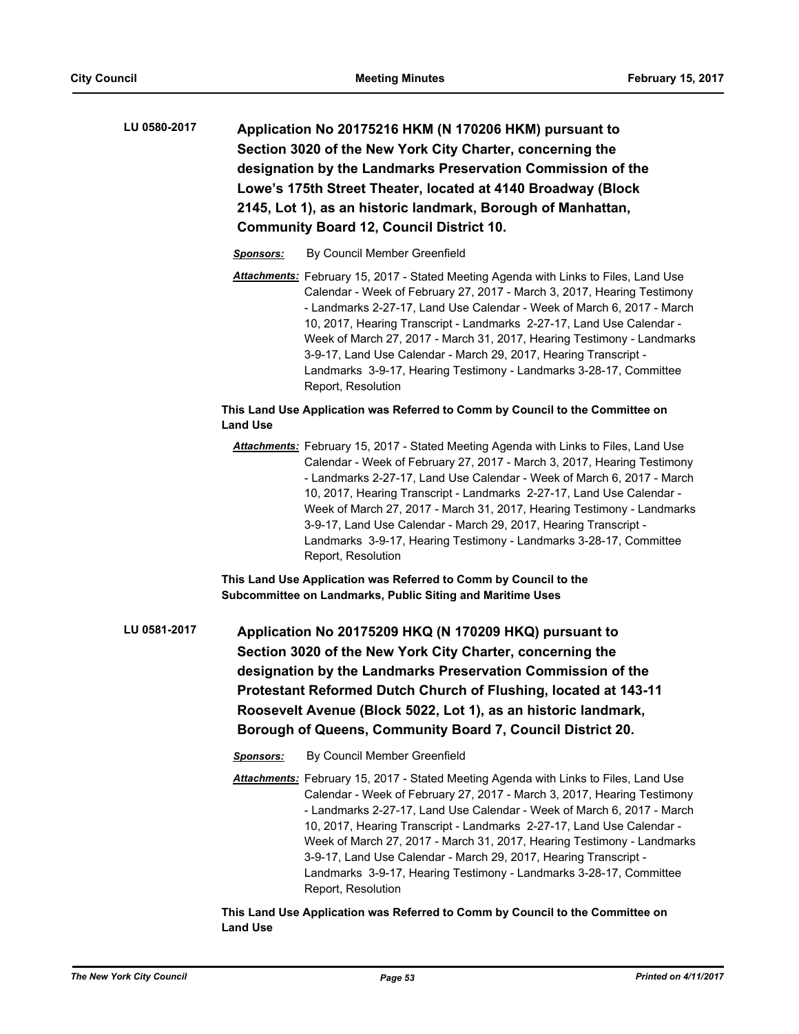**LU 0580-2017** **Application No 20175216 HKM (N 170206 HKM) pursuant to Section 3020 of the New York City Charter, concerning the designation by the Landmarks Preservation Commission of the Lowe's 175th Street Theater, located at 4140 Broadway (Block 2145, Lot 1), as an historic landmark, Borough of Manhattan, Community Board 12, Council District 10.**

***Sponsors:*** By Council Member Greenfield

***Attachments:*** February 15, 2017 - Stated Meeting Agenda with Links to Files, Land Use Calendar - Week of February 27, 2017 - March 3, 2017, Hearing Testimony - Landmarks 2-27-17, Land Use Calendar - Week of March 6, 2017 - March 10, 2017, Hearing Transcript - Landmarks 2-27-17, Land Use Calendar - Week of March 27, 2017 - March 31, 2017, Hearing Testimony - Landmarks 3-9-17, Land Use Calendar - March 29, 2017, Hearing Transcript - Landmarks 3-9-17, Hearing Testimony - Landmarks 3-28-17, Committee Report, Resolution

**This Land Use Application was Referred to Comm by Council to the Committee on Land Use**

***Attachments:*** February 15, 2017 - Stated Meeting Agenda with Links to Files, Land Use Calendar - Week of February 27, 2017 - March 3, 2017, Hearing Testimony - Landmarks 2-27-17, Land Use Calendar - Week of March 6, 2017 - March 10, 2017, Hearing Transcript - Landmarks 2-27-17, Land Use Calendar - Week of March 27, 2017 - March 31, 2017, Hearing Testimony - Landmarks 3-9-17, Land Use Calendar - March 29, 2017, Hearing Transcript - Landmarks 3-9-17, Hearing Testimony - Landmarks 3-28-17, Committee Report, Resolution

**This Land Use Application was Referred to Comm by Council to the Subcommittee on Landmarks, Public Siting and Maritime Uses**

**LU 0581-2017** **Application No 20175209 HKQ (N 170209 HKQ) pursuant to Section 3020 of the New York City Charter, concerning the designation by the Landmarks Preservation Commission of the Protestant Reformed Dutch Church of Flushing, located at 143-11 Roosevelt Avenue (Block 5022, Lot 1), as an historic landmark, Borough of Queens, Community Board 7, Council District 20.**

***Sponsors:*** By Council Member Greenfield

***Attachments:*** February 15, 2017 - Stated Meeting Agenda with Links to Files, Land Use Calendar - Week of February 27, 2017 - March 3, 2017, Hearing Testimony - Landmarks 2-27-17, Land Use Calendar - Week of March 6, 2017 - March 10, 2017, Hearing Transcript - Landmarks 2-27-17, Land Use Calendar - Week of March 27, 2017 - March 31, 2017, Hearing Testimony - Landmarks 3-9-17, Land Use Calendar - March 29, 2017, Hearing Transcript - Landmarks 3-9-17, Hearing Testimony - Landmarks 3-28-17, Committee Report, Resolution

**This Land Use Application was Referred to Comm by Council to the Committee on Land Use**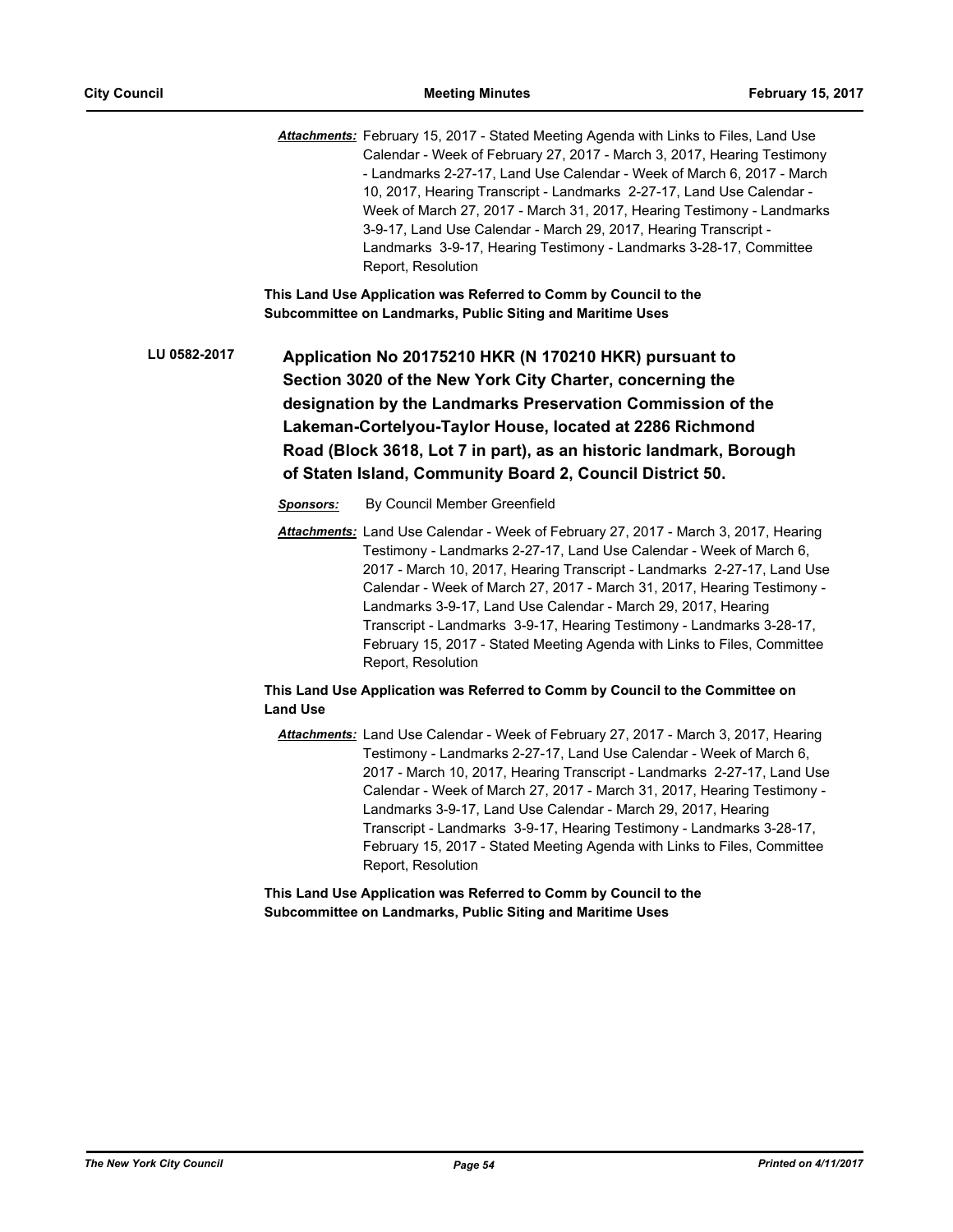***Attachments:*** February 15, 2017 - Stated Meeting Agenda with Links to Files, Land Use Calendar - Week of February 27, 2017 - March 3, 2017, Hearing Testimony - Landmarks 2-27-17, Land Use Calendar - Week of March 6, 2017 - March 10, 2017, Hearing Transcript - Landmarks 2-27-17, Land Use Calendar - Week of March 27, 2017 - March 31, 2017, Hearing Testimony - Landmarks 3-9-17, Land Use Calendar - March 29, 2017, Hearing Transcript - Landmarks 3-9-17, Hearing Testimony - Landmarks 3-28-17, Committee Report, Resolution

**This Land Use Application was Referred to Comm by Council to the Subcommittee on Landmarks, Public Siting and Maritime Uses**

**LU 0582-2017** **Application No 20175210 HKR (N 170210 HKR) pursuant to Section 3020 of the New York City Charter, concerning the designation by the Landmarks Preservation Commission of the Lakeman-Cortelyou-Taylor House, located at 2286 Richmond Road (Block 3618, Lot 7 in part), as an historic landmark, Borough of Staten Island, Community Board 2, Council District 50.**

***Sponsors:*** By Council Member Greenfield

***Attachments:*** Land Use Calendar - Week of February 27, 2017 - March 3, 2017, Hearing Testimony - Landmarks 2-27-17, Land Use Calendar - Week of March 6, 2017 - March 10, 2017, Hearing Transcript - Landmarks 2-27-17, Land Use Calendar - Week of March 27, 2017 - March 31, 2017, Hearing Testimony - Landmarks 3-9-17, Land Use Calendar - March 29, 2017, Hearing Transcript - Landmarks 3-9-17, Hearing Testimony - Landmarks 3-28-17, February 15, 2017 - Stated Meeting Agenda with Links to Files, Committee Report, Resolution

**This Land Use Application was Referred to Comm by Council to the Committee on Land Use**

***Attachments:*** Land Use Calendar - Week of February 27, 2017 - March 3, 2017, Hearing Testimony - Landmarks 2-27-17, Land Use Calendar - Week of March 6, 2017 - March 10, 2017, Hearing Transcript - Landmarks 2-27-17, Land Use Calendar - Week of March 27, 2017 - March 31, 2017, Hearing Testimony - Landmarks 3-9-17, Land Use Calendar - March 29, 2017, Hearing Transcript - Landmarks 3-9-17, Hearing Testimony - Landmarks 3-28-17, February 15, 2017 - Stated Meeting Agenda with Links to Files, Committee Report, Resolution

**This Land Use Application was Referred to Comm by Council to the Subcommittee on Landmarks, Public Siting and Maritime Uses**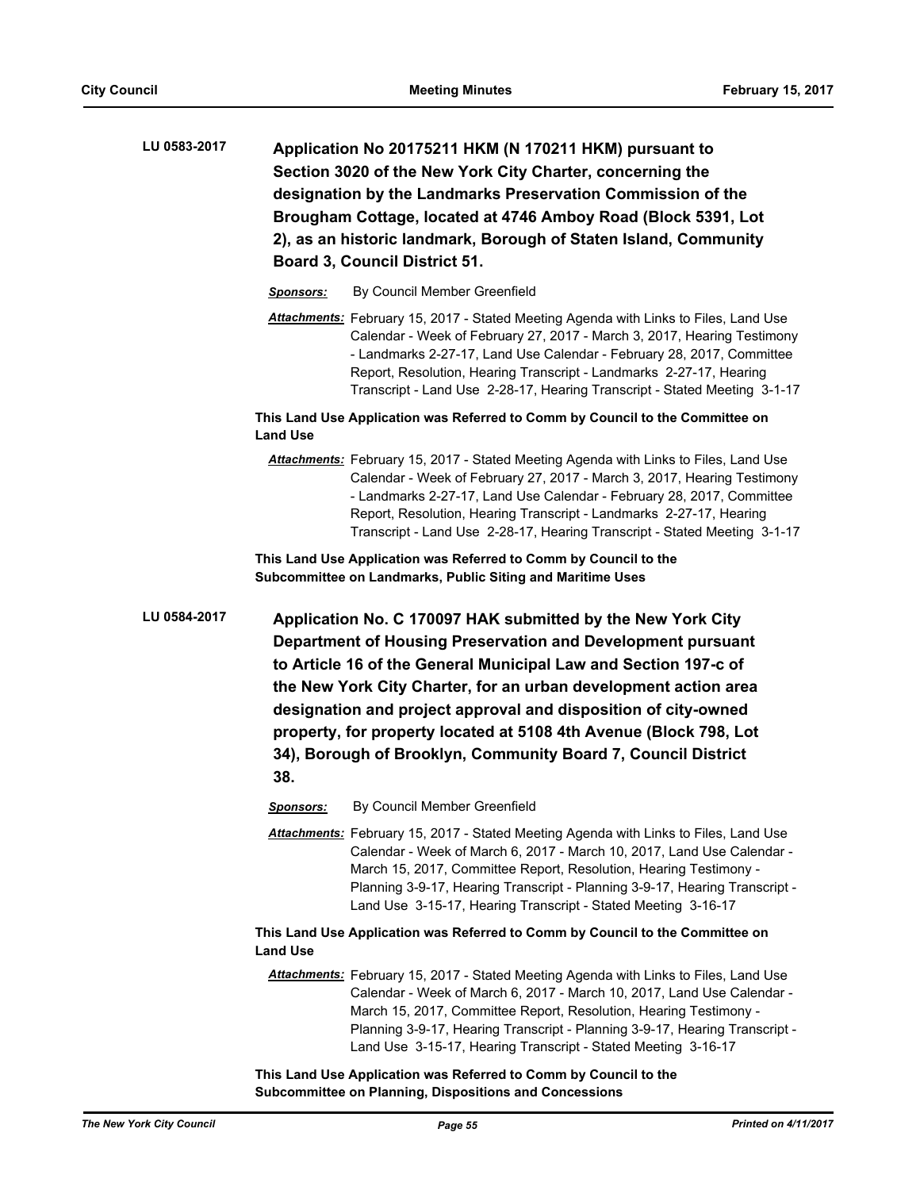**LU 0583-2017** **Application No 20175211 HKM (N 170211 HKM) pursuant to Section 3020 of the New York City Charter, concerning the designation by the Landmarks Preservation Commission of the Brougham Cottage, located at 4746 Amboy Road (Block 5391, Lot 2), as an historic landmark, Borough of Staten Island, Community Board 3, Council District 51.**

***Sponsors:*** By Council Member Greenfield

***Attachments:*** February 15, 2017 - Stated Meeting Agenda with Links to Files, Land Use Calendar - Week of February 27, 2017 - March 3, 2017, Hearing Testimony - Landmarks 2-27-17, Land Use Calendar - February 28, 2017, Committee Report, Resolution, Hearing Transcript - Landmarks 2-27-17, Hearing Transcript - Land Use 2-28-17, Hearing Transcript - Stated Meeting 3-1-17

**This Land Use Application was Referred to Comm by Council to the Committee on Land Use**

***Attachments:*** February 15, 2017 - Stated Meeting Agenda with Links to Files, Land Use Calendar - Week of February 27, 2017 - March 3, 2017, Hearing Testimony - Landmarks 2-27-17, Land Use Calendar - February 28, 2017, Committee Report, Resolution, Hearing Transcript - Landmarks 2-27-17, Hearing Transcript - Land Use 2-28-17, Hearing Transcript - Stated Meeting 3-1-17

**This Land Use Application was Referred to Comm by Council to the Subcommittee on Landmarks, Public Siting and Maritime Uses**

**LU 0584-2017** **Application No. C 170097 HAK submitted by the New York City Department of Housing Preservation and Development pursuant to Article 16 of the General Municipal Law and Section 197-c of the New York City Charter, for an urban development action area designation and project approval and disposition of city-owned property, for property located at 5108 4th Avenue (Block 798, Lot 34), Borough of Brooklyn, Community Board 7, Council District 38.**

***Sponsors:*** By Council Member Greenfield

***Attachments:*** February 15, 2017 - Stated Meeting Agenda with Links to Files, Land Use Calendar - Week of March 6, 2017 - March 10, 2017, Land Use Calendar - March 15, 2017, Committee Report, Resolution, Hearing Testimony - Planning 3-9-17, Hearing Transcript - Planning 3-9-17, Hearing Transcript - Land Use 3-15-17, Hearing Transcript - Stated Meeting 3-16-17

**This Land Use Application was Referred to Comm by Council to the Committee on Land Use**

***Attachments:*** February 15, 2017 - Stated Meeting Agenda with Links to Files, Land Use Calendar - Week of March 6, 2017 - March 10, 2017, Land Use Calendar - March 15, 2017, Committee Report, Resolution, Hearing Testimony - Planning 3-9-17, Hearing Transcript - Planning 3-9-17, Hearing Transcript - Land Use 3-15-17, Hearing Transcript - Stated Meeting 3-16-17

**This Land Use Application was Referred to Comm by Council to the Subcommittee on Planning, Dispositions and Concessions**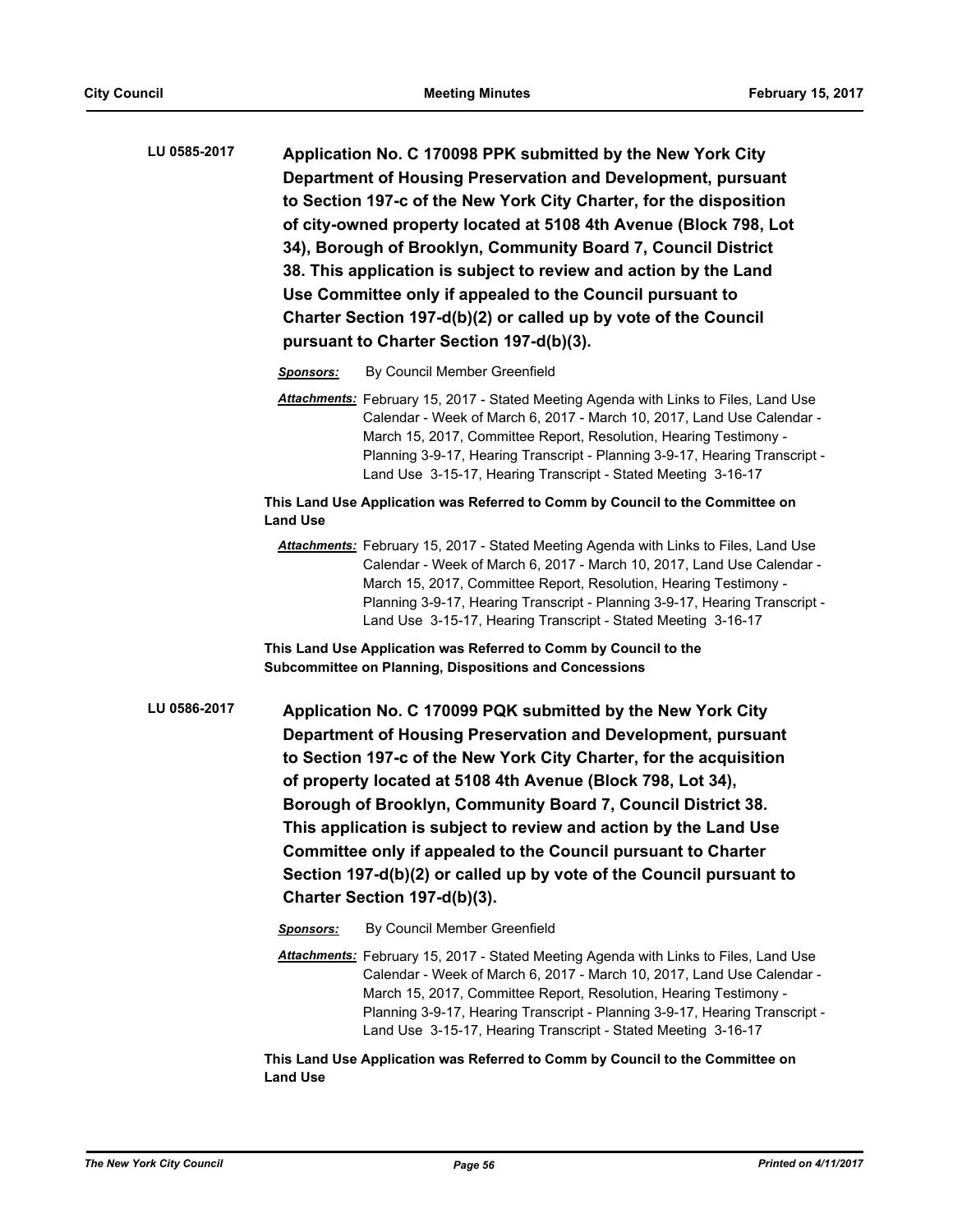**LU 0585-2017** **Application No. C 170098 PPK submitted by the New York City Department of Housing Preservation and Development, pursuant to Section 197-c of the New York City Charter, for the disposition of city-owned property located at 5108 4th Avenue (Block 798, Lot 34), Borough of Brooklyn, Community Board 7, Council District 38. This application is subject to review and action by the Land Use Committee only if appealed to the Council pursuant to Charter Section 197-d(b)(2) or called up by vote of the Council pursuant to Charter Section 197-d(b)(3).**

***Sponsors:*** By Council Member Greenfield

***Attachments:*** February 15, 2017 - Stated Meeting Agenda with Links to Files, Land Use Calendar - Week of March 6, 2017 - March 10, 2017, Land Use Calendar - March 15, 2017, Committee Report, Resolution, Hearing Testimony - Planning 3-9-17, Hearing Transcript - Planning 3-9-17, Hearing Transcript - Land Use 3-15-17, Hearing Transcript - Stated Meeting 3-16-17

**This Land Use Application was Referred to Comm by Council to the Committee on Land Use**

***Attachments:*** February 15, 2017 - Stated Meeting Agenda with Links to Files, Land Use Calendar - Week of March 6, 2017 - March 10, 2017, Land Use Calendar - March 15, 2017, Committee Report, Resolution, Hearing Testimony - Planning 3-9-17, Hearing Transcript - Planning 3-9-17, Hearing Transcript - Land Use 3-15-17, Hearing Transcript - Stated Meeting 3-16-17

**This Land Use Application was Referred to Comm by Council to the Subcommittee on Planning, Dispositions and Concessions**

**LU 0586-2017** **Application No. C 170099 PQK submitted by the New York City Department of Housing Preservation and Development, pursuant to Section 197-c of the New York City Charter, for the acquisition of property located at 5108 4th Avenue (Block 798, Lot 34), Borough of Brooklyn, Community Board 7, Council District 38. This application is subject to review and action by the Land Use Committee only if appealed to the Council pursuant to Charter Section 197-d(b)(2) or called up by vote of the Council pursuant to Charter Section 197-d(b)(3).**

***Sponsors:*** By Council Member Greenfield

***Attachments:*** February 15, 2017 - Stated Meeting Agenda with Links to Files, Land Use Calendar - Week of March 6, 2017 - March 10, 2017, Land Use Calendar - March 15, 2017, Committee Report, Resolution, Hearing Testimony - Planning 3-9-17, Hearing Transcript - Planning 3-9-17, Hearing Transcript - Land Use 3-15-17, Hearing Transcript - Stated Meeting 3-16-17

**This Land Use Application was Referred to Comm by Council to the Committee on Land Use**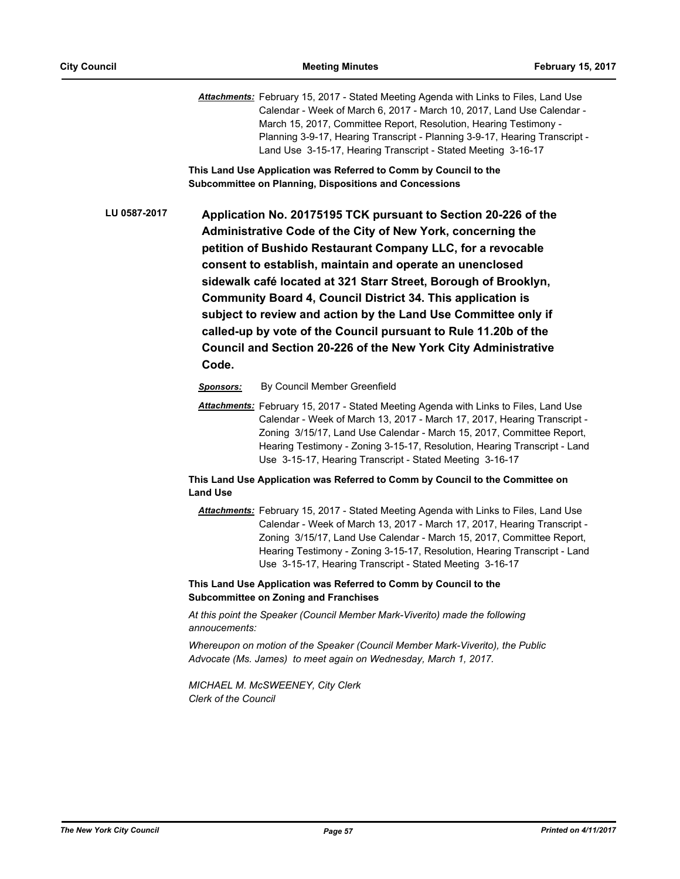***Attachments:*** February 15, 2017 - Stated Meeting Agenda with Links to Files, Land Use Calendar - Week of March 6, 2017 - March 10, 2017, Land Use Calendar - March 15, 2017, Committee Report, Resolution, Hearing Testimony - Planning 3-9-17, Hearing Transcript - Planning 3-9-17, Hearing Transcript - Land Use 3-15-17, Hearing Transcript - Stated Meeting 3-16-17

**This Land Use Application was Referred to Comm by Council to the Subcommittee on Planning, Dispositions and Concessions**

**LU 0587-2017** **Application No. 20175195 TCK pursuant to Section 20-226 of the Administrative Code of the City of New York, concerning the petition of Bushido Restaurant Company LLC, for a revocable consent to establish, maintain and operate an unenclosed sidewalk café located at 321 Starr Street, Borough of Brooklyn, Community Board 4, Council District 34. This application is subject to review and action by the Land Use Committee only if called-up by vote of the Council pursuant to Rule 11.20b of the Council and Section 20-226 of the New York City Administrative Code.**

***Sponsors:*** By Council Member Greenfield

***Attachments:*** February 15, 2017 - Stated Meeting Agenda with Links to Files, Land Use Calendar - Week of March 13, 2017 - March 17, 2017, Hearing Transcript - Zoning 3/15/17, Land Use Calendar - March 15, 2017, Committee Report, Hearing Testimony - Zoning 3-15-17, Resolution, Hearing Transcript - Land Use 3-15-17, Hearing Transcript - Stated Meeting 3-16-17

**This Land Use Application was Referred to Comm by Council to the Committee on Land Use**

***Attachments:*** February 15, 2017 - Stated Meeting Agenda with Links to Files, Land Use Calendar - Week of March 13, 2017 - March 17, 2017, Hearing Transcript - Zoning 3/15/17, Land Use Calendar - March 15, 2017, Committee Report, Hearing Testimony - Zoning 3-15-17, Resolution, Hearing Transcript - Land Use 3-15-17, Hearing Transcript - Stated Meeting 3-16-17

**This Land Use Application was Referred to Comm by Council to the Subcommittee on Zoning and Franchises**

*At this point the Speaker (Council Member Mark-Viverito) made the following annoucements:*

*Whereupon on motion of the Speaker (Council Member Mark-Viverito), the Public Advocate (Ms. James) to meet again on Wednesday, March 1, 2017.*

*MICHAEL M. McSWEENEY, City Clerk*
*Clerk of the Council*